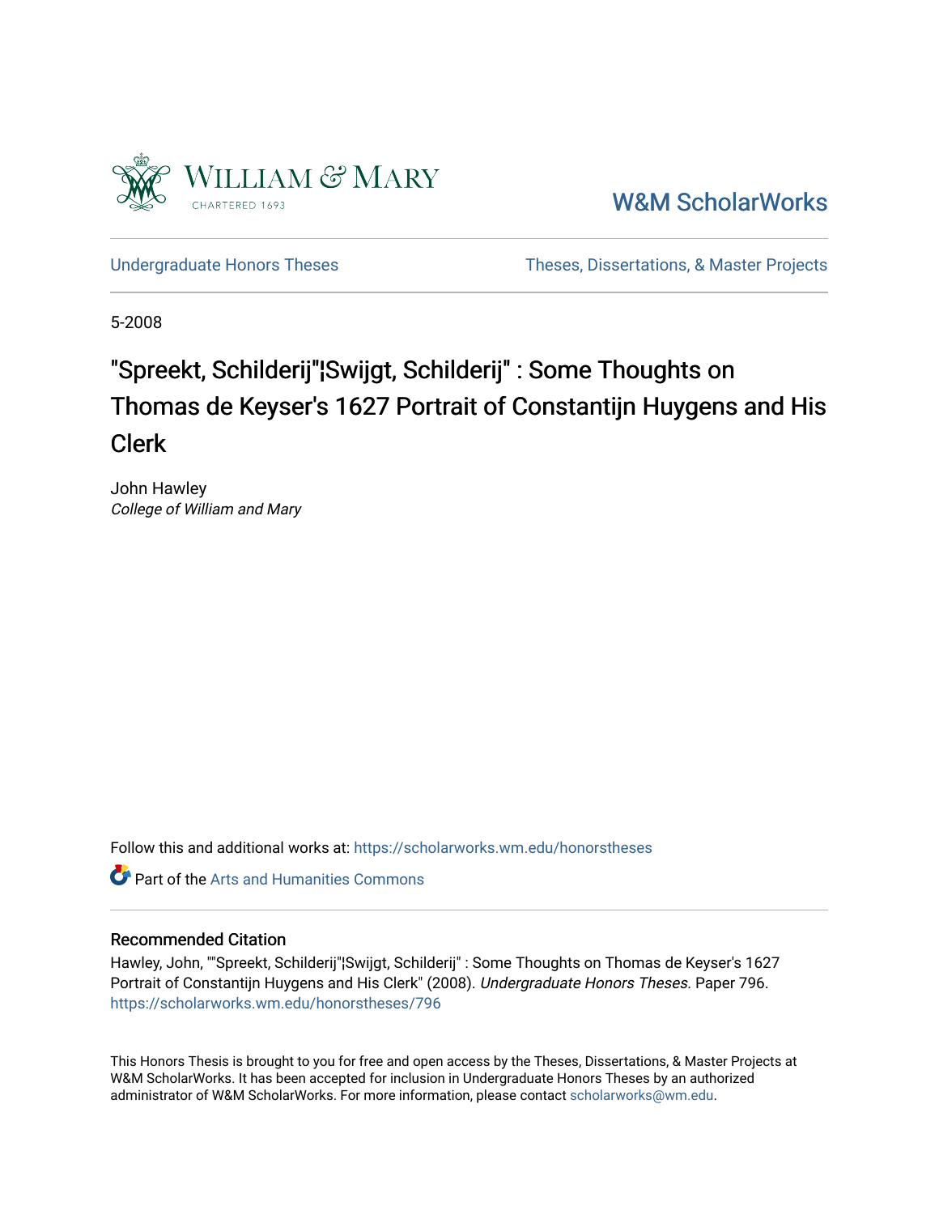William & Mary
CHARTERED 1693

W&M ScholarWorks

Undergraduate Honors Theses | Theses, Dissertations, & Master Projects

5-2008

# "Spreekt, Schilderij"¦Swijgt, Schilderij" : Some Thoughts on Thomas de Keyser's 1627 Portrait of Constantijn Huygens and His Clerk

John Hawley
*College of William and Mary*

Follow this and additional works at: https://scholarworks.wm.edu/honorstheses

Part of the Arts and Humanities Commons

## Recommended Citation

Hawley, John, ""Spreekt, Schilderij"¦Swijgt, Schilderij" : Some Thoughts on Thomas de Keyser's 1627 Portrait of Constantijn Huygens and His Clerk" (2008). *Undergraduate Honors Theses.* Paper 796.
https://scholarworks.wm.edu/honorstheses/796

This Honors Thesis is brought to you for free and open access by the Theses, Dissertations, & Master Projects at W&M ScholarWorks. It has been accepted for inclusion in Undergraduate Honors Theses by an authorized administrator of W&M ScholarWorks. For more information, please contact scholarworks@wm.edu.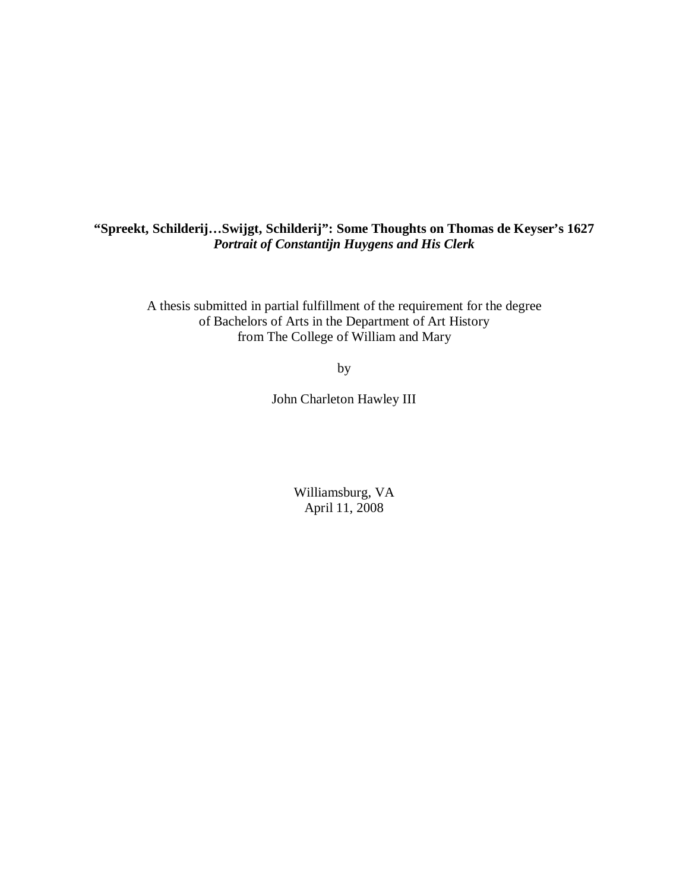**"Spreekt, Schilderij…Swijgt, Schilderij": Some Thoughts on Thomas de Keyser's 1627** ***Portrait of Constantijn Huygens and His Clerk***

A thesis submitted in partial fulfillment of the requirement for the degree of Bachelors of Arts in the Department of Art History from The College of William and Mary

by

John Charleton Hawley III

Williamsburg, VA
April 11, 2008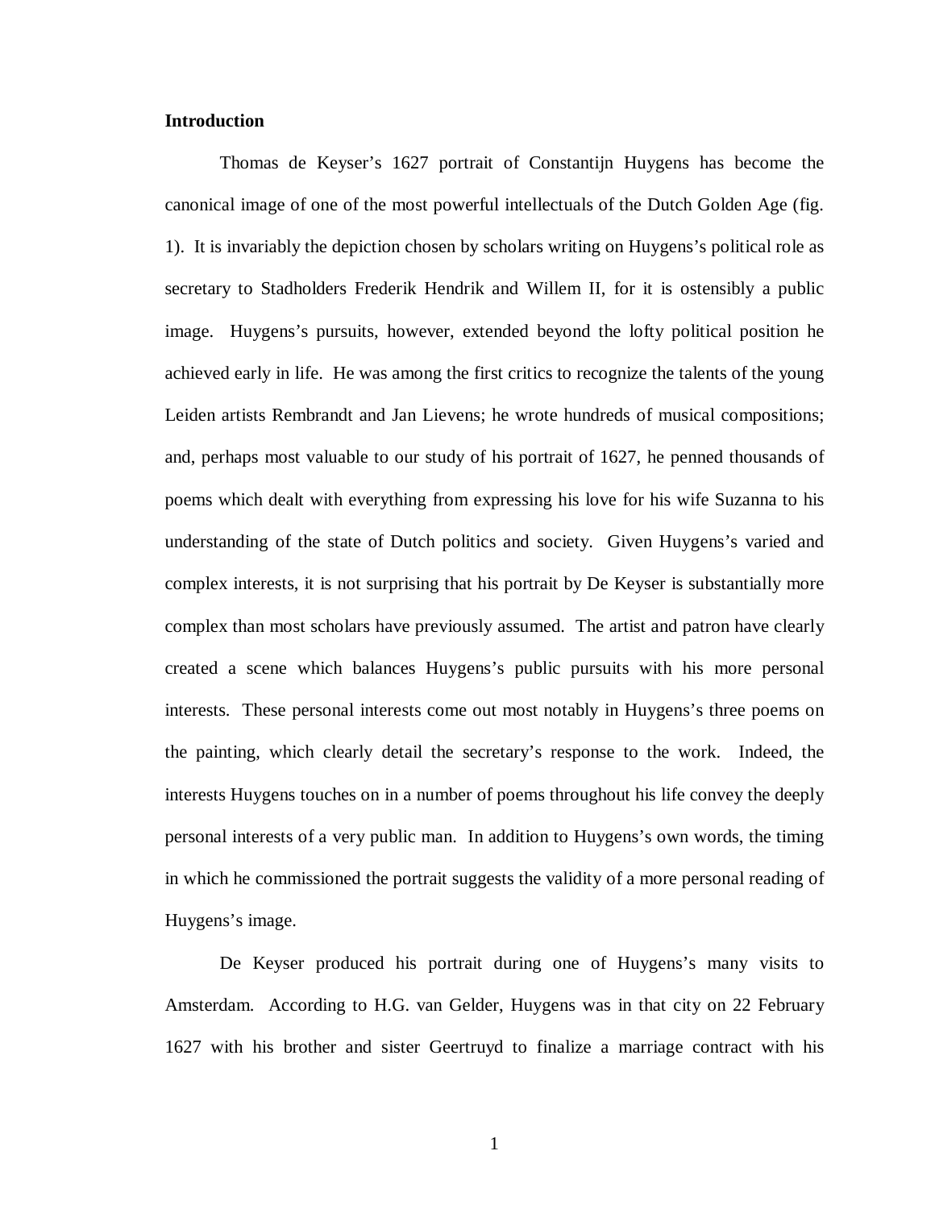## Introduction

Thomas de Keyser's 1627 portrait of Constantijn Huygens has become the canonical image of one of the most powerful intellectuals of the Dutch Golden Age (fig. 1). It is invariably the depiction chosen by scholars writing on Huygens's political role as secretary to Stadholders Frederik Hendrik and Willem II, for it is ostensibly a public image. Huygens's pursuits, however, extended beyond the lofty political position he achieved early in life. He was among the first critics to recognize the talents of the young Leiden artists Rembrandt and Jan Lievens; he wrote hundreds of musical compositions; and, perhaps most valuable to our study of his portrait of 1627, he penned thousands of poems which dealt with everything from expressing his love for his wife Suzanna to his understanding of the state of Dutch politics and society. Given Huygens's varied and complex interests, it is not surprising that his portrait by De Keyser is substantially more complex than most scholars have previously assumed. The artist and patron have clearly created a scene which balances Huygens's public pursuits with his more personal interests. These personal interests come out most notably in Huygens's three poems on the painting, which clearly detail the secretary's response to the work. Indeed, the interests Huygens touches on in a number of poems throughout his life convey the deeply personal interests of a very public man. In addition to Huygens's own words, the timing in which he commissioned the portrait suggests the validity of a more personal reading of Huygens's image.

De Keyser produced his portrait during one of Huygens's many visits to Amsterdam. According to H.G. van Gelder, Huygens was in that city on 22 February 1627 with his brother and sister Geertruyd to finalize a marriage contract with his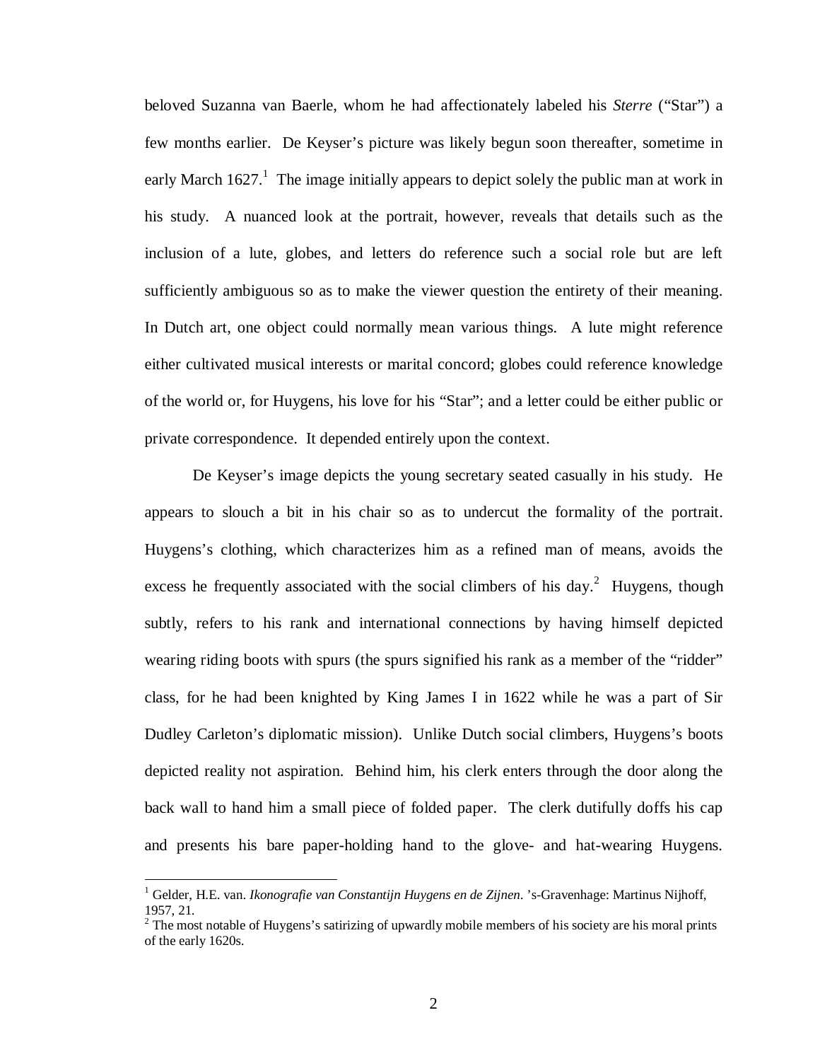beloved Suzanna van Baerle, whom he had affectionately labeled his *Sterre* ("Star") a few months earlier. De Keyser's picture was likely begun soon thereafter, sometime in early March 1627.[1] The image initially appears to depict solely the public man at work in his study. A nuanced look at the portrait, however, reveals that details such as the inclusion of a lute, globes, and letters do reference such a social role but are left sufficiently ambiguous so as to make the viewer question the entirety of their meaning. In Dutch art, one object could normally mean various things. A lute might reference either cultivated musical interests or marital concord; globes could reference knowledge of the world or, for Huygens, his love for his "Star"; and a letter could be either public or private correspondence. It depended entirely upon the context.

De Keyser's image depicts the young secretary seated casually in his study. He appears to slouch a bit in his chair so as to undercut the formality of the portrait. Huygens's clothing, which characterizes him as a refined man of means, avoids the excess he frequently associated with the social climbers of his day.[2] Huygens, though subtly, refers to his rank and international connections by having himself depicted wearing riding boots with spurs (the spurs signified his rank as a member of the "ridder" class, for he had been knighted by King James I in 1622 while he was a part of Sir Dudley Carleton's diplomatic mission). Unlike Dutch social climbers, Huygens's boots depicted reality not aspiration. Behind him, his clerk enters through the door along the back wall to hand him a small piece of folded paper. The clerk dutifully doffs his cap and presents his bare paper-holding hand to the glove- and hat-wearing Huygens.

---

[1] Gelder, H.E. van. *Ikonografie van Constantijn Huygens en de Zijnen*. 's-Gravenhage: Martinus Nijhoff, 1957, 21.

[2] The most notable of Huygens's satirizing of upwardly mobile members of his society are his moral prints of the early 1620s.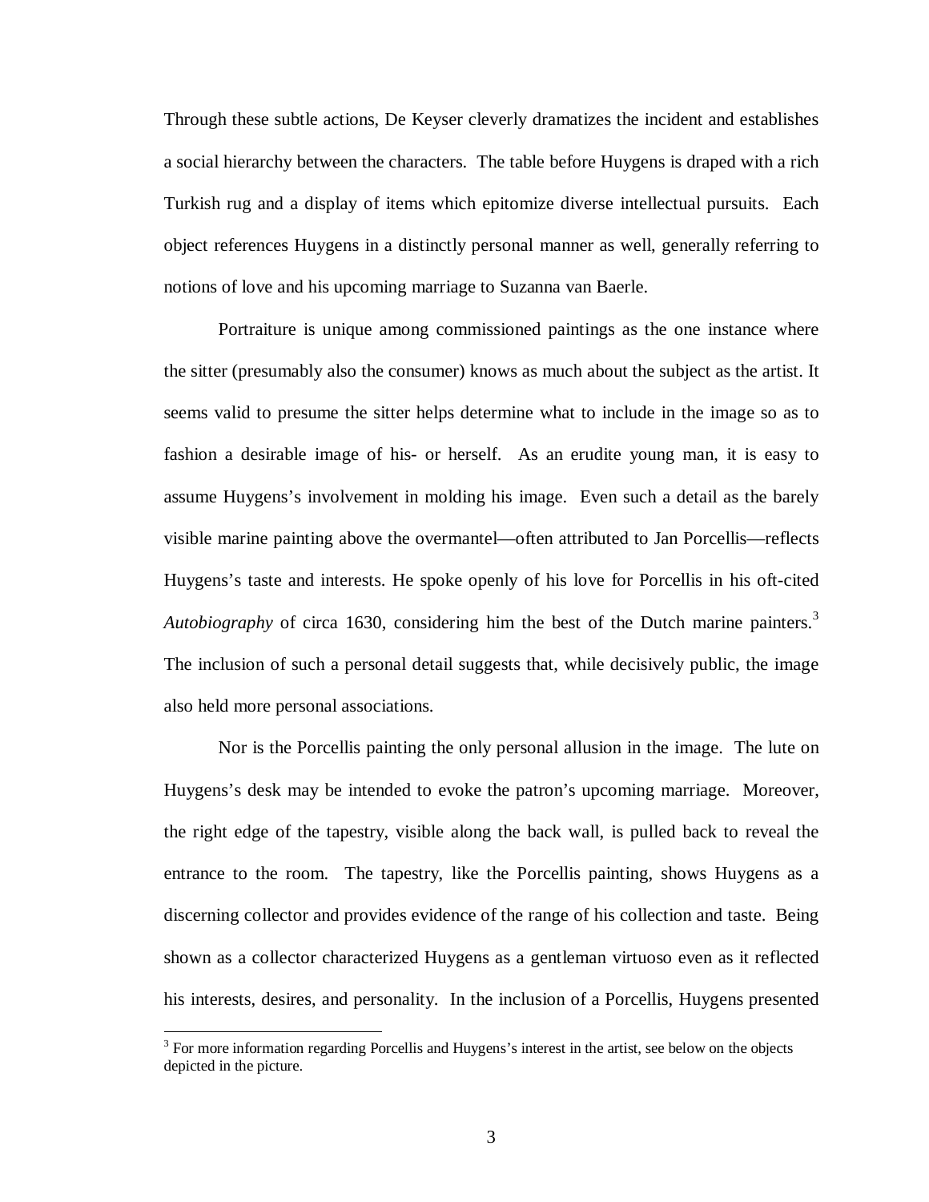Through these subtle actions, De Keyser cleverly dramatizes the incident and establishes a social hierarchy between the characters. The table before Huygens is draped with a rich Turkish rug and a display of items which epitomize diverse intellectual pursuits. Each object references Huygens in a distinctly personal manner as well, generally referring to notions of love and his upcoming marriage to Suzanna van Baerle.

Portraiture is unique among commissioned paintings as the one instance where the sitter (presumably also the consumer) knows as much about the subject as the artist. It seems valid to presume the sitter helps determine what to include in the image so as to fashion a desirable image of his- or herself. As an erudite young man, it is easy to assume Huygens's involvement in molding his image. Even such a detail as the barely visible marine painting above the overmantel—often attributed to Jan Porcellis—reflects Huygens's taste and interests. He spoke openly of his love for Porcellis in his oft-cited *Autobiography* of circa 1630, considering him the best of the Dutch marine painters.[3] The inclusion of such a personal detail suggests that, while decisively public, the image also held more personal associations.

Nor is the Porcellis painting the only personal allusion in the image. The lute on Huygens's desk may be intended to evoke the patron's upcoming marriage. Moreover, the right edge of the tapestry, visible along the back wall, is pulled back to reveal the entrance to the room. The tapestry, like the Porcellis painting, shows Huygens as a discerning collector and provides evidence of the range of his collection and taste. Being shown as a collector characterized Huygens as a gentleman virtuoso even as it reflected his interests, desires, and personality. In the inclusion of a Porcellis, Huygens presented

---

[3] For more information regarding Porcellis and Huygens's interest in the artist, see below on the objects depicted in the picture.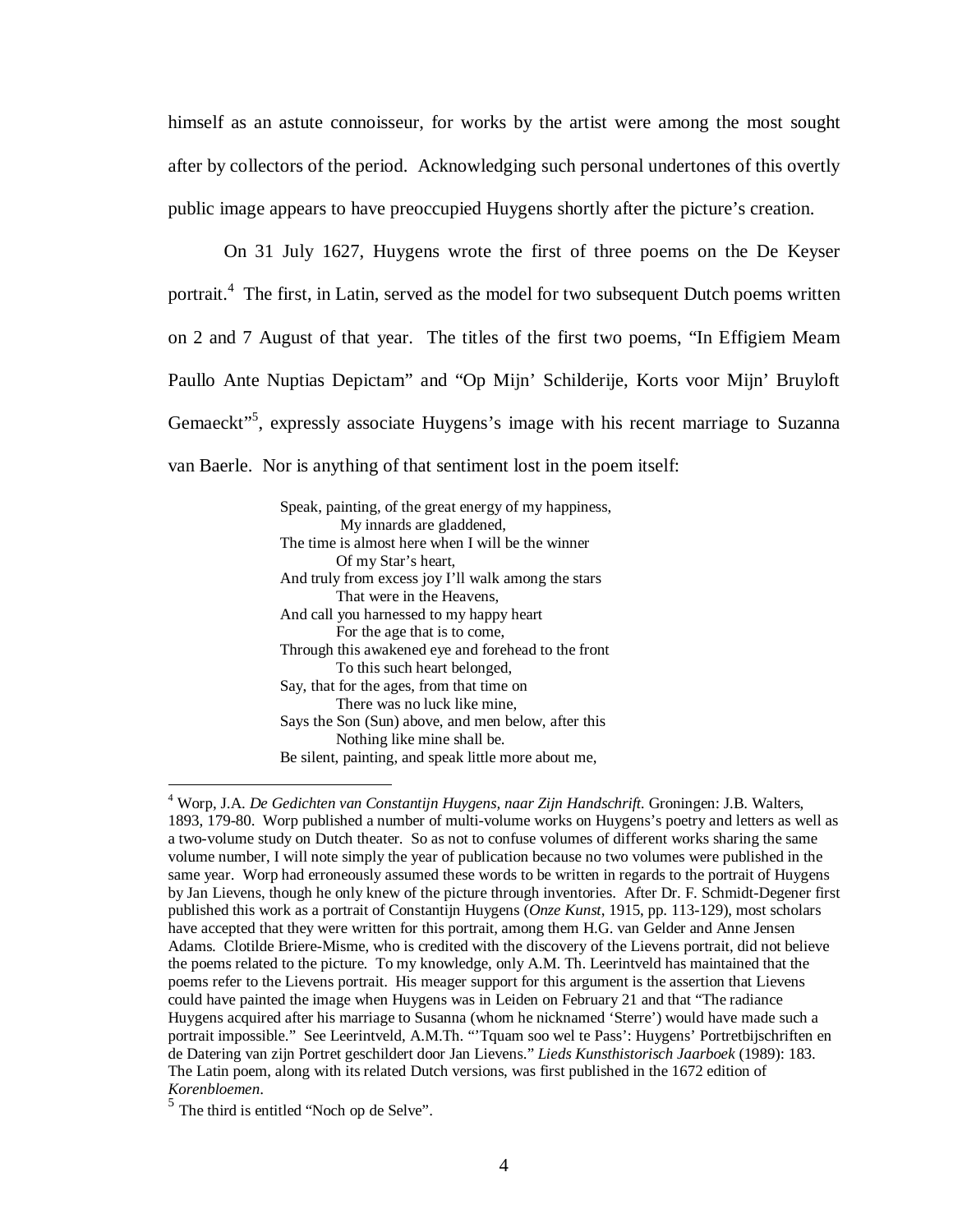himself as an astute connoisseur, for works by the artist were among the most sought after by collectors of the period. Acknowledging such personal undertones of this overtly public image appears to have preoccupied Huygens shortly after the picture's creation.

On 31 July 1627, Huygens wrote the first of three poems on the De Keyser portrait.[4] The first, in Latin, served as the model for two subsequent Dutch poems written on 2 and 7 August of that year. The titles of the first two poems, "In Effigiem Meam Paullo Ante Nuptias Depictam" and "Op Mijn' Schilderije, Korts voor Mijn' Bruyloft Gemaeckt"[5], expressly associate Huygens's image with his recent marriage to Suzanna van Baerle. Nor is anything of that sentiment lost in the poem itself:

> Speak, painting, of the great energy of my happiness,
> My innards are gladdened,
> The time is almost here when I will be the winner
> Of my Star's heart,
> And truly from excess joy I'll walk among the stars
> That were in the Heavens,
> And call you harnessed to my happy heart
> For the age that is to come,
> Through this awakened eye and forehead to the front
> To this such heart belonged,
> Say, that for the ages, from that time on
> There was no luck like mine,
> Says the Son (Sun) above, and men below, after this
> Nothing like mine shall be.
> Be silent, painting, and speak little more about me,

[4] Worp, J.A. *De Gedichten van Constantijn Huygens, naar Zijn Handschrift*. Groningen: J.B. Walters, 1893, 179-80. Worp published a number of multi-volume works on Huygens's poetry and letters as well as a two-volume study on Dutch theater. So as not to confuse volumes of different works sharing the same volume number, I will note simply the year of publication because no two volumes were published in the same year. Worp had erroneously assumed these words to be written in regards to the portrait of Huygens by Jan Lievens, though he only knew of the picture through inventories. After Dr. F. Schmidt-Degener first published this work as a portrait of Constantijn Huygens (*Onze Kunst*, 1915, pp. 113-129), most scholars have accepted that they were written for this portrait, among them H.G. van Gelder and Anne Jensen Adams. Clotilde Briere-Misme, who is credited with the discovery of the Lievens portrait, did not believe the poems related to the picture. To my knowledge, only A.M. Th. Leerintveld has maintained that the poems refer to the Lievens portrait. His meager support for this argument is the assertion that Lievens could have painted the image when Huygens was in Leiden on February 21 and that "The radiance Huygens acquired after his marriage to Susanna (whom he nicknamed 'Sterre') would have made such a portrait impossible." See Leerintveld, A.M.Th. "'Tquam soo wel te Pass': Huygens' Portretbijschriften en de Datering van zijn Portret geschildert door Jan Lievens." *Lieds Kunsthistorisch Jaarboek* (1989): 183. The Latin poem, along with its related Dutch versions, was first published in the 1672 edition of *Korenbloemen*.

[5] The third is entitled "Noch op de Selve".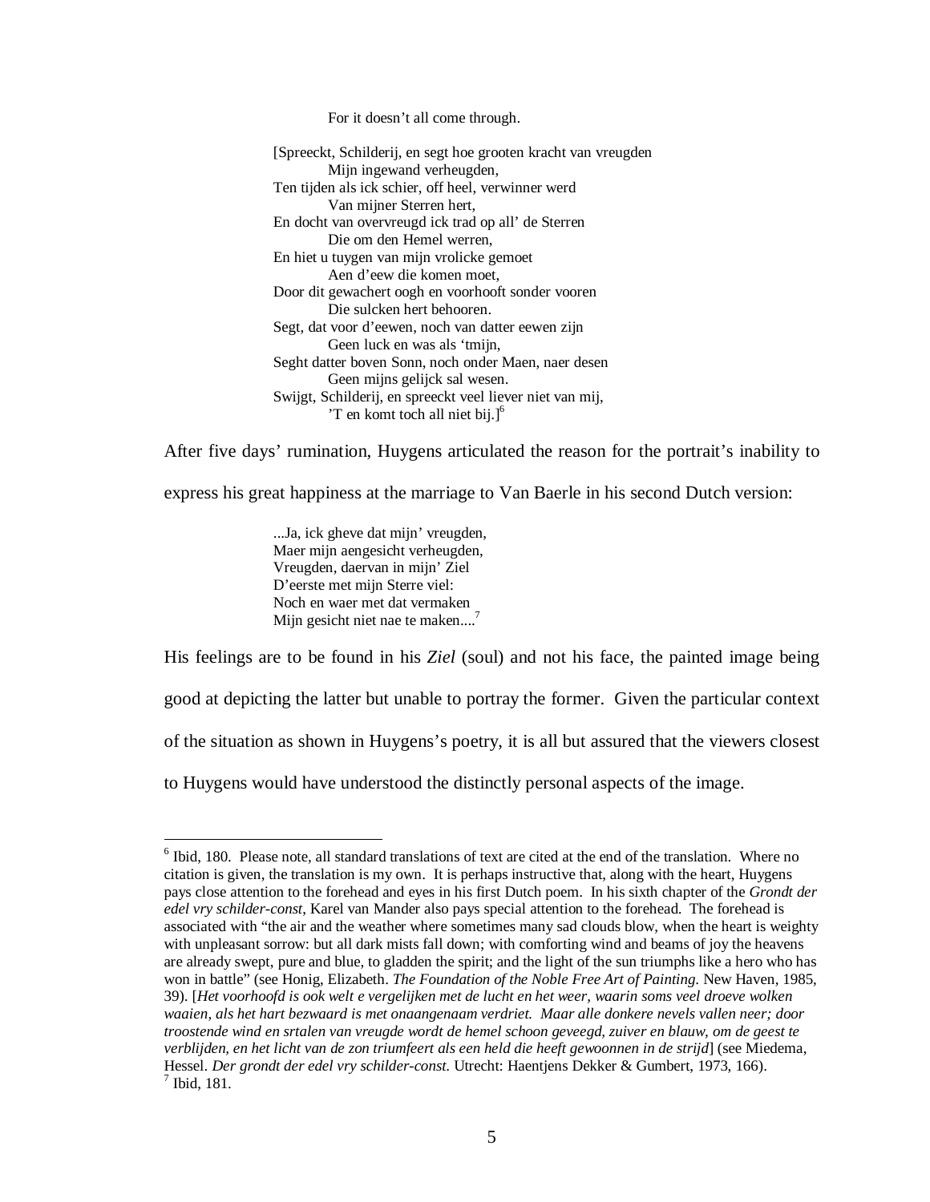For it doesn't all come through.

[Spreeckt, Schilderij, en segt hoe grooten kracht van vreugden
Mijn ingewand verheugden,
Ten tijden als ick schier, off heel, verwinner werd
Van mijner Sterren hert,
En docht van overvreugd ick trad op all' de Sterren
Die om den Hemel werren,
En hiet u tuygen van mijn vrolicke gemoet
Aen d'eew die komen moet,
Door dit gewachert oogh en voorhooft sonder vooren
Die sulcken hert behooren.
Segt, dat voor d'eewen, noch van datter eewen zijn
Geen luck en was als 'tmijn,
Seght datter boven Sonn, noch onder Maen, naer desen
Geen mijns gelijck sal wesen.
Swijgt, Schilderij, en spreeckt veel liever niet van mij,
'T en komt toch all niet bij.][6]

After five days' rumination, Huygens articulated the reason for the portrait's inability to express his great happiness at the marriage to Van Baerle in his second Dutch version:

...Ja, ick gheve dat mijn' vreugden,
Maer mijn aengesicht verheugden,
Vreugden, daervan in mijn' Ziel
D'eerste met mijn Sterre viel:
Noch en waer met dat vermaken
Mijn gesicht niet nae te maken....[7]

His feelings are to be found in his *Ziel* (soul) and not his face, the painted image being good at depicting the latter but unable to portray the former. Given the particular context of the situation as shown in Huygens's poetry, it is all but assured that the viewers closest to Huygens would have understood the distinctly personal aspects of the image.

---

[6] Ibid, 180. Please note, all standard translations of text are cited at the end of the translation. Where no citation is given, the translation is my own. It is perhaps instructive that, along with the heart, Huygens pays close attention to the forehead and eyes in his first Dutch poem. In his sixth chapter of the *Grondt der edel vry schilder-const*, Karel van Mander also pays special attention to the forehead. The forehead is associated with "the air and the weather where sometimes many sad clouds blow, when the heart is weighty with unpleasant sorrow: but all dark mists fall down; with comforting wind and beams of joy the heavens are already swept, pure and blue, to gladden the spirit; and the light of the sun triumphs like a hero who has won in battle" (see Honig, Elizabeth. *The Foundation of the Noble Free Art of Painting.* New Haven, 1985, 39). [*Het voorhoofd is ook welt e vergelijken met de lucht en het weer, waarin soms veel droeve wolken waaien, als het hart bezwaard is met onaangenaam verdriet. Maar alle donkere nevels vallen neer; door troostende wind en srtalen van vreugde wordt de hemel schoon geveegd, zuiver en blauw, om de geest te verblijden, en het licht van de zon triumfeert als een held die heeft gewoonnen in de strijd*] (see Miedema, Hessel. *Der grondt der edel vry schilder-const.* Utrecht: Haentjens Dekker & Gumbert, 1973, 166).

[7] Ibid, 181.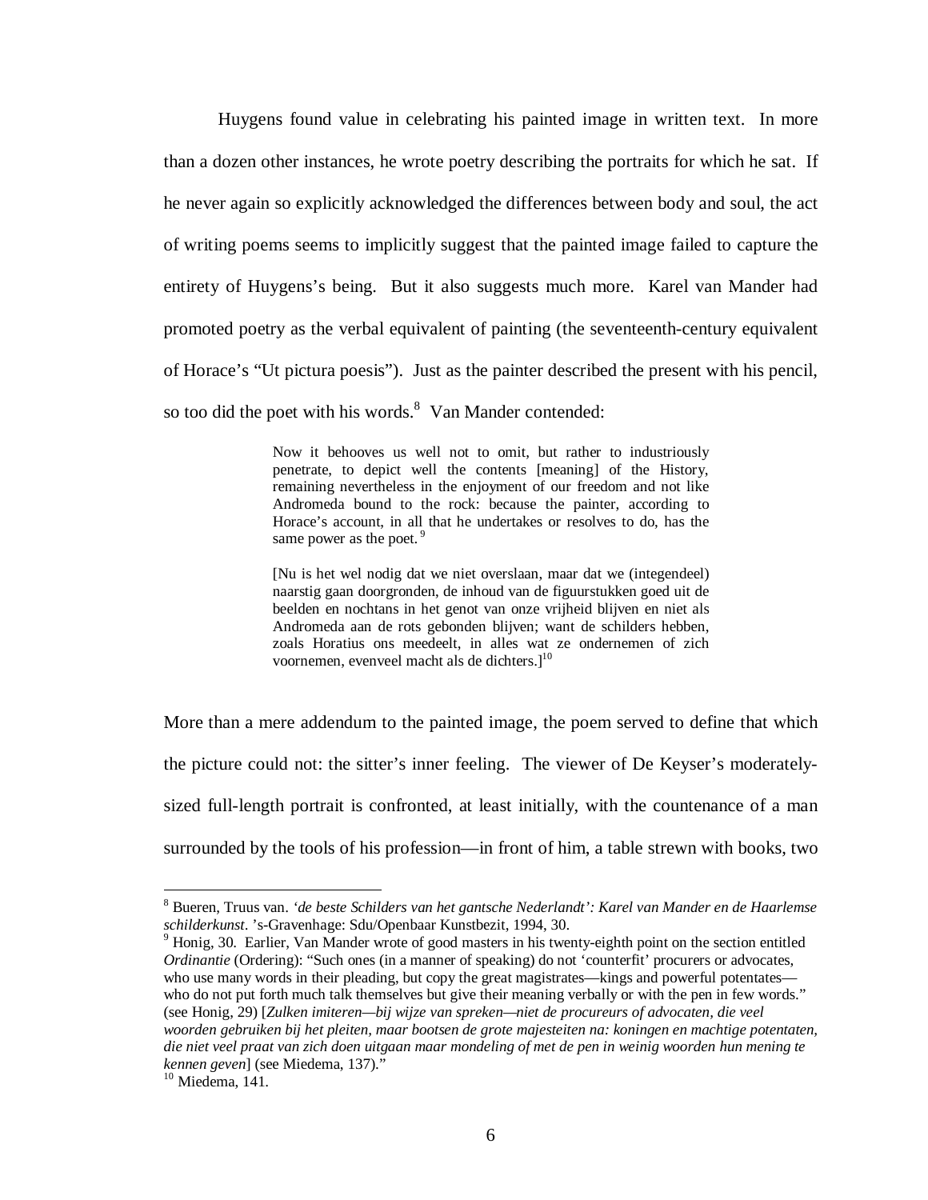Huygens found value in celebrating his painted image in written text. In more than a dozen other instances, he wrote poetry describing the portraits for which he sat. If he never again so explicitly acknowledged the differences between body and soul, the act of writing poems seems to implicitly suggest that the painted image failed to capture the entirety of Huygens's being. But it also suggests much more. Karel van Mander had promoted poetry as the verbal equivalent of painting (the seventeenth-century equivalent of Horace's "Ut pictura poesis"). Just as the painter described the present with his pencil, so too did the poet with his words.[8] Van Mander contended:

> Now it behooves us well not to omit, but rather to industriously penetrate, to depict well the contents [meaning] of the History, remaining nevertheless in the enjoyment of our freedom and not like Andromeda bound to the rock: because the painter, according to Horace's account, in all that he undertakes or resolves to do, has the same power as the poet.[9]
>
> [Nu is het wel nodig dat we niet overslaan, maar dat we (integendeel) naarstig gaan doorgronden, de inhoud van de figuurstukken goed uit de beelden en nochtans in het genot van onze vrijheid blijven en niet als Andromeda aan de rots gebonden blijven; want de schilders hebben, zoals Horatius ons meedeelt, in alles wat ze ondernemen of zich voornemen, evenveel macht als de dichters.][10]

More than a mere addendum to the painted image, the poem served to define that which the picture could not: the sitter's inner feeling. The viewer of De Keyser's moderately-sized full-length portrait is confronted, at least initially, with the countenance of a man surrounded by the tools of his profession—in front of him, a table strewn with books, two

---

[8] Bueren, Truus van. *'de beste Schilders van het gantsche Nederlandt': Karel van Mander en de Haarlemse schilderkunst*. 's-Gravenhage: Sdu/Openbaar Kunstbezit, 1994, 30.

[9] Honig, 30. Earlier, Van Mander wrote of good masters in his twenty-eighth point on the section entitled *Ordinantie* (Ordering): "Such ones (in a manner of speaking) do not 'counterfit' procurers or advocates, who use many words in their pleading, but copy the great magistrates—kings and powerful potentates—who do not put forth much talk themselves but give their meaning verbally or with the pen in few words." (see Honig, 29) [*Zulken imiteren—bij wijze van spreken—niet de procureurs of advocaten, die veel woorden gebruiken bij het pleiten, maar bootsen de grote majesteiten na: koningen en machtige potentaten, die niet veel praat van zich doen uitgaan maar mondeling of met de pen in weinig woorden hun mening te kennen geven*] (see Miedema, 137)."

[10] Miedema, 141.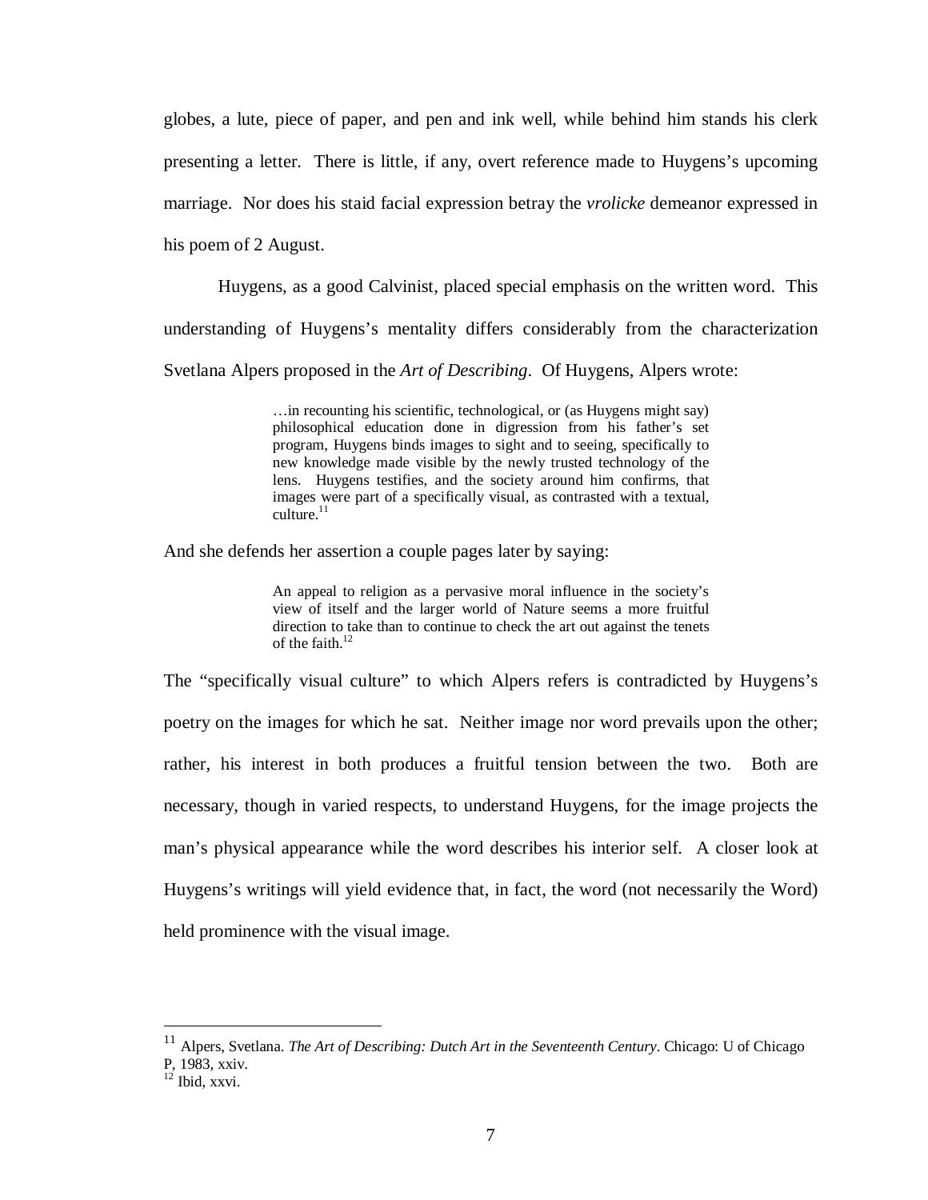globes, a lute, piece of paper, and pen and ink well, while behind him stands his clerk presenting a letter. There is little, if any, overt reference made to Huygens's upcoming marriage. Nor does his staid facial expression betray the *vrolicke* demeanor expressed in his poem of 2 August.

Huygens, as a good Calvinist, placed special emphasis on the written word. This understanding of Huygens's mentality differs considerably from the characterization Svetlana Alpers proposed in the *Art of Describing*. Of Huygens, Alpers wrote:

> …in recounting his scientific, technological, or (as Huygens might say) philosophical education done in digression from his father's set program, Huygens binds images to sight and to seeing, specifically to new knowledge made visible by the newly trusted technology of the lens. Huygens testifies, and the society around him confirms, that images were part of a specifically visual, as contrasted with a textual, culture.[11]

And she defends her assertion a couple pages later by saying:

> An appeal to religion as a pervasive moral influence in the society's view of itself and the larger world of Nature seems a more fruitful direction to take than to continue to check the art out against the tenets of the faith.[12]

The "specifically visual culture" to which Alpers refers is contradicted by Huygens's poetry on the images for which he sat. Neither image nor word prevails upon the other; rather, his interest in both produces a fruitful tension between the two. Both are necessary, though in varied respects, to understand Huygens, for the image projects the man's physical appearance while the word describes his interior self. A closer look at Huygens's writings will yield evidence that, in fact, the word (not necessarily the Word) held prominence with the visual image.

---

[11] Alpers, Svetlana. *The Art of Describing: Dutch Art in the Seventeenth Century*. Chicago: U of Chicago P, 1983, xxiv.

[12] Ibid, xxvi.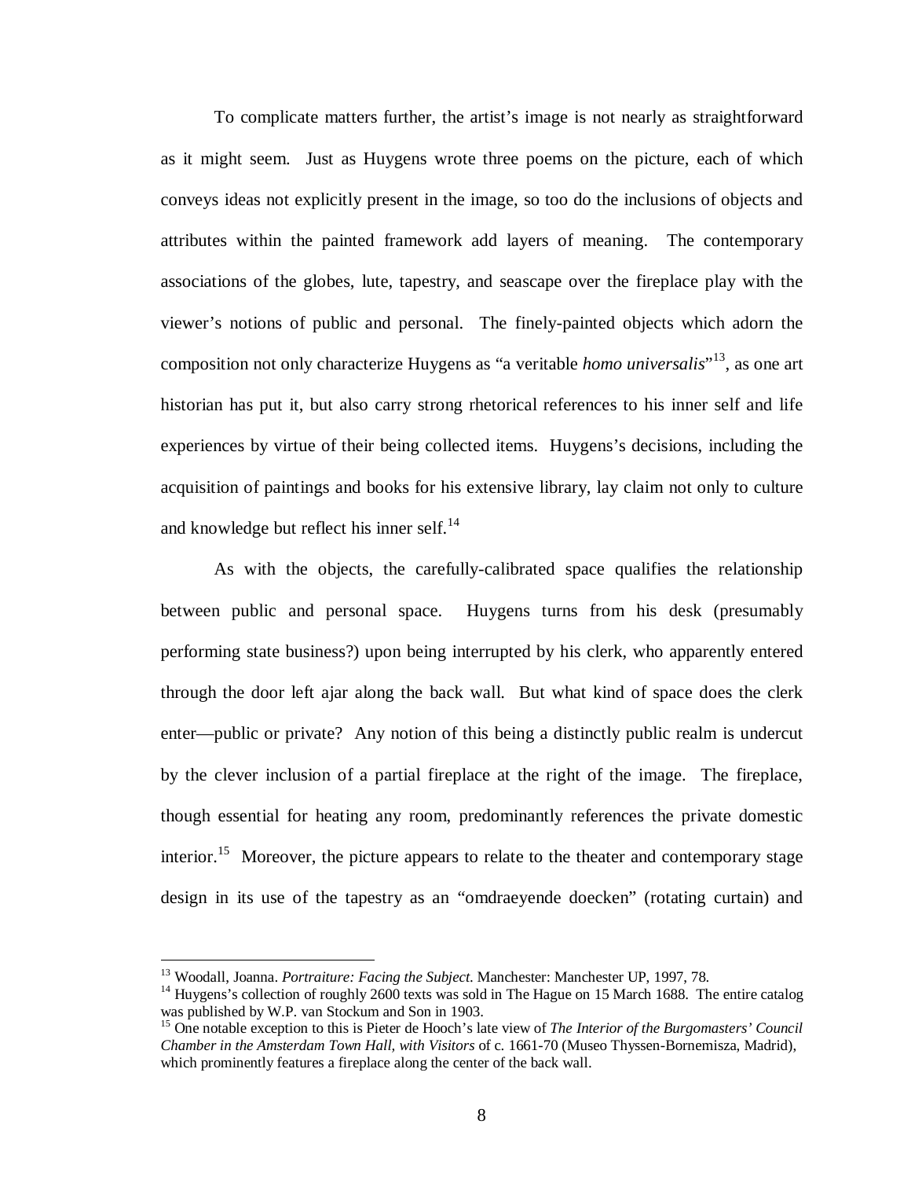To complicate matters further, the artist's image is not nearly as straightforward as it might seem. Just as Huygens wrote three poems on the picture, each of which conveys ideas not explicitly present in the image, so too do the inclusions of objects and attributes within the painted framework add layers of meaning. The contemporary associations of the globes, lute, tapestry, and seascape over the fireplace play with the viewer's notions of public and personal. The finely-painted objects which adorn the composition not only characterize Huygens as "a veritable *homo universalis*"[13], as one art historian has put it, but also carry strong rhetorical references to his inner self and life experiences by virtue of their being collected items. Huygens's decisions, including the acquisition of paintings and books for his extensive library, lay claim not only to culture and knowledge but reflect his inner self.[14]

As with the objects, the carefully-calibrated space qualifies the relationship between public and personal space. Huygens turns from his desk (presumably performing state business?) upon being interrupted by his clerk, who apparently entered through the door left ajar along the back wall. But what kind of space does the clerk enter—public or private? Any notion of this being a distinctly public realm is undercut by the clever inclusion of a partial fireplace at the right of the image. The fireplace, though essential for heating any room, predominantly references the private domestic interior.[15] Moreover, the picture appears to relate to the theater and contemporary stage design in its use of the tapestry as an "omdraeyende doecken" (rotating curtain) and

---

[13] Woodall, Joanna. *Portraiture: Facing the Subject*. Manchester: Manchester UP, 1997, 78.

[14] Huygens's collection of roughly 2600 texts was sold in The Hague on 15 March 1688. The entire catalog was published by W.P. van Stockum and Son in 1903.

[15] One notable exception to this is Pieter de Hooch's late view of *The Interior of the Burgomasters' Council Chamber in the Amsterdam Town Hall, with Visitors* of c. 1661-70 (Museo Thyssen-Bornemisza, Madrid), which prominently features a fireplace along the center of the back wall.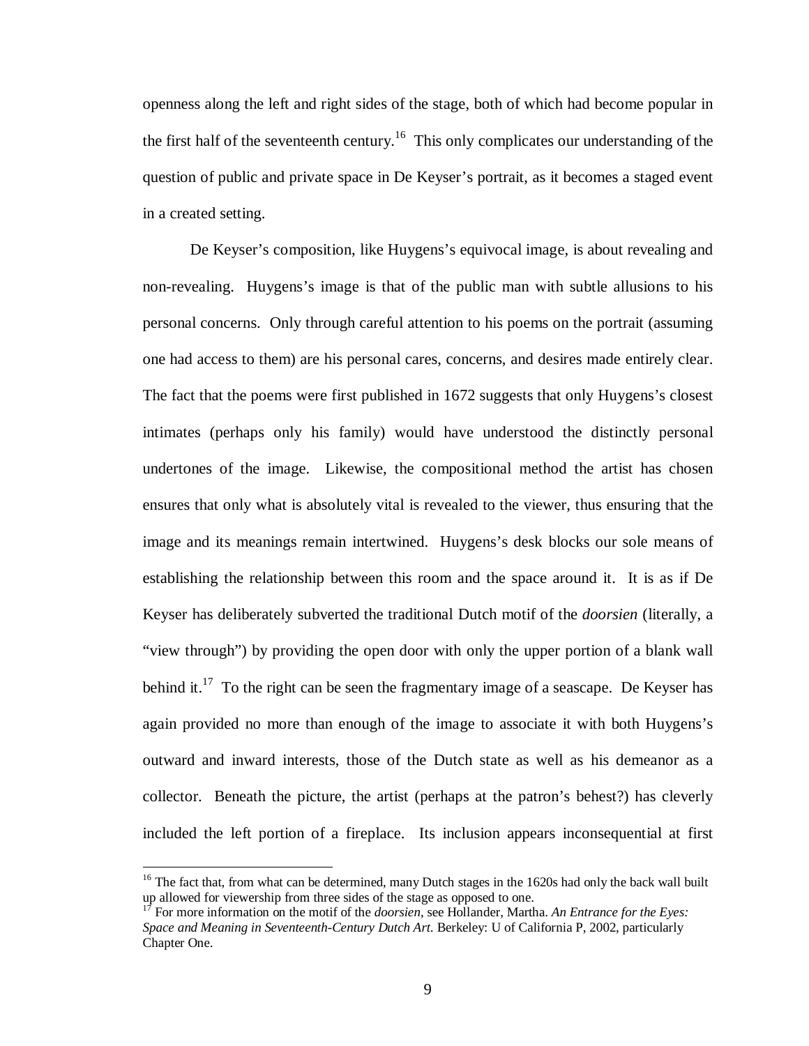openness along the left and right sides of the stage, both of which had become popular in the first half of the seventeenth century.[16] This only complicates our understanding of the question of public and private space in De Keyser's portrait, as it becomes a staged event in a created setting.

De Keyser's composition, like Huygens's equivocal image, is about revealing and non-revealing. Huygens's image is that of the public man with subtle allusions to his personal concerns. Only through careful attention to his poems on the portrait (assuming one had access to them) are his personal cares, concerns, and desires made entirely clear. The fact that the poems were first published in 1672 suggests that only Huygens's closest intimates (perhaps only his family) would have understood the distinctly personal undertones of the image. Likewise, the compositional method the artist has chosen ensures that only what is absolutely vital is revealed to the viewer, thus ensuring that the image and its meanings remain intertwined. Huygens's desk blocks our sole means of establishing the relationship between this room and the space around it. It is as if De Keyser has deliberately subverted the traditional Dutch motif of the *doorsien* (literally, a "view through") by providing the open door with only the upper portion of a blank wall behind it.[17] To the right can be seen the fragmentary image of a seascape. De Keyser has again provided no more than enough of the image to associate it with both Huygens's outward and inward interests, those of the Dutch state as well as his demeanor as a collector. Beneath the picture, the artist (perhaps at the patron's behest?) has cleverly included the left portion of a fireplace. Its inclusion appears inconsequential at first

---

[16] The fact that, from what can be determined, many Dutch stages in the 1620s had only the back wall built up allowed for viewership from three sides of the stage as opposed to one.

[17] For more information on the motif of the *doorsien*, see Hollander, Martha. *An Entrance for the Eyes: Space and Meaning in Seventeenth-Century Dutch Art.* Berkeley: U of California P, 2002, particularly Chapter One.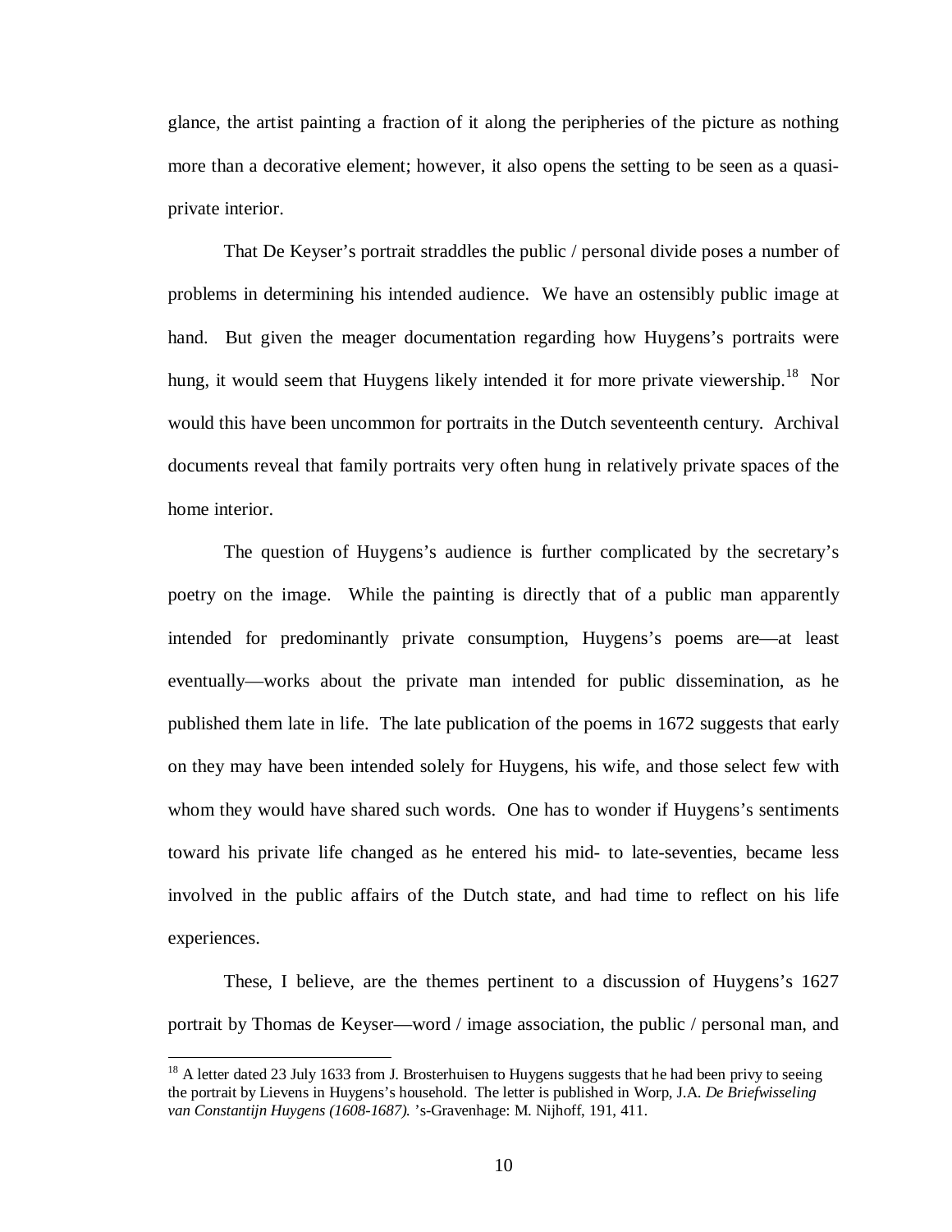glance, the artist painting a fraction of it along the peripheries of the picture as nothing more than a decorative element; however, it also opens the setting to be seen as a quasi-private interior.

That De Keyser's portrait straddles the public / personal divide poses a number of problems in determining his intended audience. We have an ostensibly public image at hand. But given the meager documentation regarding how Huygens's portraits were hung, it would seem that Huygens likely intended it for more private viewership.[18] Nor would this have been uncommon for portraits in the Dutch seventeenth century. Archival documents reveal that family portraits very often hung in relatively private spaces of the home interior.

The question of Huygens's audience is further complicated by the secretary's poetry on the image. While the painting is directly that of a public man apparently intended for predominantly private consumption, Huygens's poems are—at least eventually—works about the private man intended for public dissemination, as he published them late in life. The late publication of the poems in 1672 suggests that early on they may have been intended solely for Huygens, his wife, and those select few with whom they would have shared such words. One has to wonder if Huygens's sentiments toward his private life changed as he entered his mid- to late-seventies, became less involved in the public affairs of the Dutch state, and had time to reflect on his life experiences.

These, I believe, are the themes pertinent to a discussion of Huygens's 1627 portrait by Thomas de Keyser—word / image association, the public / personal man, and

---

[18] A letter dated 23 July 1633 from J. Brosterhuisen to Huygens suggests that he had been privy to seeing the portrait by Lievens in Huygens's household. The letter is published in Worp, J.A. *De Briefwisseling van Constantijn Huygens (1608-1687).* 's-Gravenhage: M. Nijhoff, 191, 411.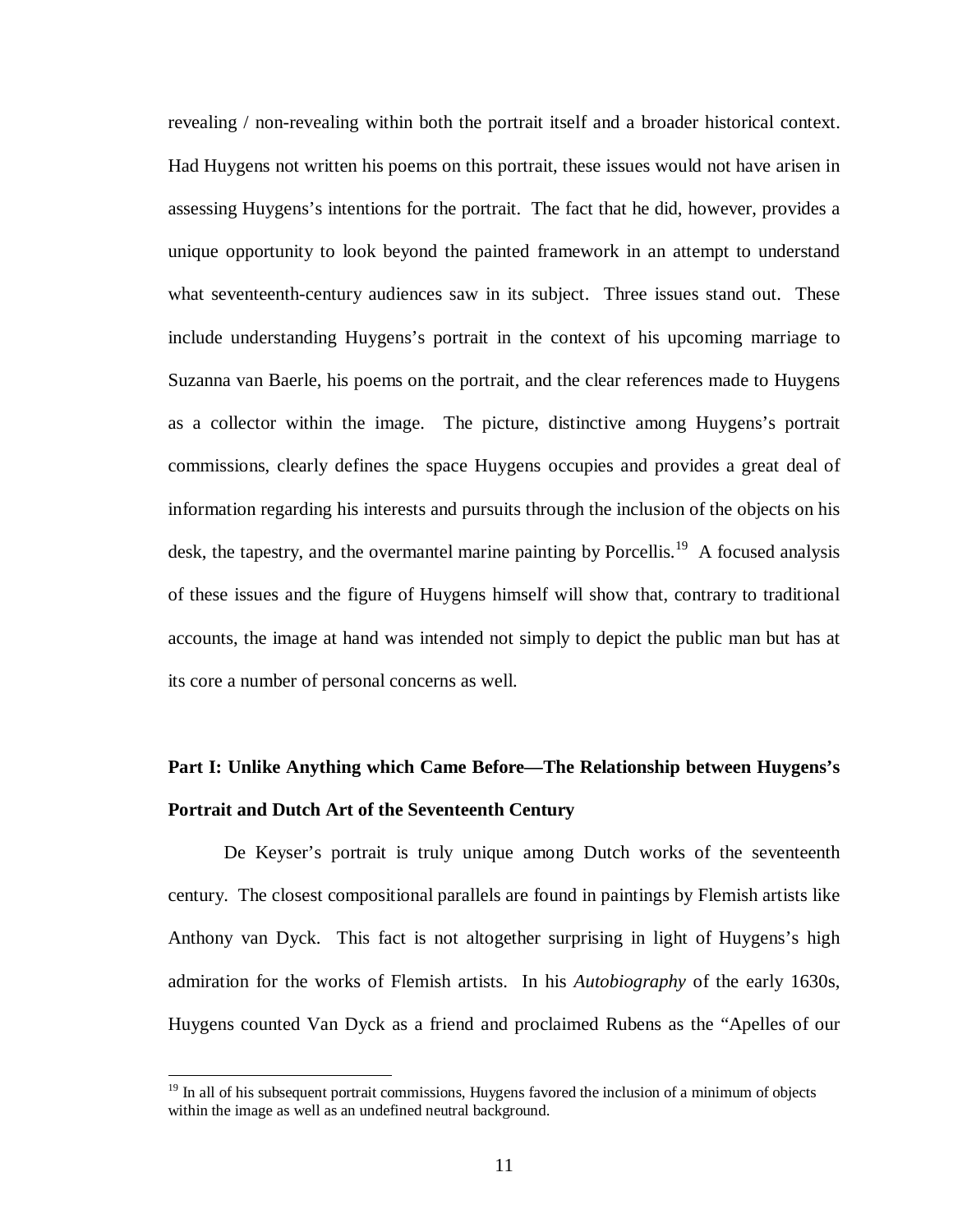revealing / non-revealing within both the portrait itself and a broader historical context. Had Huygens not written his poems on this portrait, these issues would not have arisen in assessing Huygens's intentions for the portrait. The fact that he did, however, provides a unique opportunity to look beyond the painted framework in an attempt to understand what seventeenth-century audiences saw in its subject. Three issues stand out. These include understanding Huygens's portrait in the context of his upcoming marriage to Suzanna van Baerle, his poems on the portrait, and the clear references made to Huygens as a collector within the image. The picture, distinctive among Huygens's portrait commissions, clearly defines the space Huygens occupies and provides a great deal of information regarding his interests and pursuits through the inclusion of the objects on his desk, the tapestry, and the overmantel marine painting by Porcellis.[19] A focused analysis of these issues and the figure of Huygens himself will show that, contrary to traditional accounts, the image at hand was intended not simply to depict the public man but has at its core a number of personal concerns as well.

## Part I: Unlike Anything which Came Before—The Relationship between Huygens's Portrait and Dutch Art of the Seventeenth Century

De Keyser's portrait is truly unique among Dutch works of the seventeenth century. The closest compositional parallels are found in paintings by Flemish artists like Anthony van Dyck. This fact is not altogether surprising in light of Huygens's high admiration for the works of Flemish artists. In his *Autobiography* of the early 1630s, Huygens counted Van Dyck as a friend and proclaimed Rubens as the "Apelles of our

---

[19] In all of his subsequent portrait commissions, Huygens favored the inclusion of a minimum of objects within the image as well as an undefined neutral background.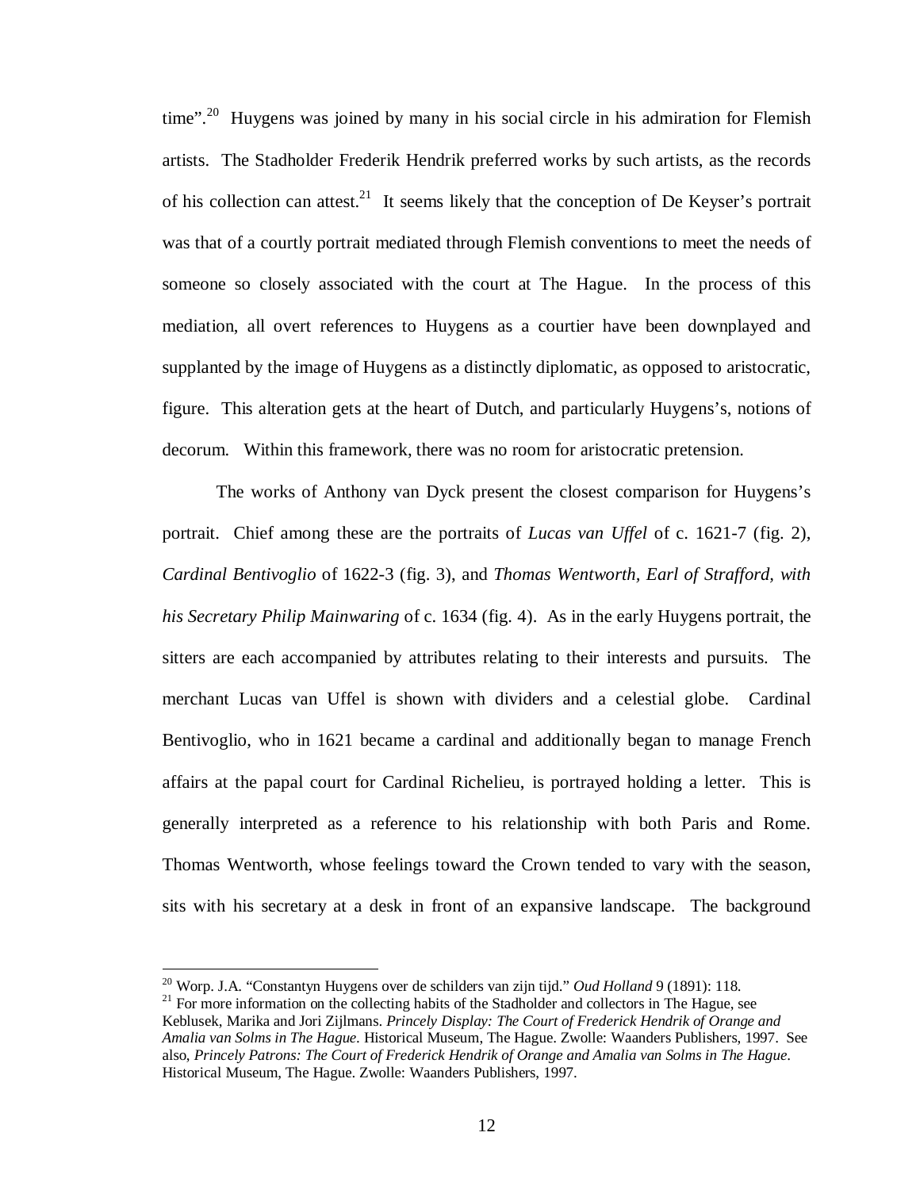time".[20] Huygens was joined by many in his social circle in his admiration for Flemish artists. The Stadholder Frederik Hendrik preferred works by such artists, as the records of his collection can attest.[21] It seems likely that the conception of De Keyser's portrait was that of a courtly portrait mediated through Flemish conventions to meet the needs of someone so closely associated with the court at The Hague. In the process of this mediation, all overt references to Huygens as a courtier have been downplayed and supplanted by the image of Huygens as a distinctly diplomatic, as opposed to aristocratic, figure. This alteration gets at the heart of Dutch, and particularly Huygens's, notions of decorum. Within this framework, there was no room for aristocratic pretension.

The works of Anthony van Dyck present the closest comparison for Huygens's portrait. Chief among these are the portraits of *Lucas van Uffel* of c. 1621-7 (fig. 2), *Cardinal Bentivoglio* of 1622-3 (fig. 3), and *Thomas Wentworth, Earl of Strafford, with his Secretary Philip Mainwaring* of c. 1634 (fig. 4). As in the early Huygens portrait, the sitters are each accompanied by attributes relating to their interests and pursuits. The merchant Lucas van Uffel is shown with dividers and a celestial globe. Cardinal Bentivoglio, who in 1621 became a cardinal and additionally began to manage French affairs at the papal court for Cardinal Richelieu, is portrayed holding a letter. This is generally interpreted as a reference to his relationship with both Paris and Rome. Thomas Wentworth, whose feelings toward the Crown tended to vary with the season, sits with his secretary at a desk in front of an expansive landscape. The background

---

[20] Worp. J.A. "Constantyn Huygens over de schilders van zijn tijd." *Oud Holland* 9 (1891): 118.

[21] For more information on the collecting habits of the Stadholder and collectors in The Hague, see Keblusek, Marika and Jori Zijlmans. *Princely Display: The Court of Frederick Hendrik of Orange and Amalia van Solms in The Hague*. Historical Museum, The Hague. Zwolle: Waanders Publishers, 1997. See also, *Princely Patrons: The Court of Frederick Hendrik of Orange and Amalia van Solms in The Hague*. Historical Museum, The Hague. Zwolle: Waanders Publishers, 1997.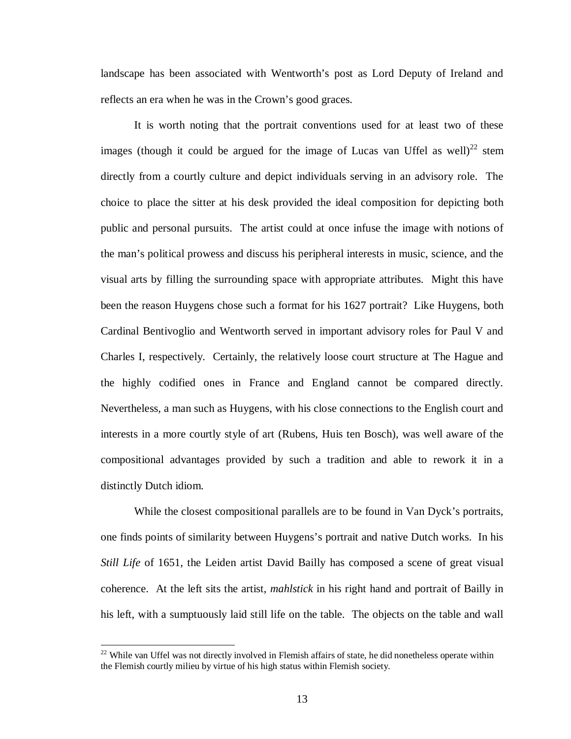landscape has been associated with Wentworth's post as Lord Deputy of Ireland and reflects an era when he was in the Crown's good graces.

It is worth noting that the portrait conventions used for at least two of these images (though it could be argued for the image of Lucas van Uffel as well)[22] stem directly from a courtly culture and depict individuals serving in an advisory role. The choice to place the sitter at his desk provided the ideal composition for depicting both public and personal pursuits. The artist could at once infuse the image with notions of the man's political prowess and discuss his peripheral interests in music, science, and the visual arts by filling the surrounding space with appropriate attributes. Might this have been the reason Huygens chose such a format for his 1627 portrait? Like Huygens, both Cardinal Bentivoglio and Wentworth served in important advisory roles for Paul V and Charles I, respectively. Certainly, the relatively loose court structure at The Hague and the highly codified ones in France and England cannot be compared directly. Nevertheless, a man such as Huygens, with his close connections to the English court and interests in a more courtly style of art (Rubens, Huis ten Bosch), was well aware of the compositional advantages provided by such a tradition and able to rework it in a distinctly Dutch idiom.

While the closest compositional parallels are to be found in Van Dyck's portraits, one finds points of similarity between Huygens's portrait and native Dutch works. In his *Still Life* of 1651, the Leiden artist David Bailly has composed a scene of great visual coherence. At the left sits the artist, *mahlstick* in his right hand and portrait of Bailly in his left, with a sumptuously laid still life on the table. The objects on the table and wall

---

[22] While van Uffel was not directly involved in Flemish affairs of state, he did nonetheless operate within the Flemish courtly milieu by virtue of his high status within Flemish society.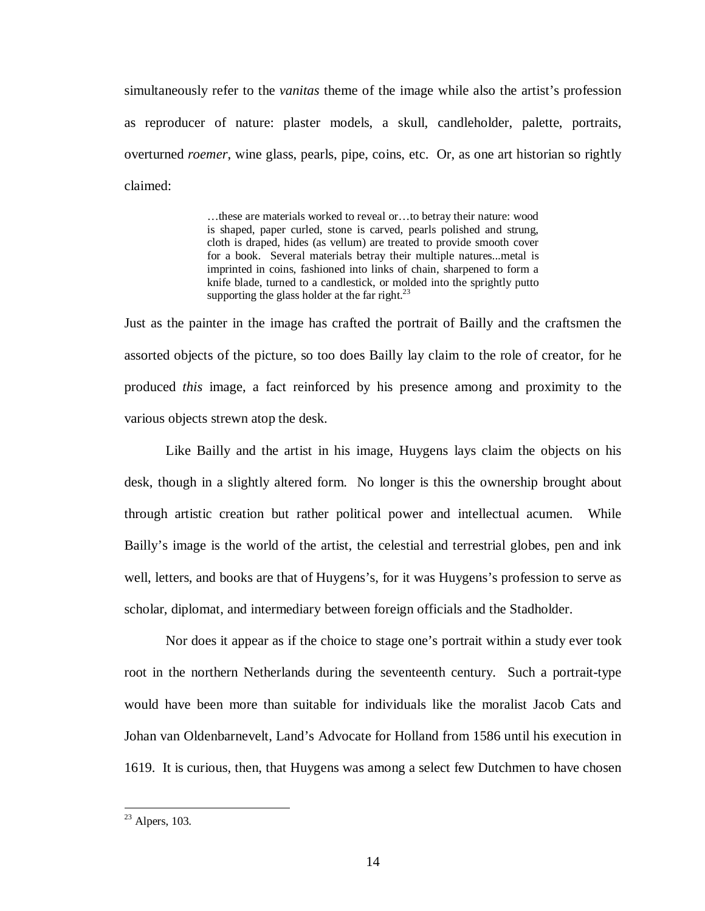simultaneously refer to the *vanitas* theme of the image while also the artist's profession as reproducer of nature: plaster models, a skull, candleholder, palette, portraits, overturned *roemer*, wine glass, pearls, pipe, coins, etc. Or, as one art historian so rightly claimed:

> …these are materials worked to reveal or…to betray their nature: wood is shaped, paper curled, stone is carved, pearls polished and strung, cloth is draped, hides (as vellum) are treated to provide smooth cover for a book. Several materials betray their multiple natures...metal is imprinted in coins, fashioned into links of chain, sharpened to form a knife blade, turned to a candlestick, or molded into the sprightly putto supporting the glass holder at the far right.[23]

Just as the painter in the image has crafted the portrait of Bailly and the craftsmen the assorted objects of the picture, so too does Bailly lay claim to the role of creator, for he produced *this* image, a fact reinforced by his presence among and proximity to the various objects strewn atop the desk.

Like Bailly and the artist in his image, Huygens lays claim the objects on his desk, though in a slightly altered form. No longer is this the ownership brought about through artistic creation but rather political power and intellectual acumen. While Bailly's image is the world of the artist, the celestial and terrestrial globes, pen and ink well, letters, and books are that of Huygens's, for it was Huygens's profession to serve as scholar, diplomat, and intermediary between foreign officials and the Stadholder.

Nor does it appear as if the choice to stage one's portrait within a study ever took root in the northern Netherlands during the seventeenth century. Such a portrait-type would have been more than suitable for individuals like the moralist Jacob Cats and Johan van Oldenbarnevelt, Land's Advocate for Holland from 1586 until his execution in 1619. It is curious, then, that Huygens was among a select few Dutchmen to have chosen

---

[23] Alpers, 103.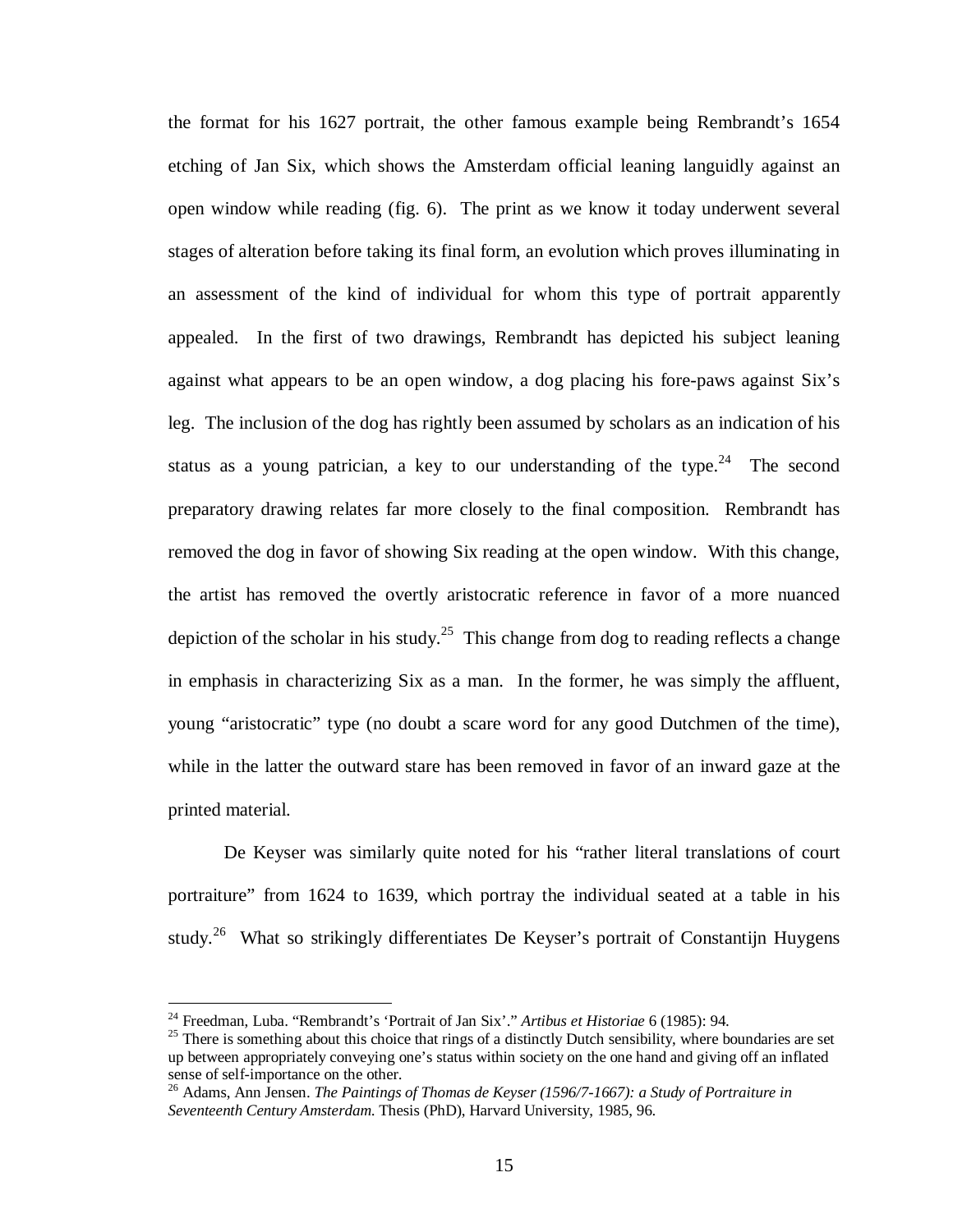the format for his 1627 portrait, the other famous example being Rembrandt's 1654 etching of Jan Six, which shows the Amsterdam official leaning languidly against an open window while reading (fig. 6). The print as we know it today underwent several stages of alteration before taking its final form, an evolution which proves illuminating in an assessment of the kind of individual for whom this type of portrait apparently appealed. In the first of two drawings, Rembrandt has depicted his subject leaning against what appears to be an open window, a dog placing his fore-paws against Six's leg. The inclusion of the dog has rightly been assumed by scholars as an indication of his status as a young patrician, a key to our understanding of the type.[24] The second preparatory drawing relates far more closely to the final composition. Rembrandt has removed the dog in favor of showing Six reading at the open window. With this change, the artist has removed the overtly aristocratic reference in favor of a more nuanced depiction of the scholar in his study.[25] This change from dog to reading reflects a change in emphasis in characterizing Six as a man. In the former, he was simply the affluent, young "aristocratic" type (no doubt a scare word for any good Dutchmen of the time), while in the latter the outward stare has been removed in favor of an inward gaze at the printed material.

De Keyser was similarly quite noted for his "rather literal translations of court portraiture" from 1624 to 1639, which portray the individual seated at a table in his study.[26] What so strikingly differentiates De Keyser's portrait of Constantijn Huygens

---

[24] Freedman, Luba. "Rembrandt's 'Portrait of Jan Six'." *Artibus et Historiae* 6 (1985): 94.

[25] There is something about this choice that rings of a distinctly Dutch sensibility, where boundaries are set up between appropriately conveying one's status within society on the one hand and giving off an inflated sense of self-importance on the other.

[26] Adams, Ann Jensen. *The Paintings of Thomas de Keyser (1596/7-1667): a Study of Portraiture in Seventeenth Century Amsterdam.* Thesis (PhD), Harvard University, 1985, 96.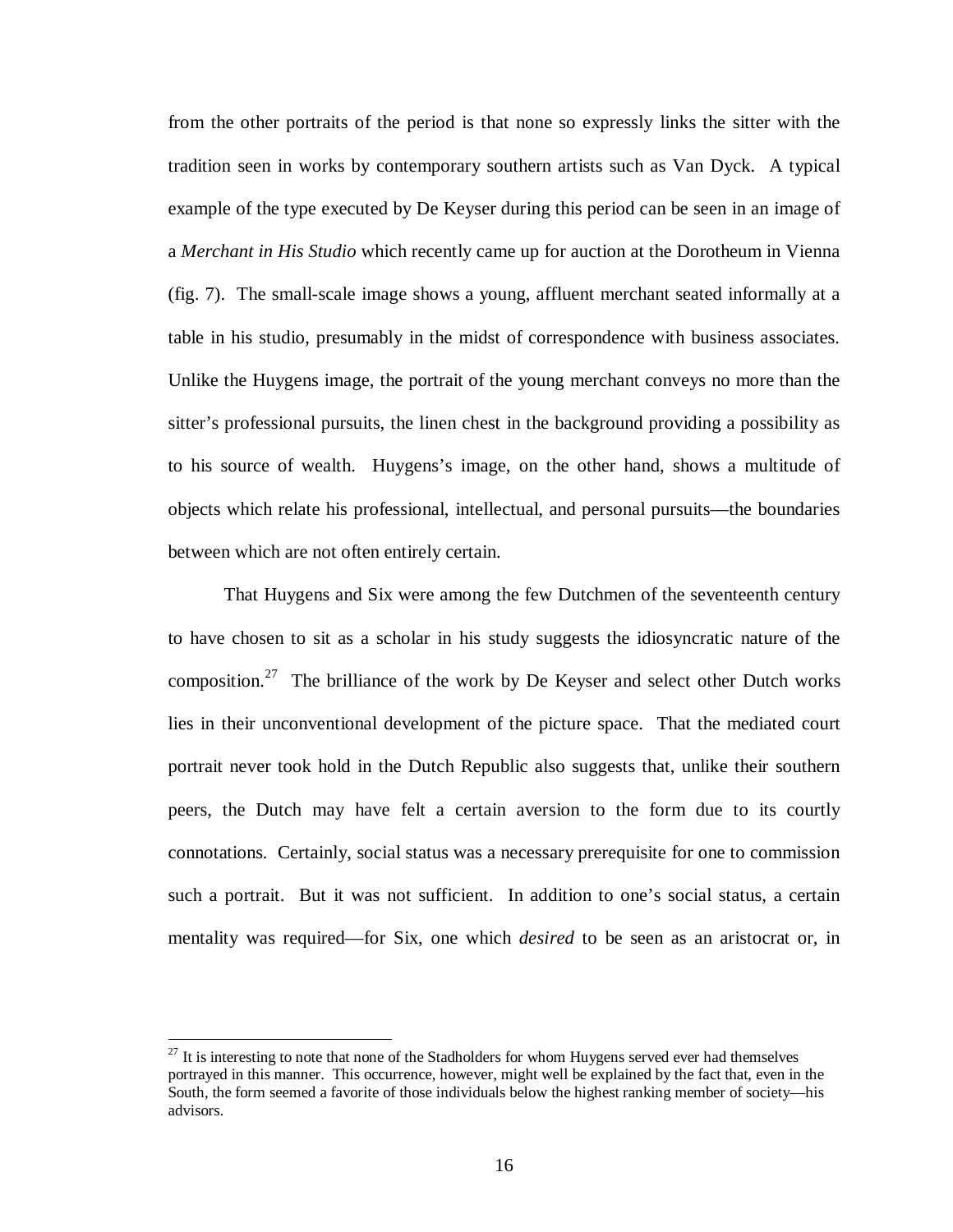from the other portraits of the period is that none so expressly links the sitter with the tradition seen in works by contemporary southern artists such as Van Dyck. A typical example of the type executed by De Keyser during this period can be seen in an image of a *Merchant in His Studio* which recently came up for auction at the Dorotheum in Vienna (fig. 7). The small-scale image shows a young, affluent merchant seated informally at a table in his studio, presumably in the midst of correspondence with business associates. Unlike the Huygens image, the portrait of the young merchant conveys no more than the sitter's professional pursuits, the linen chest in the background providing a possibility as to his source of wealth. Huygens's image, on the other hand, shows a multitude of objects which relate his professional, intellectual, and personal pursuits—the boundaries between which are not often entirely certain.

That Huygens and Six were among the few Dutchmen of the seventeenth century to have chosen to sit as a scholar in his study suggests the idiosyncratic nature of the composition.[27] The brilliance of the work by De Keyser and select other Dutch works lies in their unconventional development of the picture space. That the mediated court portrait never took hold in the Dutch Republic also suggests that, unlike their southern peers, the Dutch may have felt a certain aversion to the form due to its courtly connotations. Certainly, social status was a necessary prerequisite for one to commission such a portrait. But it was not sufficient. In addition to one's social status, a certain mentality was required—for Six, one which *desired* to be seen as an aristocrat or, in

[27] It is interesting to note that none of the Stadholders for whom Huygens served ever had themselves portrayed in this manner. This occurrence, however, might well be explained by the fact that, even in the South, the form seemed a favorite of those individuals below the highest ranking member of society—his advisors.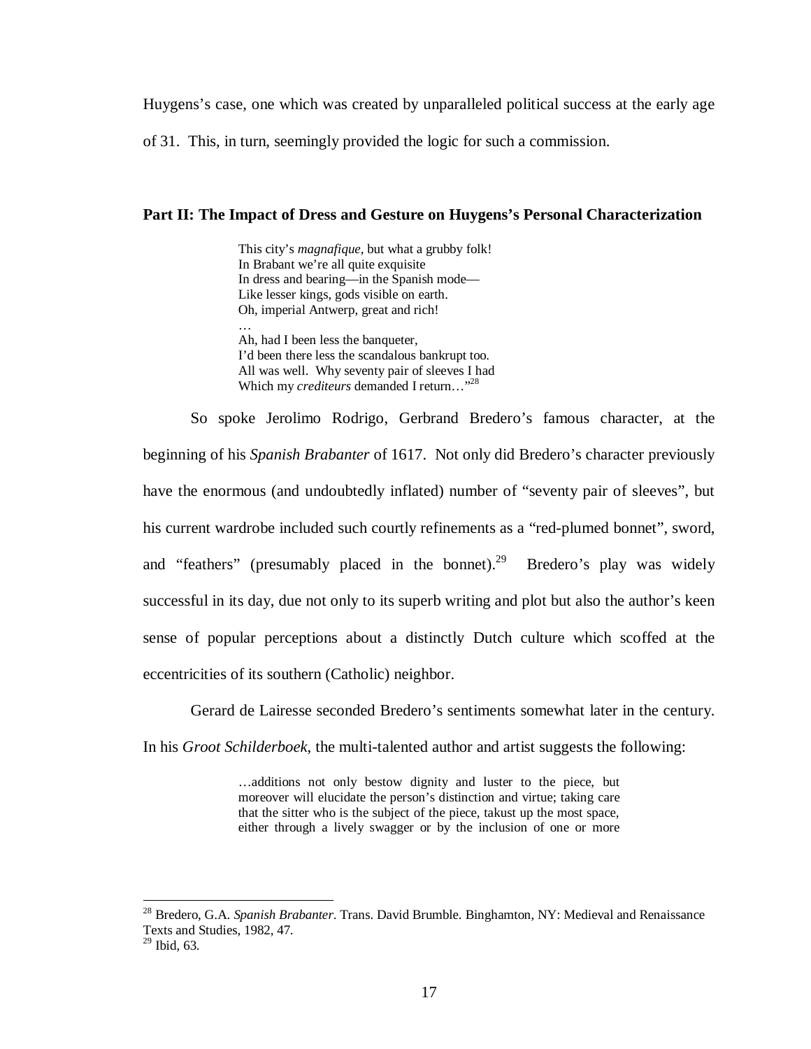Huygens's case, one which was created by unparalleled political success at the early age of 31. This, in turn, seemingly provided the logic for such a commission.

## Part II: The Impact of Dress and Gesture on Huygens's Personal Characterization

> This city's *magnafique*, but what a grubby folk!
> In Brabant we're all quite exquisite
> In dress and bearing—in the Spanish mode—
> Like lesser kings, gods visible on earth.
> Oh, imperial Antwerp, great and rich!
> …
> Ah, had I been less the banqueter,
> I'd been there less the scandalous bankrupt too.
> All was well. Why seventy pair of sleeves I had
> Which my *crediteurs* demanded I return…"[28]

So spoke Jerolimo Rodrigo, Gerbrand Bredero's famous character, at the beginning of his *Spanish Brabanter* of 1617. Not only did Bredero's character previously have the enormous (and undoubtedly inflated) number of "seventy pair of sleeves", but his current wardrobe included such courtly refinements as a "red-plumed bonnet", sword, and "feathers" (presumably placed in the bonnet).[29] Bredero's play was widely successful in its day, due not only to its superb writing and plot but also the author's keen sense of popular perceptions about a distinctly Dutch culture which scoffed at the eccentricities of its southern (Catholic) neighbor.

Gerard de Lairesse seconded Bredero's sentiments somewhat later in the century. In his *Groot Schilderboek*, the multi-talented author and artist suggests the following:

> …additions not only bestow dignity and luster to the piece, but moreover will elucidate the person's distinction and virtue; taking care that the sitter who is the subject of the piece, takust up the most space, either through a lively swagger or by the inclusion of one or more

---

[28] Bredero, G.A. *Spanish Brabanter*. Trans. David Brumble. Binghamton, NY: Medieval and Renaissance Texts and Studies, 1982, 47.

[29] Ibid, 63.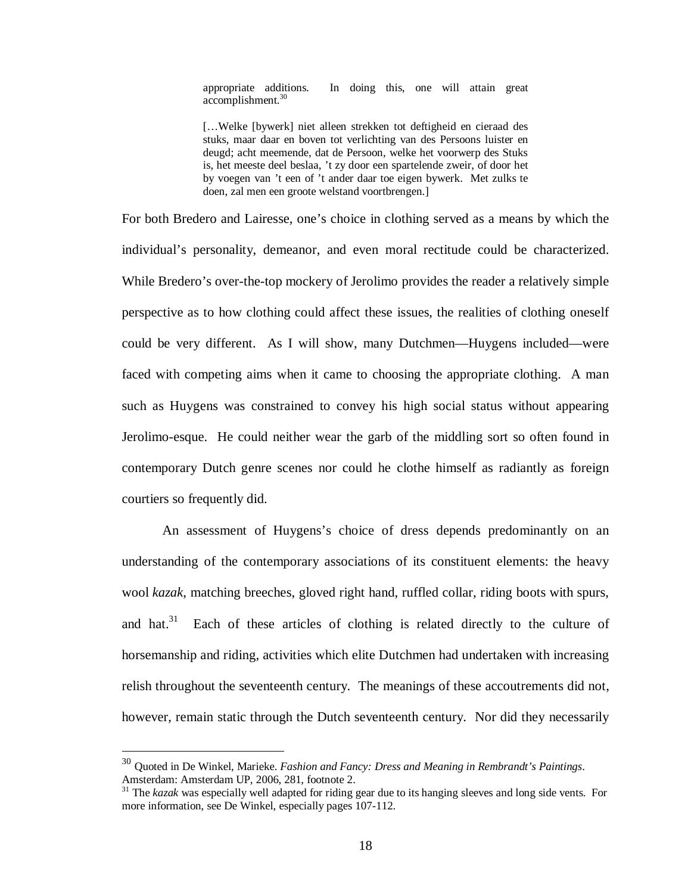> appropriate additions. In doing this, one will attain great accomplishment.[30]
>
> […Welke [bywerk] niet alleen strekken tot deftigheid en cieraad des stuks, maar daar en boven tot verlichting van des Persoons luister en deugd; acht meemende, dat de Persoon, welke het voorwerp des Stuks is, het meeste deel beslaa, 't zy door een spartelende zweir, of door het by voegen van 't een of 't ander daar toe eigen bywerk. Met zulks te doen, zal men een groote welstand voortbrengen.]

For both Bredero and Lairesse, one's choice in clothing served as a means by which the individual's personality, demeanor, and even moral rectitude could be characterized. While Bredero's over-the-top mockery of Jerolimo provides the reader a relatively simple perspective as to how clothing could affect these issues, the realities of clothing oneself could be very different. As I will show, many Dutchmen—Huygens included—were faced with competing aims when it came to choosing the appropriate clothing. A man such as Huygens was constrained to convey his high social status without appearing Jerolimo-esque. He could neither wear the garb of the middling sort so often found in contemporary Dutch genre scenes nor could he clothe himself as radiantly as foreign courtiers so frequently did.

An assessment of Huygens's choice of dress depends predominantly on an understanding of the contemporary associations of its constituent elements: the heavy wool *kazak*, matching breeches, gloved right hand, ruffled collar, riding boots with spurs, and hat.[31] Each of these articles of clothing is related directly to the culture of horsemanship and riding, activities which elite Dutchmen had undertaken with increasing relish throughout the seventeenth century. The meanings of these accoutrements did not, however, remain static through the Dutch seventeenth century. Nor did they necessarily

---

[30] Quoted in De Winkel, Marieke. *Fashion and Fancy: Dress and Meaning in Rembrandt's Paintings*. Amsterdam: Amsterdam UP, 2006, 281, footnote 2.

[31] The *kazak* was especially well adapted for riding gear due to its hanging sleeves and long side vents. For more information, see De Winkel, especially pages 107-112.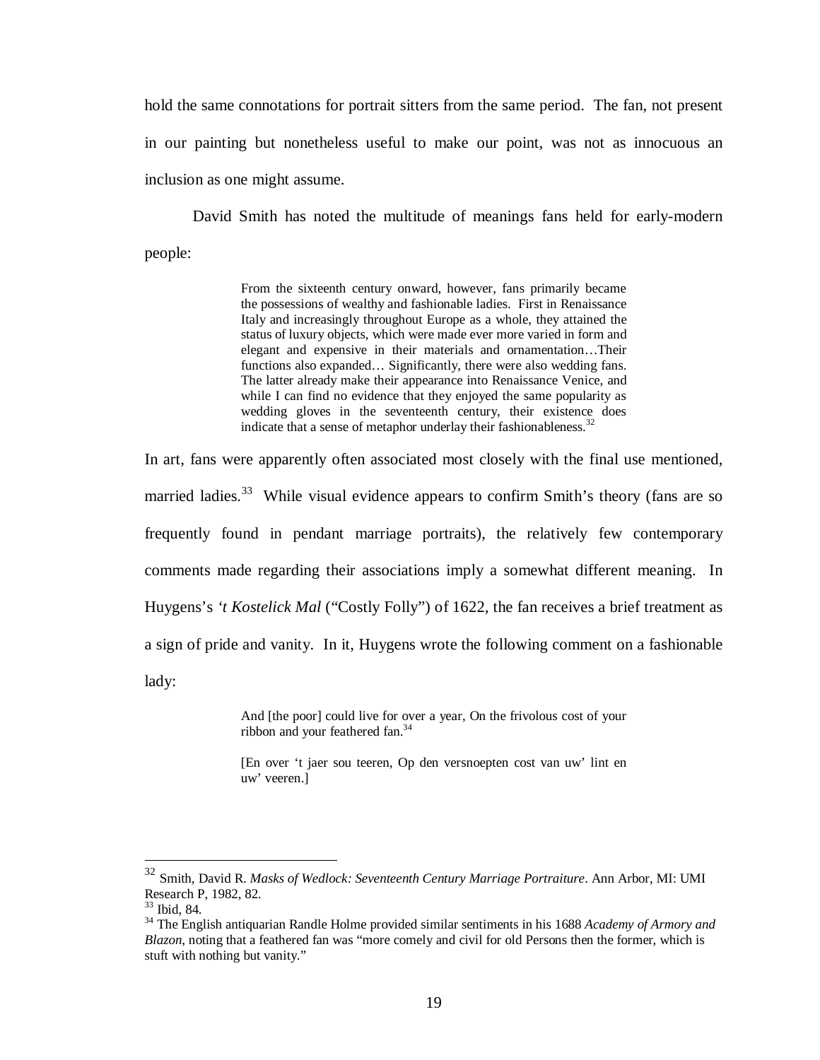hold the same connotations for portrait sitters from the same period. The fan, not present in our painting but nonetheless useful to make our point, was not as innocuous an inclusion as one might assume.

David Smith has noted the multitude of meanings fans held for early-modern people:

> From the sixteenth century onward, however, fans primarily became the possessions of wealthy and fashionable ladies. First in Renaissance Italy and increasingly throughout Europe as a whole, they attained the status of luxury objects, which were made ever more varied in form and elegant and expensive in their materials and ornamentation…Their functions also expanded… Significantly, there were also wedding fans. The latter already make their appearance into Renaissance Venice, and while I can find no evidence that they enjoyed the same popularity as wedding gloves in the seventeenth century, their existence does indicate that a sense of metaphor underlay their fashionableness.[32]

In art, fans were apparently often associated most closely with the final use mentioned, married ladies.[33] While visual evidence appears to confirm Smith's theory (fans are so frequently found in pendant marriage portraits), the relatively few contemporary comments made regarding their associations imply a somewhat different meaning. In Huygens's *'t Kostelick Mal* ("Costly Folly") of 1622, the fan receives a brief treatment as a sign of pride and vanity. In it, Huygens wrote the following comment on a fashionable lady:

> And [the poor] could live for over a year, On the frivolous cost of your ribbon and your feathered fan.[34]
>
> [En over 't jaer sou teeren, Op den versnoepten cost van uw' lint en uw' veeren.]

---

[32] Smith, David R. *Masks of Wedlock: Seventeenth Century Marriage Portraiture*. Ann Arbor, MI: UMI Research P, 1982, 82.

[33] Ibid, 84.

[34] The English antiquarian Randle Holme provided similar sentiments in his 1688 *Academy of Armory and Blazon*, noting that a feathered fan was "more comely and civil for old Persons then the former, which is stuft with nothing but vanity."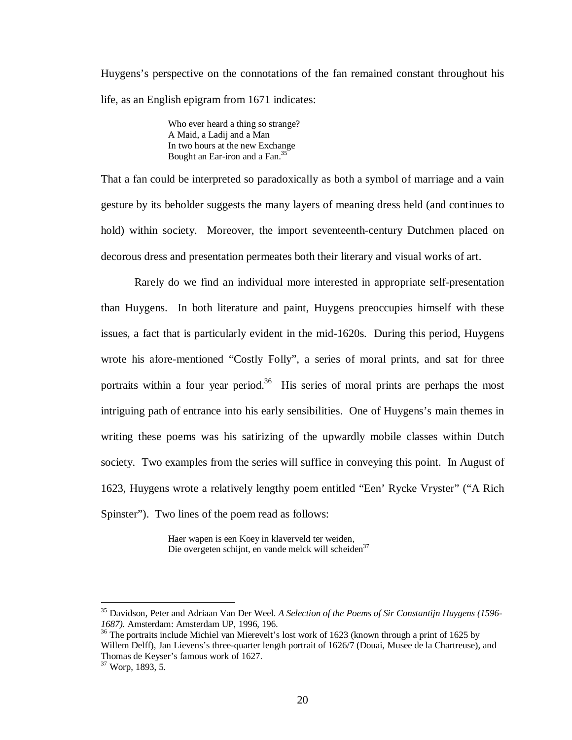Huygens's perspective on the connotations of the fan remained constant throughout his life, as an English epigram from 1671 indicates:

> Who ever heard a thing so strange?  
> A Maid, a Ladij and a Man  
> In two hours at the new Exchange  
> Bought an Ear-iron and a Fan.[35]

That a fan could be interpreted so paradoxically as both a symbol of marriage and a vain gesture by its beholder suggests the many layers of meaning dress held (and continues to hold) within society. Moreover, the import seventeenth-century Dutchmen placed on decorous dress and presentation permeates both their literary and visual works of art.

Rarely do we find an individual more interested in appropriate self-presentation than Huygens. In both literature and paint, Huygens preoccupies himself with these issues, a fact that is particularly evident in the mid-1620s. During this period, Huygens wrote his afore-mentioned "Costly Folly", a series of moral prints, and sat for three portraits within a four year period.[36] His series of moral prints are perhaps the most intriguing path of entrance into his early sensibilities. One of Huygens's main themes in writing these poems was his satirizing of the upwardly mobile classes within Dutch society. Two examples from the series will suffice in conveying this point. In August of 1623, Huygens wrote a relatively lengthy poem entitled "Een' Rycke Vryster" ("A Rich Spinster"). Two lines of the poem read as follows:

> Haer wapen is een Koey in klaverveld ter weiden,  
> Die overgeten schijnt, en vande melck will scheiden[37]

---

[35] Davidson, Peter and Adriaan Van Der Weel. *A Selection of the Poems of Sir Constantijn Huygens (1596-1687)*. Amsterdam: Amsterdam UP, 1996, 196.

[36] The portraits include Michiel van Mierevelt's lost work of 1623 (known through a print of 1625 by Willem Delff), Jan Lievens's three-quarter length portrait of 1626/7 (Douai, Musee de la Chartreuse), and Thomas de Keyser's famous work of 1627.

[37] Worp, 1893, 5.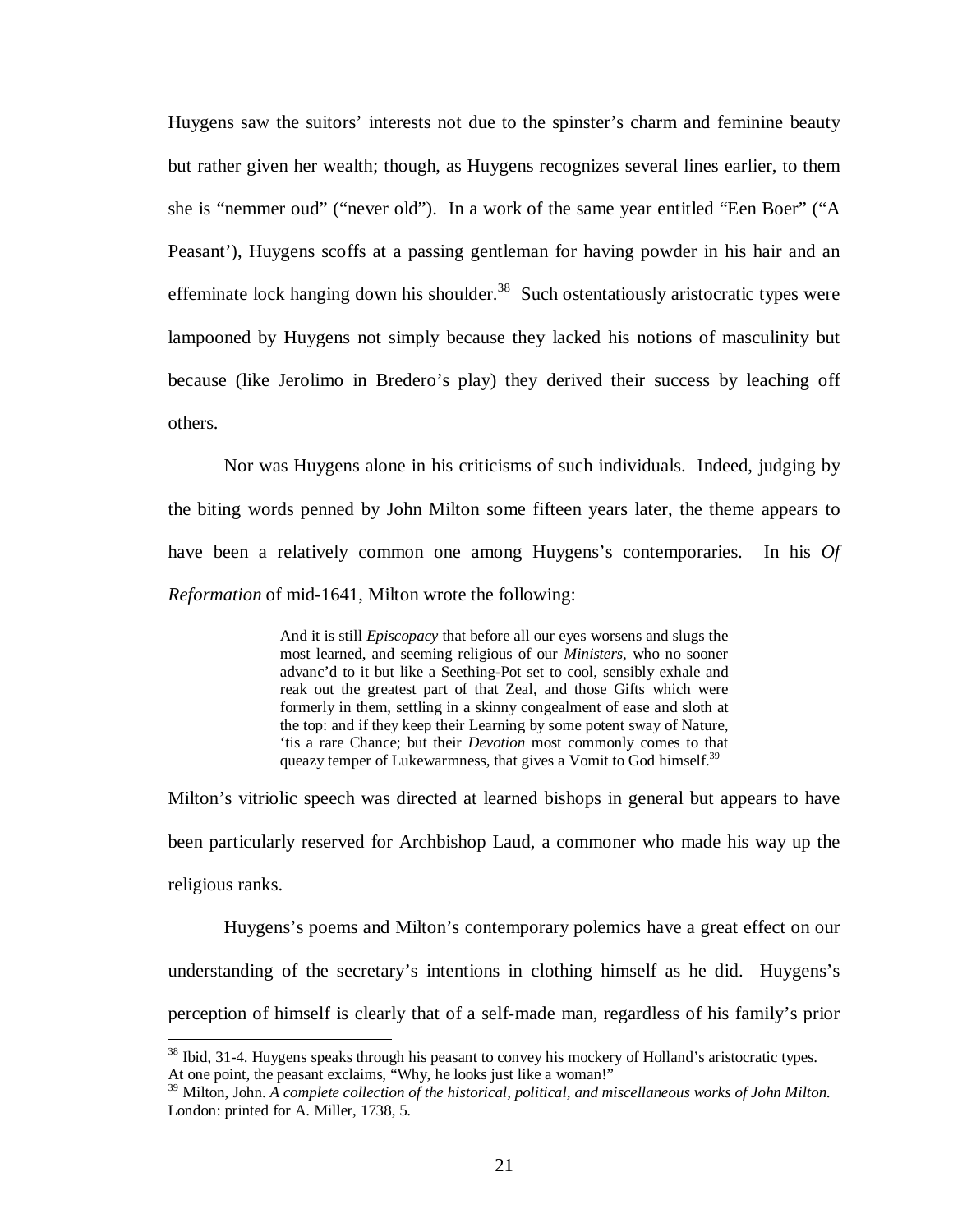Huygens saw the suitors' interests not due to the spinster's charm and feminine beauty but rather given her wealth; though, as Huygens recognizes several lines earlier, to them she is "nemmer oud" ("never old"). In a work of the same year entitled "Een Boer" ("A Peasant'), Huygens scoffs at a passing gentleman for having powder in his hair and an effeminate lock hanging down his shoulder.[38] Such ostentatiously aristocratic types were lampooned by Huygens not simply because they lacked his notions of masculinity but because (like Jerolimo in Bredero's play) they derived their success by leaching off others.

Nor was Huygens alone in his criticisms of such individuals. Indeed, judging by the biting words penned by John Milton some fifteen years later, the theme appears to have been a relatively common one among Huygens's contemporaries. In his *Of Reformation* of mid-1641, Milton wrote the following:

> And it is still *Episcopacy* that before all our eyes worsens and slugs the most learned, and seeming religious of our *Ministers*, who no sooner advanc'd to it but like a Seething-Pot set to cool, sensibly exhale and reak out the greatest part of that Zeal, and those Gifts which were formerly in them, settling in a skinny congealment of ease and sloth at the top: and if they keep their Learning by some potent sway of Nature, 'tis a rare Chance; but their *Devotion* most commonly comes to that queazy temper of Lukewarmness, that gives a Vomit to God himself.[39]

Milton's vitriolic speech was directed at learned bishops in general but appears to have been particularly reserved for Archbishop Laud, a commoner who made his way up the religious ranks.

Huygens's poems and Milton's contemporary polemics have a great effect on our understanding of the secretary's intentions in clothing himself as he did. Huygens's perception of himself is clearly that of a self-made man, regardless of his family's prior

---

[38] Ibid, 31-4. Huygens speaks through his peasant to convey his mockery of Holland's aristocratic types. At one point, the peasant exclaims, "Why, he looks just like a woman!"

[39] Milton, John. *A complete collection of the historical, political, and miscellaneous works of John Milton.* London: printed for A. Miller, 1738, 5.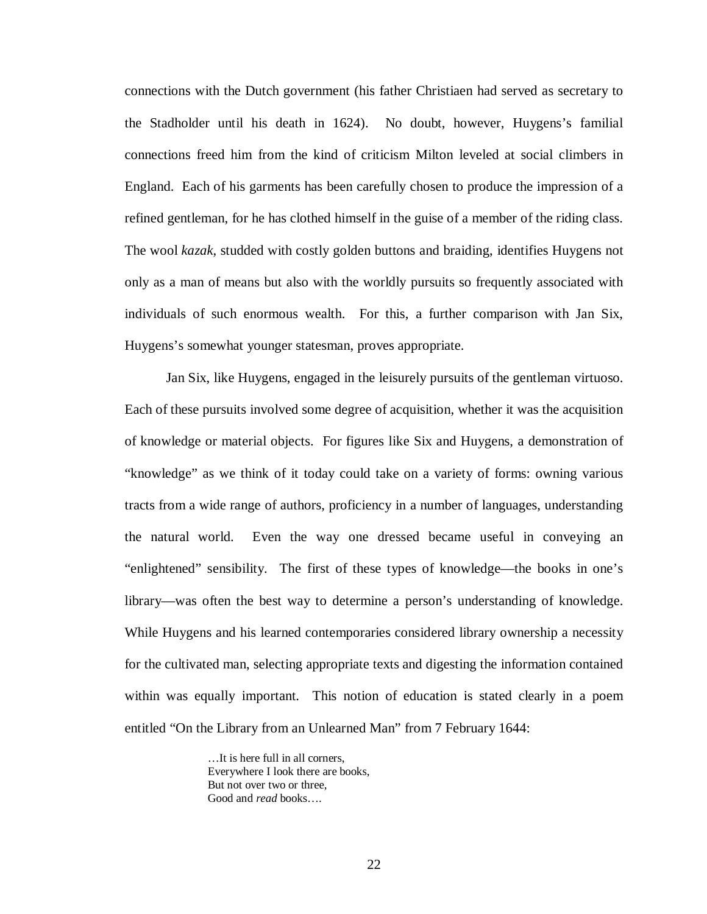connections with the Dutch government (his father Christiaen had served as secretary to the Stadholder until his death in 1624). No doubt, however, Huygens's familial connections freed him from the kind of criticism Milton leveled at social climbers in England. Each of his garments has been carefully chosen to produce the impression of a refined gentleman, for he has clothed himself in the guise of a member of the riding class. The wool *kazak*, studded with costly golden buttons and braiding, identifies Huygens not only as a man of means but also with the worldly pursuits so frequently associated with individuals of such enormous wealth. For this, a further comparison with Jan Six, Huygens's somewhat younger statesman, proves appropriate.

Jan Six, like Huygens, engaged in the leisurely pursuits of the gentleman virtuoso. Each of these pursuits involved some degree of acquisition, whether it was the acquisition of knowledge or material objects. For figures like Six and Huygens, a demonstration of "knowledge" as we think of it today could take on a variety of forms: owning various tracts from a wide range of authors, proficiency in a number of languages, understanding the natural world. Even the way one dressed became useful in conveying an "enlightened" sensibility. The first of these types of knowledge—the books in one's library—was often the best way to determine a person's understanding of knowledge. While Huygens and his learned contemporaries considered library ownership a necessity for the cultivated man, selecting appropriate texts and digesting the information contained within was equally important. This notion of education is stated clearly in a poem entitled "On the Library from an Unlearned Man" from 7 February 1644:

> …It is here full in all corners,
> Everywhere I look there are books,
> But not over two or three,
> Good and *read* books….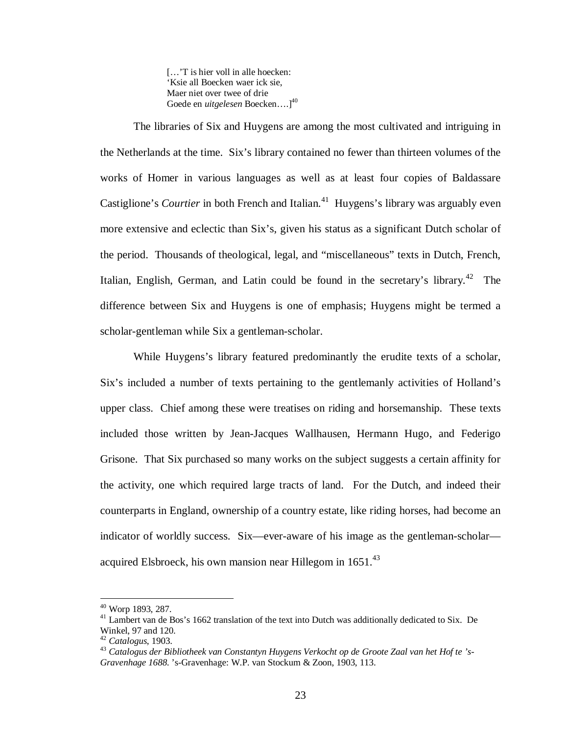> […'T is hier voll in alle hoecken:
> 'Ksie all Boecken waer ick sie,
> Maer niet over twee of drie
> Goede en *uitgelesen* Boecken….][40]

The libraries of Six and Huygens are among the most cultivated and intriguing in the Netherlands at the time. Six's library contained no fewer than thirteen volumes of the works of Homer in various languages as well as at least four copies of Baldassare Castiglione's *Courtier* in both French and Italian.[41] Huygens's library was arguably even more extensive and eclectic than Six's, given his status as a significant Dutch scholar of the period. Thousands of theological, legal, and "miscellaneous" texts in Dutch, French, Italian, English, German, and Latin could be found in the secretary's library.[42] The difference between Six and Huygens is one of emphasis; Huygens might be termed a scholar-gentleman while Six a gentleman-scholar.

While Huygens's library featured predominantly the erudite texts of a scholar, Six's included a number of texts pertaining to the gentlemanly activities of Holland's upper class. Chief among these were treatises on riding and horsemanship. These texts included those written by Jean-Jacques Wallhausen, Hermann Hugo, and Federigo Grisone. That Six purchased so many works on the subject suggests a certain affinity for the activity, one which required large tracts of land. For the Dutch, and indeed their counterparts in England, ownership of a country estate, like riding horses, had become an indicator of worldly success. Six—ever-aware of his image as the gentleman-scholar—acquired Elsbroeck, his own mansion near Hillegom in 1651.[43]

---

[40] Worp 1893, 287.

[41] Lambert van de Bos's 1662 translation of the text into Dutch was additionally dedicated to Six. De Winkel, 97 and 120.

[42] *Catalogus*, 1903.

[43] *Catalogus der Bibliotheek van Constantyn Huygens Verkocht op de Groote Zaal van het Hof te 's-Gravenhage 1688.* 's-Gravenhage: W.P. van Stockum & Zoon, 1903, 113.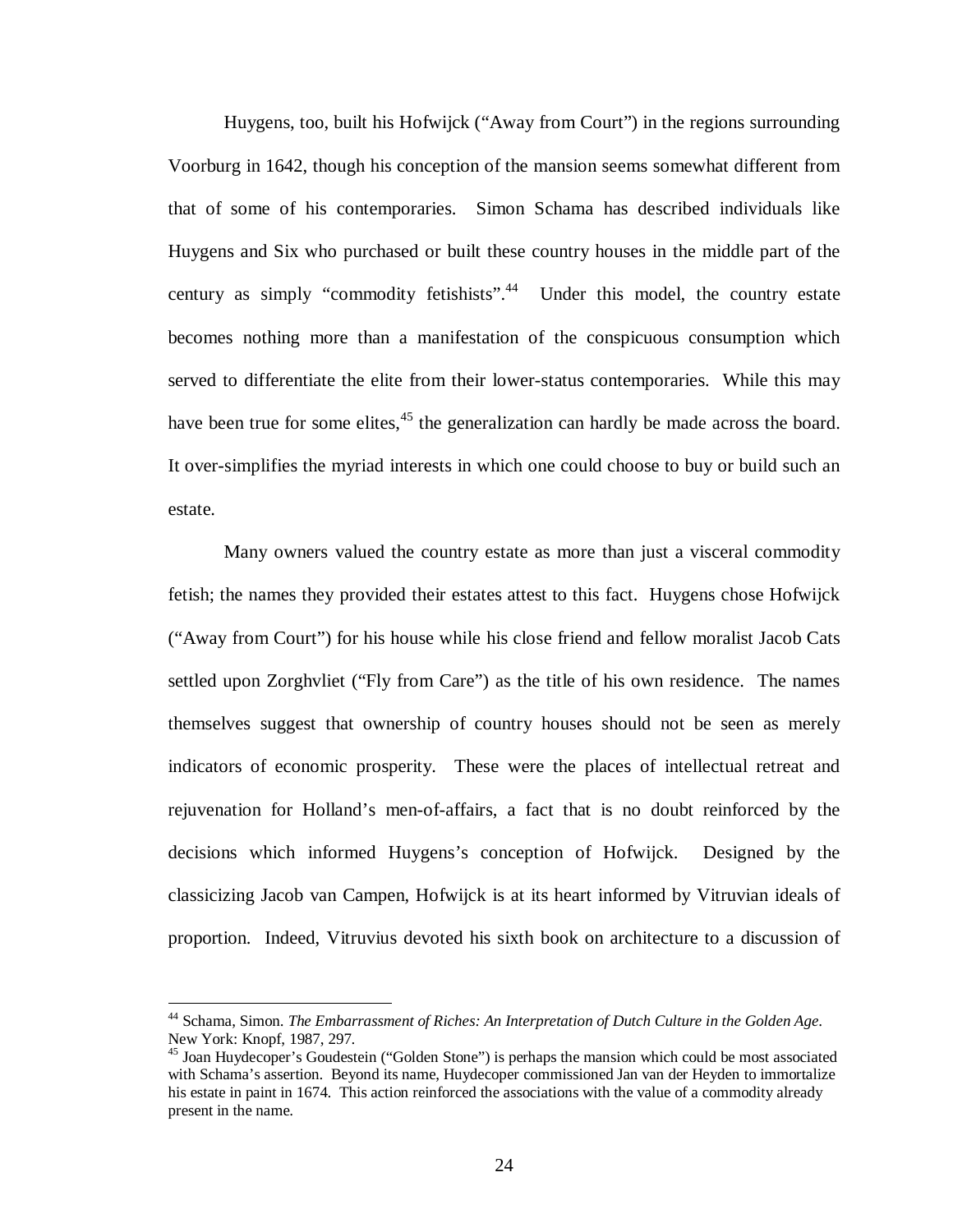Huygens, too, built his Hofwijck ("Away from Court") in the regions surrounding Voorburg in 1642, though his conception of the mansion seems somewhat different from that of some of his contemporaries. Simon Schama has described individuals like Huygens and Six who purchased or built these country houses in the middle part of the century as simply "commodity fetishists".[44] Under this model, the country estate becomes nothing more than a manifestation of the conspicuous consumption which served to differentiate the elite from their lower-status contemporaries. While this may have been true for some elites,[45] the generalization can hardly be made across the board. It over-simplifies the myriad interests in which one could choose to buy or build such an estate.

Many owners valued the country estate as more than just a visceral commodity fetish; the names they provided their estates attest to this fact. Huygens chose Hofwijck ("Away from Court") for his house while his close friend and fellow moralist Jacob Cats settled upon Zorghvliet ("Fly from Care") as the title of his own residence. The names themselves suggest that ownership of country houses should not be seen as merely indicators of economic prosperity. These were the places of intellectual retreat and rejuvenation for Holland's men-of-affairs, a fact that is no doubt reinforced by the decisions which informed Huygens's conception of Hofwijck. Designed by the classicizing Jacob van Campen, Hofwijck is at its heart informed by Vitruvian ideals of proportion. Indeed, Vitruvius devoted his sixth book on architecture to a discussion of

---

[44] Schama, Simon. *The Embarrassment of Riches: An Interpretation of Dutch Culture in the Golden Age*. New York: Knopf, 1987, 297.

[45] Joan Huydecoper's Goudestein ("Golden Stone") is perhaps the mansion which could be most associated with Schama's assertion. Beyond its name, Huydecoper commissioned Jan van der Heyden to immortalize his estate in paint in 1674. This action reinforced the associations with the value of a commodity already present in the name.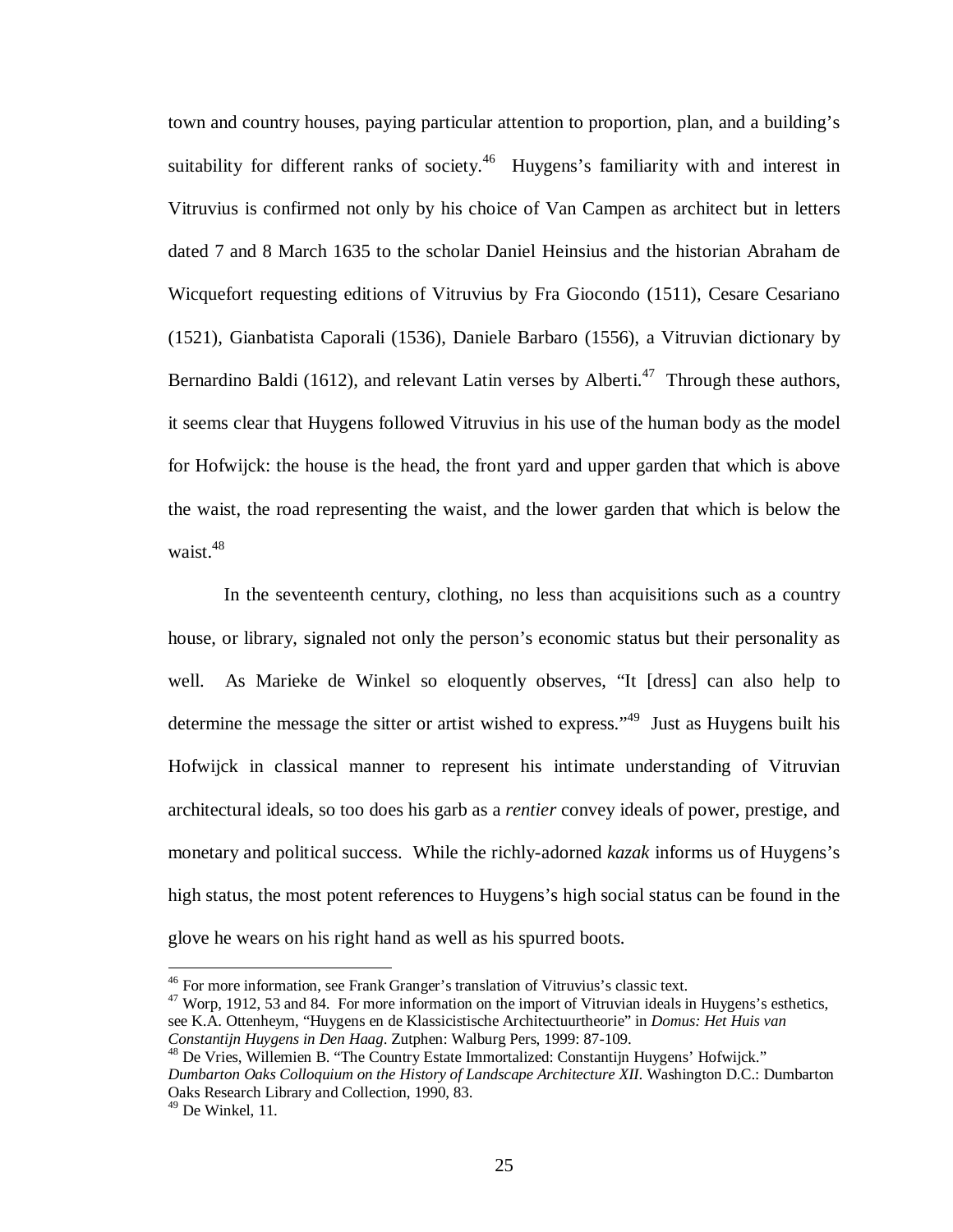town and country houses, paying particular attention to proportion, plan, and a building's suitability for different ranks of society.[46] Huygens's familiarity with and interest in Vitruvius is confirmed not only by his choice of Van Campen as architect but in letters dated 7 and 8 March 1635 to the scholar Daniel Heinsius and the historian Abraham de Wicquefort requesting editions of Vitruvius by Fra Giocondo (1511), Cesare Cesariano (1521), Gianbatista Caporali (1536), Daniele Barbaro (1556), a Vitruvian dictionary by Bernardino Baldi (1612), and relevant Latin verses by Alberti.[47] Through these authors, it seems clear that Huygens followed Vitruvius in his use of the human body as the model for Hofwijck: the house is the head, the front yard and upper garden that which is above the waist, the road representing the waist, and the lower garden that which is below the waist.[48]

In the seventeenth century, clothing, no less than acquisitions such as a country house, or library, signaled not only the person's economic status but their personality as well. As Marieke de Winkel so eloquently observes, "It [dress] can also help to determine the message the sitter or artist wished to express."[49] Just as Huygens built his Hofwijck in classical manner to represent his intimate understanding of Vitruvian architectural ideals, so too does his garb as a *rentier* convey ideals of power, prestige, and monetary and political success. While the richly-adorned *kazak* informs us of Huygens's high status, the most potent references to Huygens's high social status can be found in the glove he wears on his right hand as well as his spurred boots.

---

[46] For more information, see Frank Granger's translation of Vitruvius's classic text.

[47] Worp, 1912, 53 and 84. For more information on the import of Vitruvian ideals in Huygens's esthetics, see K.A. Ottenheym, "Huygens en de Klassicistische Architectuurtheorie" in *Domus: Het Huis van Constantijn Huygens in Den Haag*. Zutphen: Walburg Pers, 1999: 87-109.

[48] De Vries, Willemien B. "The Country Estate Immortalized: Constantijn Huygens' Hofwijck." *Dumbarton Oaks Colloquium on the History of Landscape Architecture XII*. Washington D.C.: Dumbarton Oaks Research Library and Collection, 1990, 83.

[49] De Winkel, 11.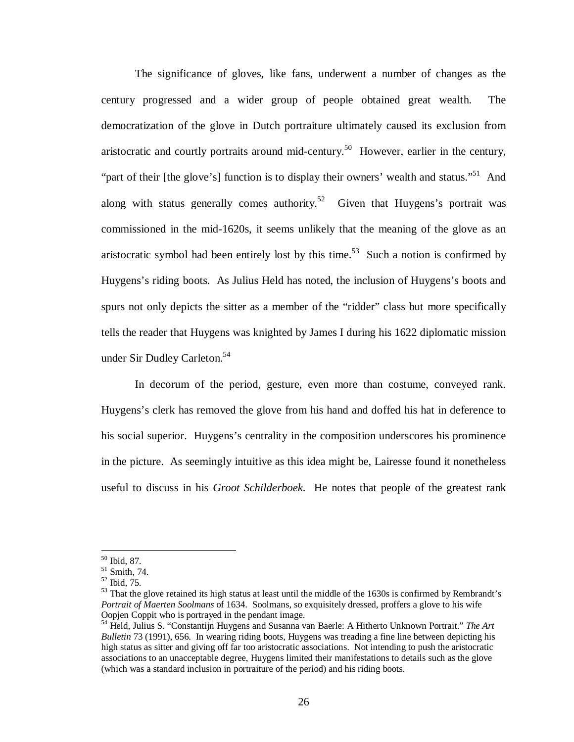The significance of gloves, like fans, underwent a number of changes as the century progressed and a wider group of people obtained great wealth. The democratization of the glove in Dutch portraiture ultimately caused its exclusion from aristocratic and courtly portraits around mid-century.[50] However, earlier in the century, "part of their [the glove's] function is to display their owners' wealth and status."[51] And along with status generally comes authority.[52] Given that Huygens's portrait was commissioned in the mid-1620s, it seems unlikely that the meaning of the glove as an aristocratic symbol had been entirely lost by this time.[53] Such a notion is confirmed by Huygens's riding boots. As Julius Held has noted, the inclusion of Huygens's boots and spurs not only depicts the sitter as a member of the "ridder" class but more specifically tells the reader that Huygens was knighted by James I during his 1622 diplomatic mission under Sir Dudley Carleton.[54]

In decorum of the period, gesture, even more than costume, conveyed rank. Huygens's clerk has removed the glove from his hand and doffed his hat in deference to his social superior. Huygens's centrality in the composition underscores his prominence in the picture. As seemingly intuitive as this idea might be, Lairesse found it nonetheless useful to discuss in his *Groot Schilderboek*. He notes that people of the greatest rank

---

[50] Ibid, 87.

[51] Smith, 74.

[52] Ibid, 75.

[53] That the glove retained its high status at least until the middle of the 1630s is confirmed by Rembrandt's *Portrait of Maerten Soolmans* of 1634. Soolmans, so exquisitely dressed, proffers a glove to his wife Oopjen Coppit who is portrayed in the pendant image.

[54] Held, Julius S. "Constantijn Huygens and Susanna van Baerle: A Hitherto Unknown Portrait." *The Art Bulletin* 73 (1991), 656. In wearing riding boots, Huygens was treading a fine line between depicting his high status as sitter and giving off far too aristocratic associations. Not intending to push the aristocratic associations to an unacceptable degree, Huygens limited their manifestations to details such as the glove (which was a standard inclusion in portraiture of the period) and his riding boots.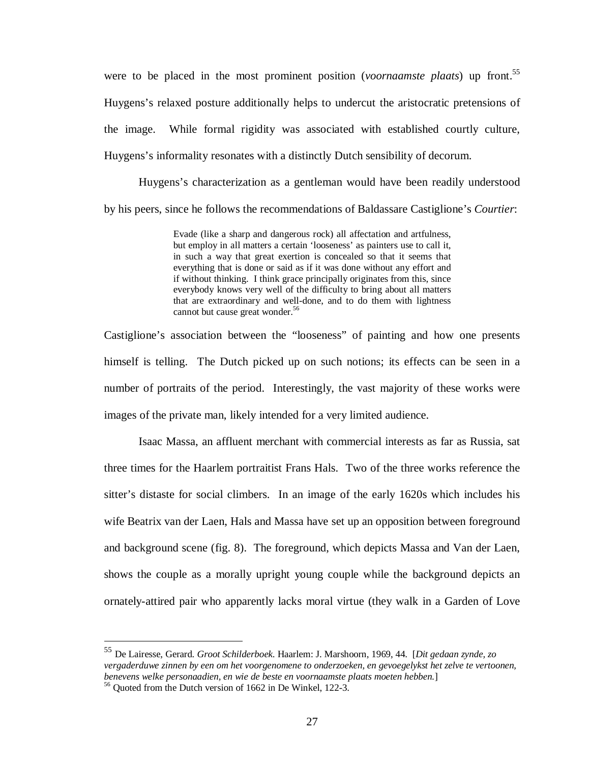were to be placed in the most prominent position (*voornaamste plaats*) up front.[55] Huygens's relaxed posture additionally helps to undercut the aristocratic pretensions of the image. While formal rigidity was associated with established courtly culture, Huygens's informality resonates with a distinctly Dutch sensibility of decorum.

Huygens's characterization as a gentleman would have been readily understood by his peers, since he follows the recommendations of Baldassare Castiglione's *Courtier*:

> Evade (like a sharp and dangerous rock) all affectation and artfulness, but employ in all matters a certain 'looseness' as painters use to call it, in such a way that great exertion is concealed so that it seems that everything that is done or said as if it was done without any effort and if without thinking. I think grace principally originates from this, since everybody knows very well of the difficulty to bring about all matters that are extraordinary and well-done, and to do them with lightness cannot but cause great wonder.[56]

Castiglione's association between the "looseness" of painting and how one presents himself is telling. The Dutch picked up on such notions; its effects can be seen in a number of portraits of the period. Interestingly, the vast majority of these works were images of the private man, likely intended for a very limited audience.

Isaac Massa, an affluent merchant with commercial interests as far as Russia, sat three times for the Haarlem portraitist Frans Hals. Two of the three works reference the sitter's distaste for social climbers. In an image of the early 1620s which includes his wife Beatrix van der Laen, Hals and Massa have set up an opposition between foreground and background scene (fig. 8). The foreground, which depicts Massa and Van der Laen, shows the couple as a morally upright young couple while the background depicts an ornately-attired pair who apparently lacks moral virtue (they walk in a Garden of Love

---

[55] De Lairesse, Gerard. *Groot Schilderboek.* Haarlem: J. Marshoorn, 1969, 44. [*Dit gedaan zynde, zo vergaderduwe zinnen by een om het voorgenomene to onderzoeken, en gevoegelykst het zelve te vertoonen, benevens welke personaadien, en wie de beste en voornaamste plaats moeten hebben.*]

[56] Quoted from the Dutch version of 1662 in De Winkel, 122-3.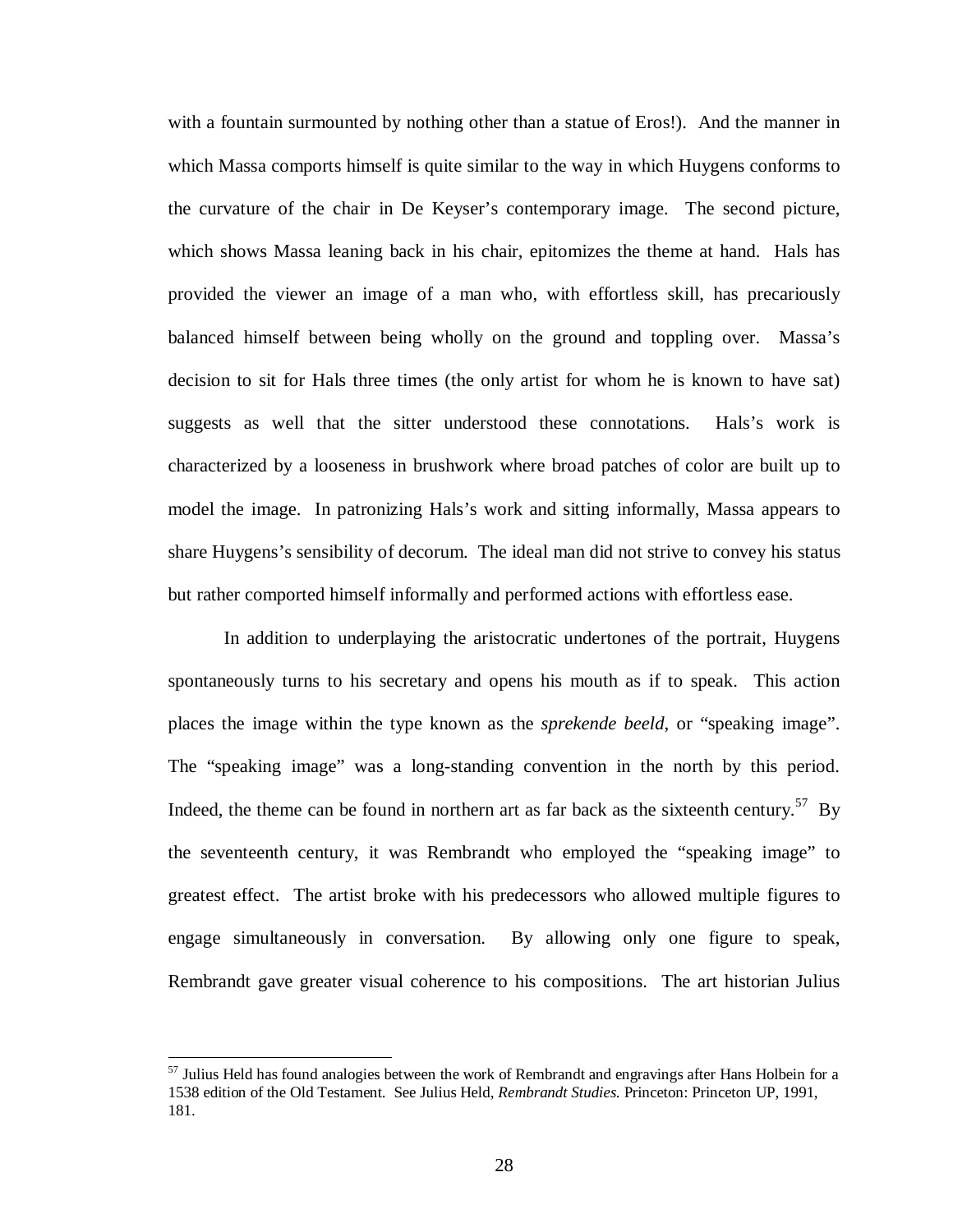with a fountain surmounted by nothing other than a statue of Eros!). And the manner in which Massa comports himself is quite similar to the way in which Huygens conforms to the curvature of the chair in De Keyser's contemporary image. The second picture, which shows Massa leaning back in his chair, epitomizes the theme at hand. Hals has provided the viewer an image of a man who, with effortless skill, has precariously balanced himself between being wholly on the ground and toppling over. Massa's decision to sit for Hals three times (the only artist for whom he is known to have sat) suggests as well that the sitter understood these connotations. Hals's work is characterized by a looseness in brushwork where broad patches of color are built up to model the image. In patronizing Hals's work and sitting informally, Massa appears to share Huygens's sensibility of decorum. The ideal man did not strive to convey his status but rather comported himself informally and performed actions with effortless ease.

In addition to underplaying the aristocratic undertones of the portrait, Huygens spontaneously turns to his secretary and opens his mouth as if to speak. This action places the image within the type known as the *sprekende beeld*, or "speaking image". The "speaking image" was a long-standing convention in the north by this period. Indeed, the theme can be found in northern art as far back as the sixteenth century.[57] By the seventeenth century, it was Rembrandt who employed the "speaking image" to greatest effect. The artist broke with his predecessors who allowed multiple figures to engage simultaneously in conversation. By allowing only one figure to speak, Rembrandt gave greater visual coherence to his compositions. The art historian Julius

---

[57] Julius Held has found analogies between the work of Rembrandt and engravings after Hans Holbein for a 1538 edition of the Old Testament. See Julius Held, *Rembrandt Studies.* Princeton: Princeton UP, 1991, 181.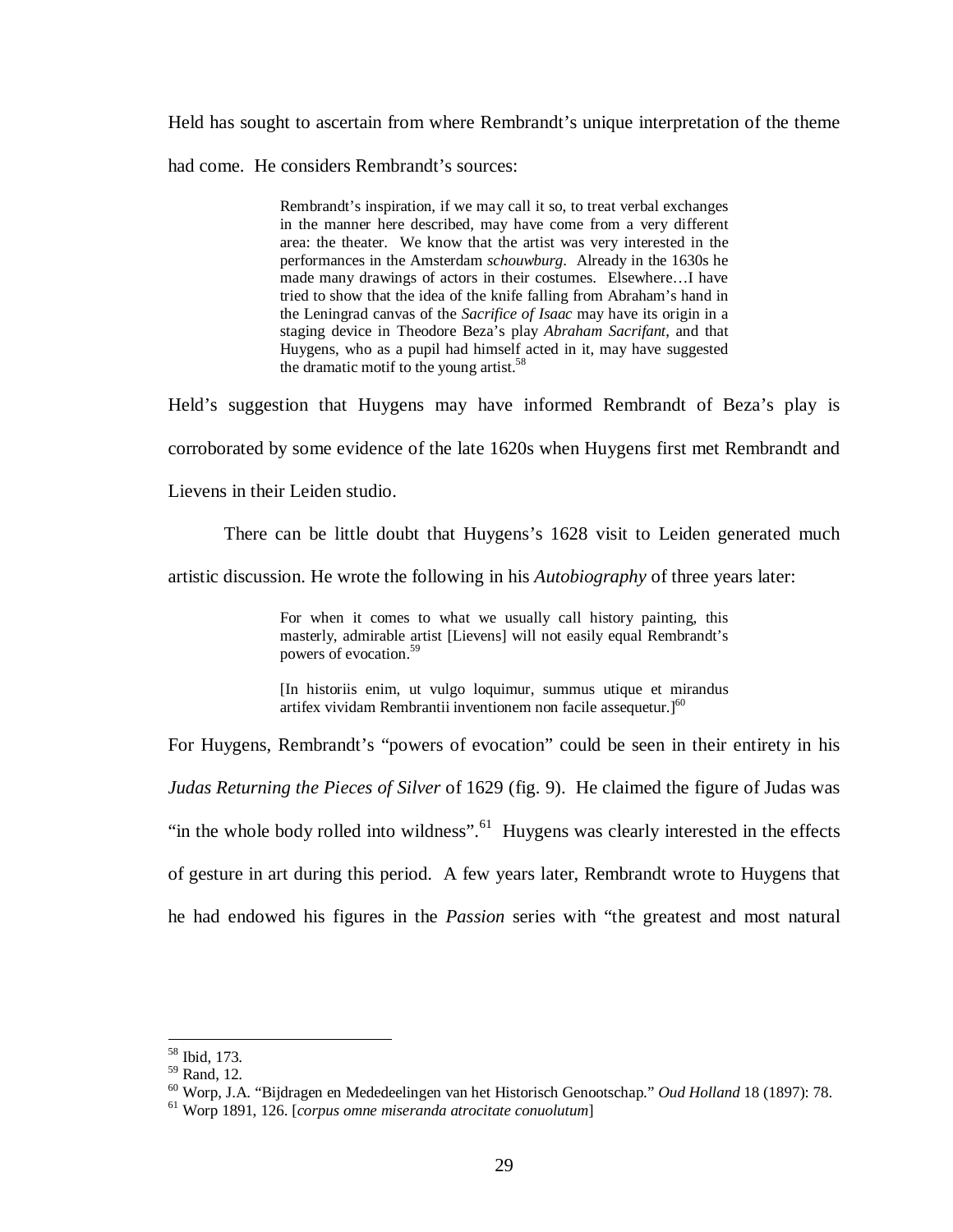Held has sought to ascertain from where Rembrandt's unique interpretation of the theme had come. He considers Rembrandt's sources:

> Rembrandt's inspiration, if we may call it so, to treat verbal exchanges in the manner here described, may have come from a very different area: the theater. We know that the artist was very interested in the performances in the Amsterdam *schouwburg*. Already in the 1630s he made many drawings of actors in their costumes. Elsewhere…I have tried to show that the idea of the knife falling from Abraham's hand in the Leningrad canvas of the *Sacrifice of Isaac* may have its origin in a staging device in Theodore Beza's play *Abraham Sacrifant*, and that Huygens, who as a pupil had himself acted in it, may have suggested the dramatic motif to the young artist.[58]

Held's suggestion that Huygens may have informed Rembrandt of Beza's play is corroborated by some evidence of the late 1620s when Huygens first met Rembrandt and Lievens in their Leiden studio.

There can be little doubt that Huygens's 1628 visit to Leiden generated much artistic discussion. He wrote the following in his *Autobiography* of three years later:

> For when it comes to what we usually call history painting, this masterly, admirable artist [Lievens] will not easily equal Rembrandt's powers of evocation.[59]
>
> [In historiis enim, ut vulgo loquimur, summus utique et mirandus artifex vividam Rembrantii inventionem non facile assequetur.][60]

For Huygens, Rembrandt's "powers of evocation" could be seen in their entirety in his *Judas Returning the Pieces of Silver* of 1629 (fig. 9). He claimed the figure of Judas was "in the whole body rolled into wildness".[61] Huygens was clearly interested in the effects of gesture in art during this period. A few years later, Rembrandt wrote to Huygens that he had endowed his figures in the *Passion* series with "the greatest and most natural

---

[58] Ibid, 173.

[59] Rand, 12.

[60] Worp, J.A. "Bijdragen en Mededeelingen van het Historisch Genootschap." *Oud Holland* 18 (1897): 78.

[61] Worp 1891, 126. [*corpus omne miseranda atrocitate conuolutum*]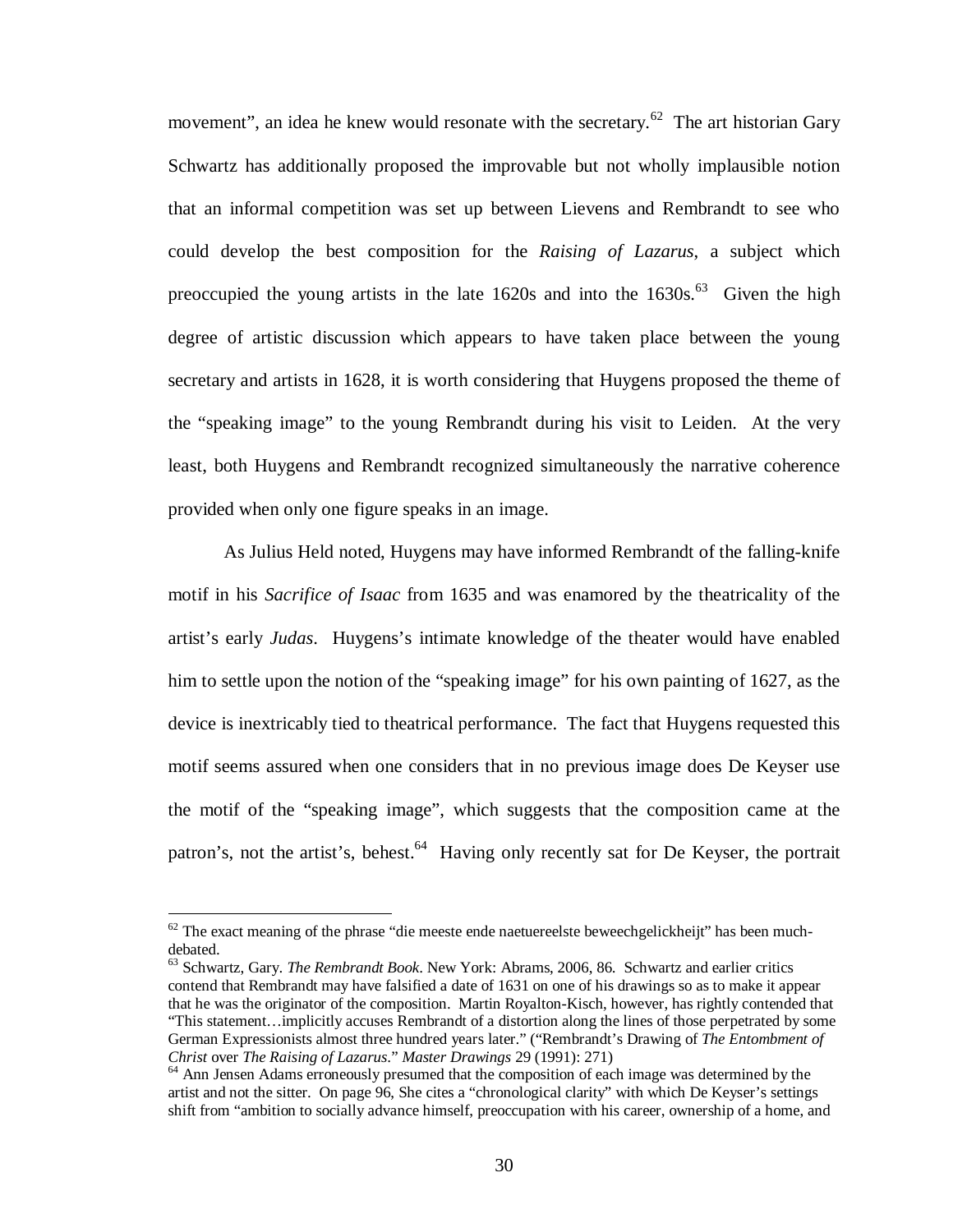movement", an idea he knew would resonate with the secretary.[62] The art historian Gary Schwartz has additionally proposed the improvable but not wholly implausible notion that an informal competition was set up between Lievens and Rembrandt to see who could develop the best composition for the *Raising of Lazarus*, a subject which preoccupied the young artists in the late 1620s and into the 1630s.[63] Given the high degree of artistic discussion which appears to have taken place between the young secretary and artists in 1628, it is worth considering that Huygens proposed the theme of the "speaking image" to the young Rembrandt during his visit to Leiden. At the very least, both Huygens and Rembrandt recognized simultaneously the narrative coherence provided when only one figure speaks in an image.

As Julius Held noted, Huygens may have informed Rembrandt of the falling-knife motif in his *Sacrifice of Isaac* from 1635 and was enamored by the theatricality of the artist's early *Judas*. Huygens's intimate knowledge of the theater would have enabled him to settle upon the notion of the "speaking image" for his own painting of 1627, as the device is inextricably tied to theatrical performance. The fact that Huygens requested this motif seems assured when one considers that in no previous image does De Keyser use the motif of the "speaking image", which suggests that the composition came at the patron's, not the artist's, behest.[64] Having only recently sat for De Keyser, the portrait

---

[62] The exact meaning of the phrase "die meeste ende naetuereelste beweechgelickheijt" has been much-debated.

[63] Schwartz, Gary. *The Rembrandt Book*. New York: Abrams, 2006, 86. Schwartz and earlier critics contend that Rembrandt may have falsified a date of 1631 on one of his drawings so as to make it appear that he was the originator of the composition. Martin Royalton-Kisch, however, has rightly contended that "This statement…implicitly accuses Rembrandt of a distortion along the lines of those perpetrated by some German Expressionists almost three hundred years later." ("Rembrandt's Drawing of *The Entombment of Christ* over *The Raising of Lazarus*." *Master Drawings* 29 (1991): 271)

[64] Ann Jensen Adams erroneously presumed that the composition of each image was determined by the artist and not the sitter. On page 96, She cites a "chronological clarity" with which De Keyser's settings shift from "ambition to socially advance himself, preoccupation with his career, ownership of a home, and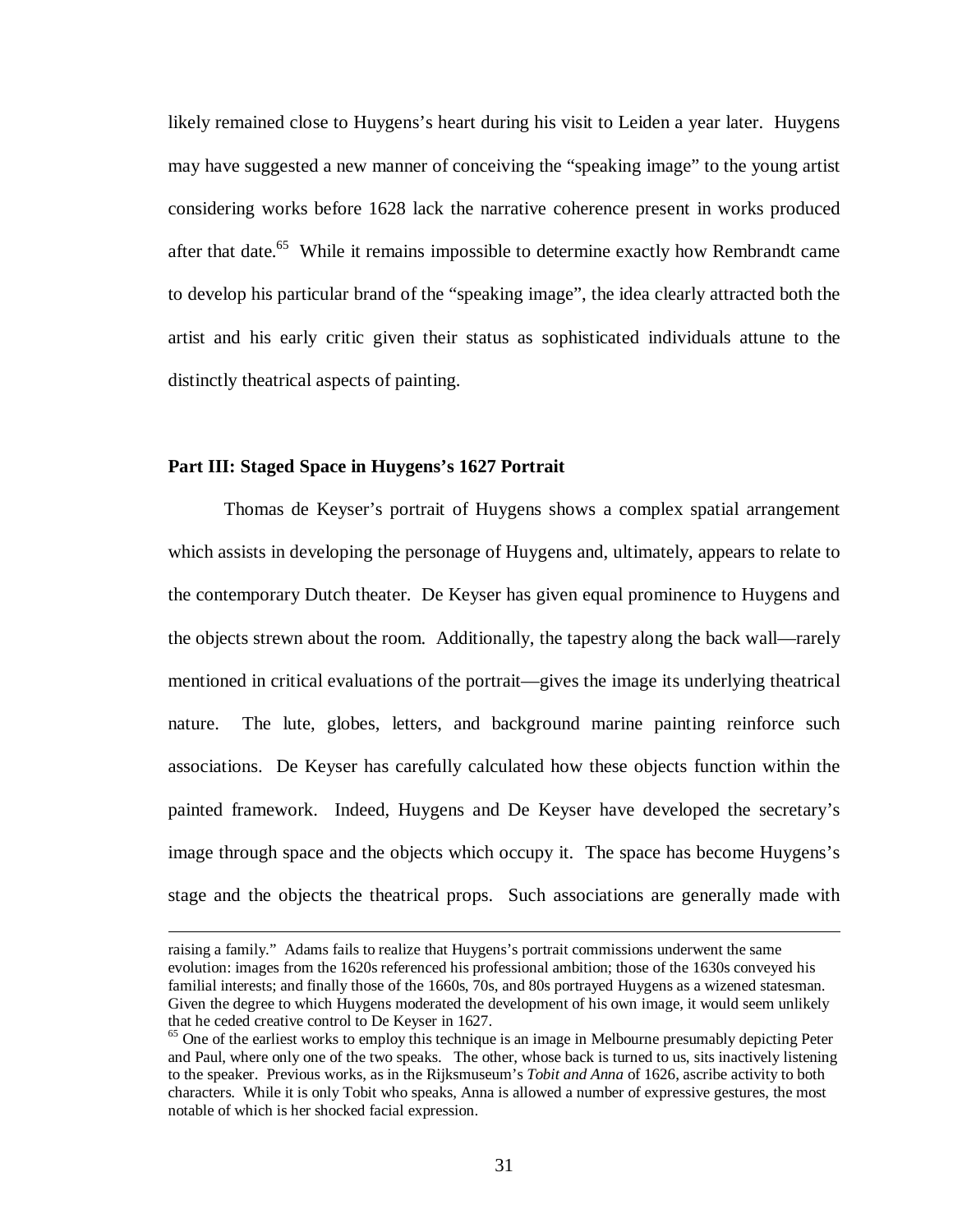likely remained close to Huygens's heart during his visit to Leiden a year later. Huygens may have suggested a new manner of conceiving the "speaking image" to the young artist considering works before 1628 lack the narrative coherence present in works produced after that date.[65] While it remains impossible to determine exactly how Rembrandt came to develop his particular brand of the "speaking image", the idea clearly attracted both the artist and his early critic given their status as sophisticated individuals attune to the distinctly theatrical aspects of painting.

## Part III: Staged Space in Huygens's 1627 Portrait

Thomas de Keyser's portrait of Huygens shows a complex spatial arrangement which assists in developing the personage of Huygens and, ultimately, appears to relate to the contemporary Dutch theater. De Keyser has given equal prominence to Huygens and the objects strewn about the room. Additionally, the tapestry along the back wall—rarely mentioned in critical evaluations of the portrait—gives the image its underlying theatrical nature. The lute, globes, letters, and background marine painting reinforce such associations. De Keyser has carefully calculated how these objects function within the painted framework. Indeed, Huygens and De Keyser have developed the secretary's image through space and the objects which occupy it. The space has become Huygens's stage and the objects the theatrical props. Such associations are generally made with

---

raising a family." Adams fails to realize that Huygens's portrait commissions underwent the same evolution: images from the 1620s referenced his professional ambition; those of the 1630s conveyed his familial interests; and finally those of the 1660s, 70s, and 80s portrayed Huygens as a wizened statesman. Given the degree to which Huygens moderated the development of his own image, it would seem unlikely that he ceded creative control to De Keyser in 1627.

[65] One of the earliest works to employ this technique is an image in Melbourne presumably depicting Peter and Paul, where only one of the two speaks. The other, whose back is turned to us, sits inactively listening to the speaker. Previous works, as in the Rijksmuseum's *Tobit and Anna* of 1626, ascribe activity to both characters. While it is only Tobit who speaks, Anna is allowed a number of expressive gestures, the most notable of which is her shocked facial expression.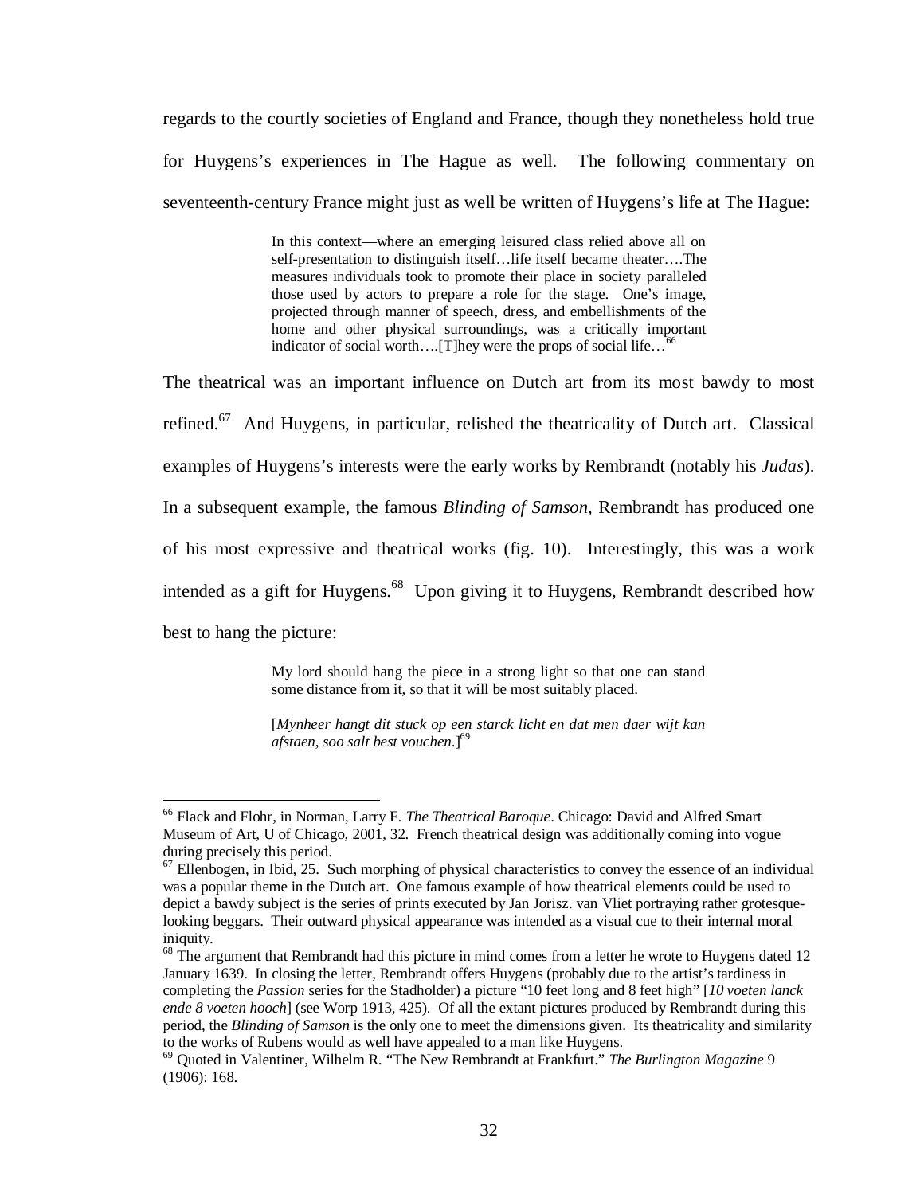regards to the courtly societies of England and France, though they nonetheless hold true for Huygens's experiences in The Hague as well. The following commentary on seventeenth-century France might just as well be written of Huygens's life at The Hague:

> In this context—where an emerging leisured class relied above all on self-presentation to distinguish itself…life itself became theater….The measures individuals took to promote their place in society paralleled those used by actors to prepare a role for the stage. One's image, projected through manner of speech, dress, and embellishments of the home and other physical surroundings, was a critically important indicator of social worth….[T]hey were the props of social life…[66]

The theatrical was an important influence on Dutch art from its most bawdy to most refined.[67] And Huygens, in particular, relished the theatricality of Dutch art. Classical examples of Huygens's interests were the early works by Rembrandt (notably his *Judas*). In a subsequent example, the famous *Blinding of Samson*, Rembrandt has produced one of his most expressive and theatrical works (fig. 10). Interestingly, this was a work intended as a gift for Huygens.[68] Upon giving it to Huygens, Rembrandt described how best to hang the picture:

> My lord should hang the piece in a strong light so that one can stand some distance from it, so that it will be most suitably placed.
>
> [*Mynheer hangt dit stuck op een starck licht en dat men daer wijt kan afstaen, soo salt best vouchen*.][69]

---

[66] Flack and Flohr, in Norman, Larry F. *The Theatrical Baroque*. Chicago: David and Alfred Smart Museum of Art, U of Chicago, 2001, 32. French theatrical design was additionally coming into vogue during precisely this period.

[67] Ellenbogen, in Ibid, 25. Such morphing of physical characteristics to convey the essence of an individual was a popular theme in the Dutch art. One famous example of how theatrical elements could be used to depict a bawdy subject is the series of prints executed by Jan Jorisz. van Vliet portraying rather grotesque-looking beggars. Their outward physical appearance was intended as a visual cue to their internal moral iniquity.

[68] The argument that Rembrandt had this picture in mind comes from a letter he wrote to Huygens dated 12 January 1639. In closing the letter, Rembrandt offers Huygens (probably due to the artist's tardiness in completing the *Passion* series for the Stadholder) a picture "10 feet long and 8 feet high" [*10 voeten lanck ende 8 voeten hooch*] (see Worp 1913, 425). Of all the extant pictures produced by Rembrandt during this period, the *Blinding of Samson* is the only one to meet the dimensions given. Its theatricality and similarity to the works of Rubens would as well have appealed to a man like Huygens.

[69] Quoted in Valentiner, Wilhelm R. "The New Rembrandt at Frankfurt." *The Burlington Magazine* 9 (1906): 168.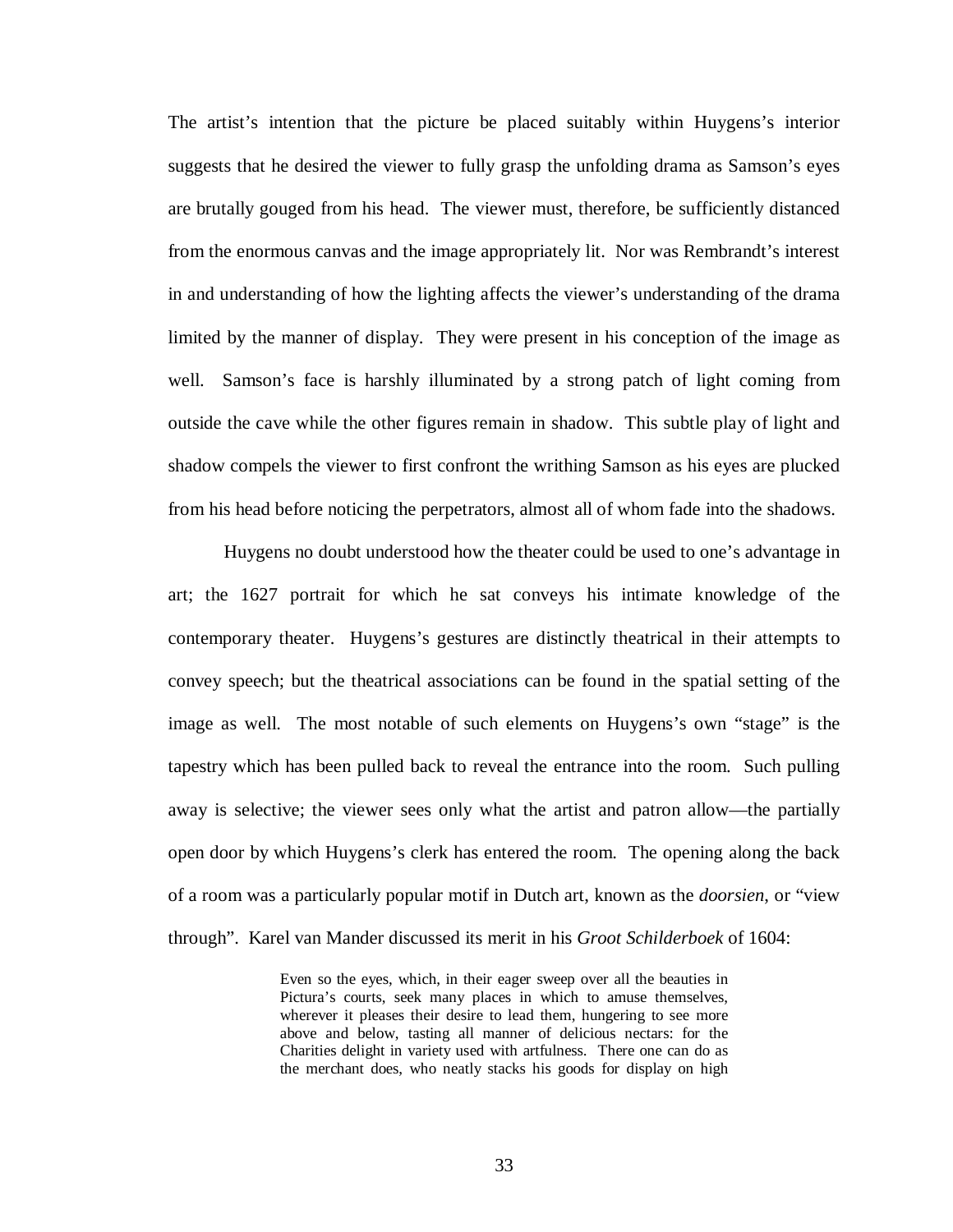The artist's intention that the picture be placed suitably within Huygens's interior suggests that he desired the viewer to fully grasp the unfolding drama as Samson's eyes are brutally gouged from his head. The viewer must, therefore, be sufficiently distanced from the enormous canvas and the image appropriately lit. Nor was Rembrandt's interest in and understanding of how the lighting affects the viewer's understanding of the drama limited by the manner of display. They were present in his conception of the image as well. Samson's face is harshly illuminated by a strong patch of light coming from outside the cave while the other figures remain in shadow. This subtle play of light and shadow compels the viewer to first confront the writhing Samson as his eyes are plucked from his head before noticing the perpetrators, almost all of whom fade into the shadows.

Huygens no doubt understood how the theater could be used to one's advantage in art; the 1627 portrait for which he sat conveys his intimate knowledge of the contemporary theater. Huygens's gestures are distinctly theatrical in their attempts to convey speech; but the theatrical associations can be found in the spatial setting of the image as well. The most notable of such elements on Huygens's own "stage" is the tapestry which has been pulled back to reveal the entrance into the room. Such pulling away is selective; the viewer sees only what the artist and patron allow—the partially open door by which Huygens's clerk has entered the room. The opening along the back of a room was a particularly popular motif in Dutch art, known as the *doorsien*, or "view through". Karel van Mander discussed its merit in his *Groot Schilderboek* of 1604:

> Even so the eyes, which, in their eager sweep over all the beauties in Pictura's courts, seek many places in which to amuse themselves, wherever it pleases their desire to lead them, hungering to see more above and below, tasting all manner of delicious nectars: for the Charities delight in variety used with artfulness. There one can do as the merchant does, who neatly stacks his goods for display on high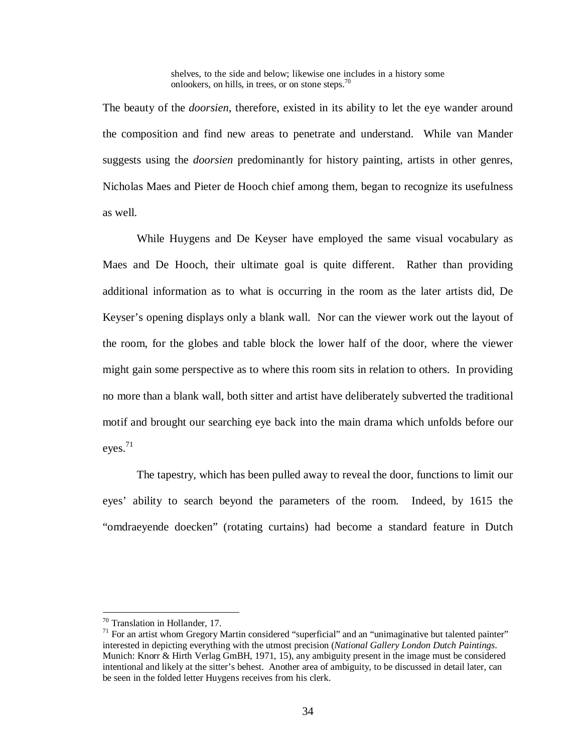> shelves, to the side and below; likewise one includes in a history some onlookers, on hills, in trees, or on stone steps.[70]

The beauty of the *doorsien*, therefore, existed in its ability to let the eye wander around the composition and find new areas to penetrate and understand. While van Mander suggests using the *doorsien* predominantly for history painting, artists in other genres, Nicholas Maes and Pieter de Hooch chief among them, began to recognize its usefulness as well.

While Huygens and De Keyser have employed the same visual vocabulary as Maes and De Hooch, their ultimate goal is quite different. Rather than providing additional information as to what is occurring in the room as the later artists did, De Keyser's opening displays only a blank wall. Nor can the viewer work out the layout of the room, for the globes and table block the lower half of the door, where the viewer might gain some perspective as to where this room sits in relation to others. In providing no more than a blank wall, both sitter and artist have deliberately subverted the traditional motif and brought our searching eye back into the main drama which unfolds before our eyes.[71]

The tapestry, which has been pulled away to reveal the door, functions to limit our eyes' ability to search beyond the parameters of the room. Indeed, by 1615 the "omdraeyende doecken" (rotating curtains) had become a standard feature in Dutch

---

[70] Translation in Hollander, 17.

[71] For an artist whom Gregory Martin considered "superficial" and an "unimaginative but talented painter" interested in depicting everything with the utmost precision (*National Gallery London Dutch Paintings*. Munich: Knorr & Hirth Verlag GmBH, 1971, 15), any ambiguity present in the image must be considered intentional and likely at the sitter's behest. Another area of ambiguity, to be discussed in detail later, can be seen in the folded letter Huygens receives from his clerk.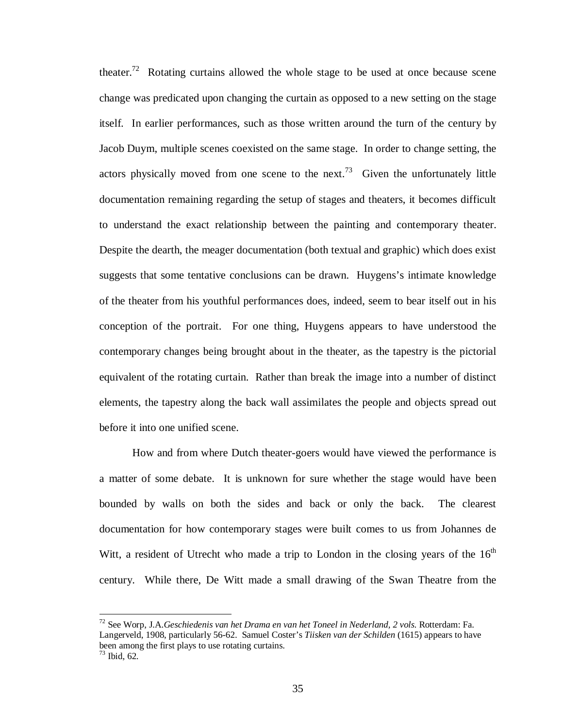theater.[72] Rotating curtains allowed the whole stage to be used at once because scene change was predicated upon changing the curtain as opposed to a new setting on the stage itself. In earlier performances, such as those written around the turn of the century by Jacob Duym, multiple scenes coexisted on the same stage. In order to change setting, the actors physically moved from one scene to the next.[73] Given the unfortunately little documentation remaining regarding the setup of stages and theaters, it becomes difficult to understand the exact relationship between the painting and contemporary theater. Despite the dearth, the meager documentation (both textual and graphic) which does exist suggests that some tentative conclusions can be drawn. Huygens's intimate knowledge of the theater from his youthful performances does, indeed, seem to bear itself out in his conception of the portrait. For one thing, Huygens appears to have understood the contemporary changes being brought about in the theater, as the tapestry is the pictorial equivalent of the rotating curtain. Rather than break the image into a number of distinct elements, the tapestry along the back wall assimilates the people and objects spread out before it into one unified scene.

How and from where Dutch theater-goers would have viewed the performance is a matter of some debate. It is unknown for sure whether the stage would have been bounded by walls on both the sides and back or only the back. The clearest documentation for how contemporary stages were built comes to us from Johannes de Witt, a resident of Utrecht who made a trip to London in the closing years of the 16th century. While there, De Witt made a small drawing of the Swan Theatre from the

---

[72] See Worp, J.A.*Geschiedenis van het Drama en van het Toneel in Nederland, 2 vols.* Rotterdam: Fa. Langerveld, 1908, particularly 56-62. Samuel Coster's *Tiisken van der Schilden* (1615) appears to have been among the first plays to use rotating curtains.

[73] Ibid, 62.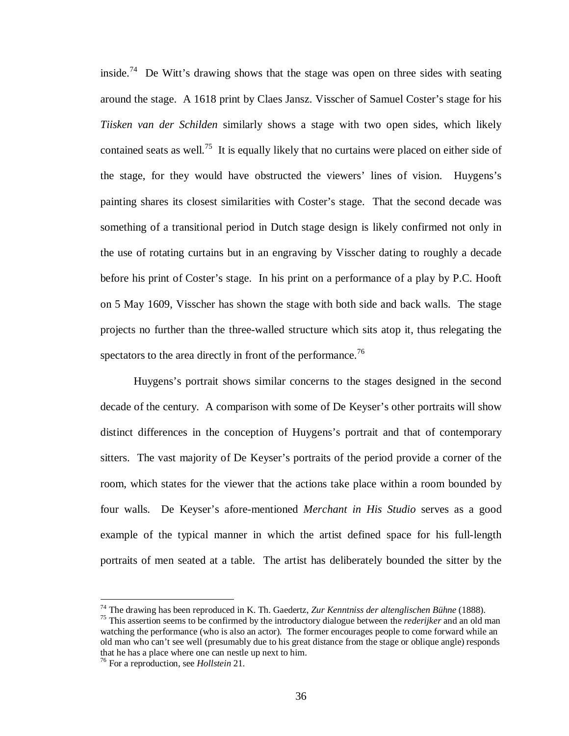inside.[74] De Witt's drawing shows that the stage was open on three sides with seating around the stage. A 1618 print by Claes Jansz. Visscher of Samuel Coster's stage for his *Tiisken van der Schilden* similarly shows a stage with two open sides, which likely contained seats as well.[75] It is equally likely that no curtains were placed on either side of the stage, for they would have obstructed the viewers' lines of vision. Huygens's painting shares its closest similarities with Coster's stage. That the second decade was something of a transitional period in Dutch stage design is likely confirmed not only in the use of rotating curtains but in an engraving by Visscher dating to roughly a decade before his print of Coster's stage. In his print on a performance of a play by P.C. Hooft on 5 May 1609, Visscher has shown the stage with both side and back walls. The stage projects no further than the three-walled structure which sits atop it, thus relegating the spectators to the area directly in front of the performance.[76]

Huygens's portrait shows similar concerns to the stages designed in the second decade of the century. A comparison with some of De Keyser's other portraits will show distinct differences in the conception of Huygens's portrait and that of contemporary sitters. The vast majority of De Keyser's portraits of the period provide a corner of the room, which states for the viewer that the actions take place within a room bounded by four walls. De Keyser's afore-mentioned *Merchant in His Studio* serves as a good example of the typical manner in which the artist defined space for his full-length portraits of men seated at a table. The artist has deliberately bounded the sitter by the

---

[74] The drawing has been reproduced in K. Th. Gaedertz, *Zur Kenntniss der altenglischen Bühne* (1888).

[75] This assertion seems to be confirmed by the introductory dialogue between the *rederijker* and an old man watching the performance (who is also an actor). The former encourages people to come forward while an old man who can't see well (presumably due to his great distance from the stage or oblique angle) responds that he has a place where one can nestle up next to him.

[76] For a reproduction, see *Hollstein* 21.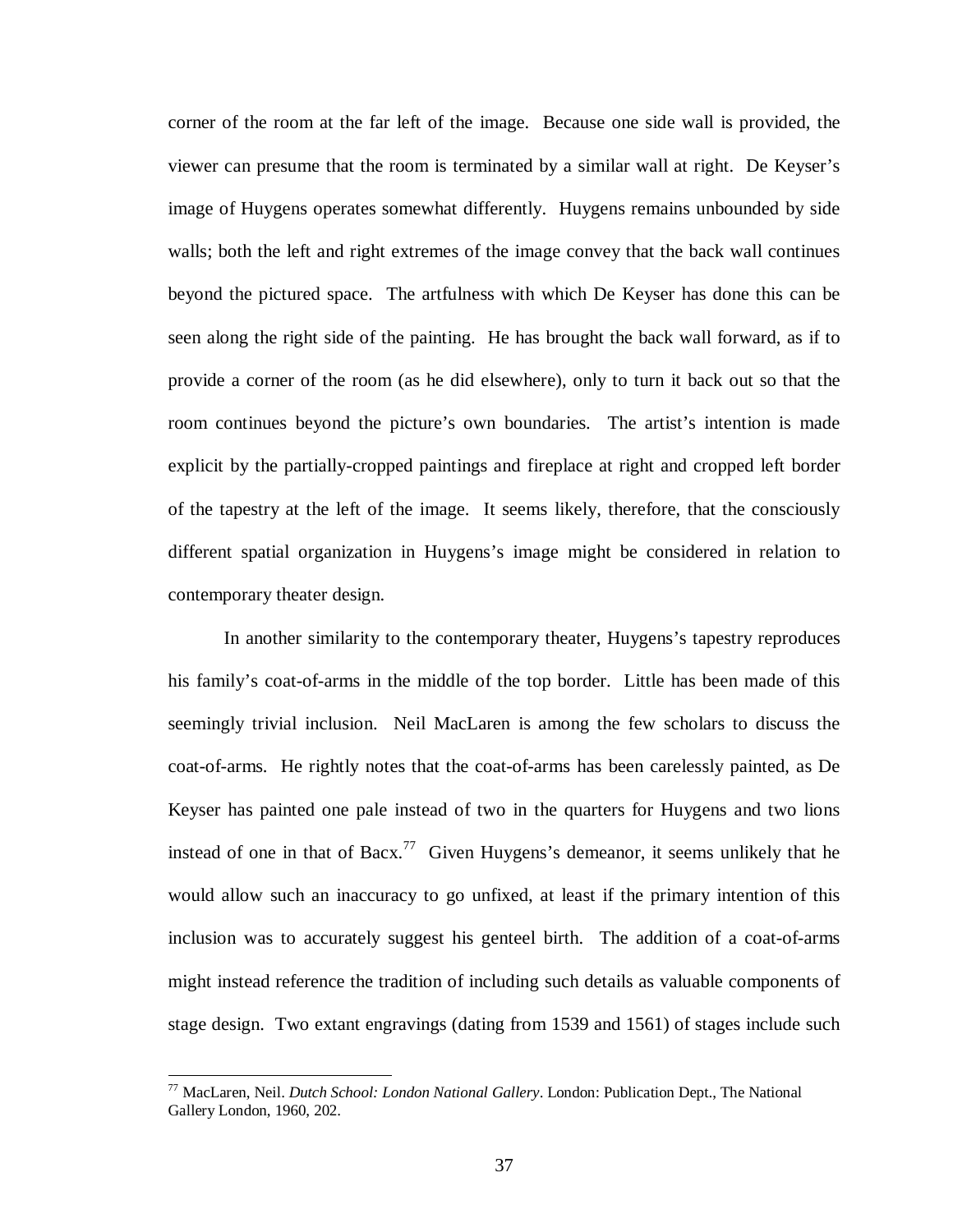corner of the room at the far left of the image. Because one side wall is provided, the viewer can presume that the room is terminated by a similar wall at right. De Keyser's image of Huygens operates somewhat differently. Huygens remains unbounded by side walls; both the left and right extremes of the image convey that the back wall continues beyond the pictured space. The artfulness with which De Keyser has done this can be seen along the right side of the painting. He has brought the back wall forward, as if to provide a corner of the room (as he did elsewhere), only to turn it back out so that the room continues beyond the picture's own boundaries. The artist's intention is made explicit by the partially-cropped paintings and fireplace at right and cropped left border of the tapestry at the left of the image. It seems likely, therefore, that the consciously different spatial organization in Huygens's image might be considered in relation to contemporary theater design.

In another similarity to the contemporary theater, Huygens's tapestry reproduces his family's coat-of-arms in the middle of the top border. Little has been made of this seemingly trivial inclusion. Neil MacLaren is among the few scholars to discuss the coat-of-arms. He rightly notes that the coat-of-arms has been carelessly painted, as De Keyser has painted one pale instead of two in the quarters for Huygens and two lions instead of one in that of Bacx.[77] Given Huygens's demeanor, it seems unlikely that he would allow such an inaccuracy to go unfixed, at least if the primary intention of this inclusion was to accurately suggest his genteel birth. The addition of a coat-of-arms might instead reference the tradition of including such details as valuable components of stage design. Two extant engravings (dating from 1539 and 1561) of stages include such

---

[77] MacLaren, Neil. *Dutch School: London National Gallery*. London: Publication Dept., The National Gallery London, 1960, 202.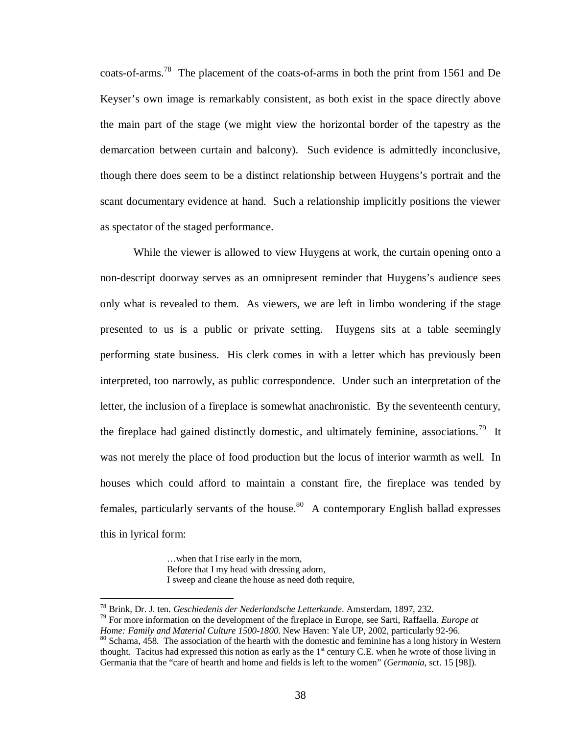coats-of-arms.[78] The placement of the coats-of-arms in both the print from 1561 and De Keyser's own image is remarkably consistent, as both exist in the space directly above the main part of the stage (we might view the horizontal border of the tapestry as the demarcation between curtain and balcony). Such evidence is admittedly inconclusive, though there does seem to be a distinct relationship between Huygens's portrait and the scant documentary evidence at hand. Such a relationship implicitly positions the viewer as spectator of the staged performance.

While the viewer is allowed to view Huygens at work, the curtain opening onto a non-descript doorway serves as an omnipresent reminder that Huygens's audience sees only what is revealed to them. As viewers, we are left in limbo wondering if the stage presented to us is a public or private setting. Huygens sits at a table seemingly performing state business. His clerk comes in with a letter which has previously been interpreted, too narrowly, as public correspondence. Under such an interpretation of the letter, the inclusion of a fireplace is somewhat anachronistic. By the seventeenth century, the fireplace had gained distinctly domestic, and ultimately feminine, associations.[79] It was not merely the place of food production but the locus of interior warmth as well. In houses which could afford to maintain a constant fire, the fireplace was tended by females, particularly servants of the house.[80] A contemporary English ballad expresses this in lyrical form:

> …when that I rise early in the morn,
> Before that I my head with dressing adorn,
> I sweep and cleane the house as need doth require,

---

[78] Brink, Dr. J. ten. *Geschiedenis der Nederlandsche Letterkunde*. Amsterdam, 1897, 232.

[79] For more information on the development of the fireplace in Europe, see Sarti, Raffaella. *Europe at Home: Family and Material Culture 1500-1800*. New Haven: Yale UP, 2002, particularly 92-96.

[80] Schama, 458. The association of the hearth with the domestic and feminine has a long history in Western thought. Tacitus had expressed this notion as early as the 1st century C.E. when he wrote of those living in Germania that the "care of hearth and home and fields is left to the women" (*Germania*, sct. 15 [98]).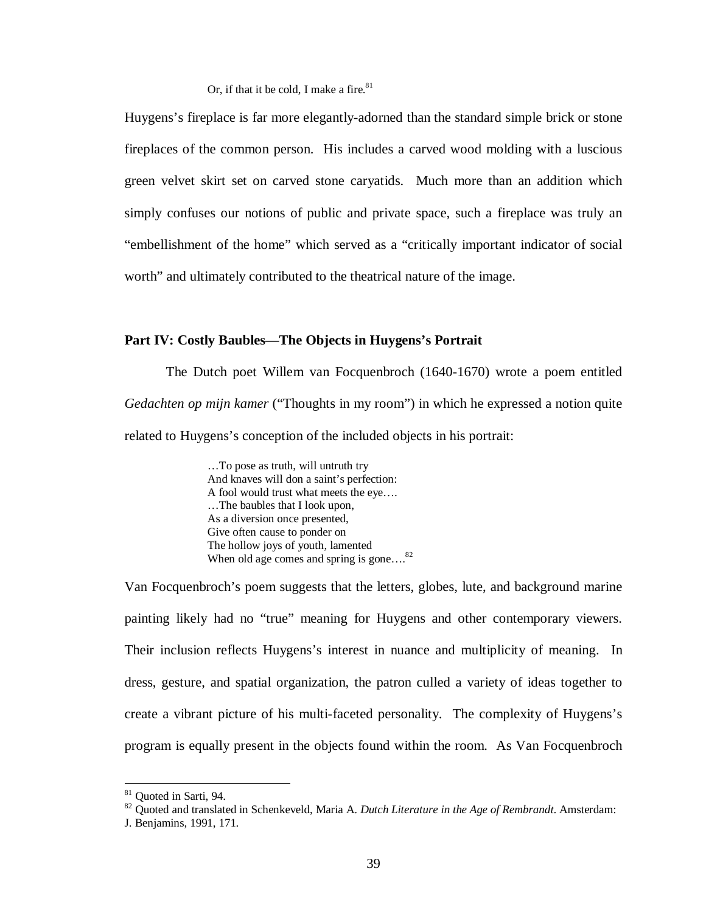> Or, if that it be cold, I make a fire.[81]

Huygens's fireplace is far more elegantly-adorned than the standard simple brick or stone fireplaces of the common person. His includes a carved wood molding with a luscious green velvet skirt set on carved stone caryatids. Much more than an addition which simply confuses our notions of public and private space, such a fireplace was truly an "embellishment of the home" which served as a "critically important indicator of social worth" and ultimately contributed to the theatrical nature of the image.

### Part IV: Costly Baubles—The Objects in Huygens's Portrait

The Dutch poet Willem van Focquenbroch (1640-1670) wrote a poem entitled *Gedachten op mijn kamer* ("Thoughts in my room") in which he expressed a notion quite related to Huygens's conception of the included objects in his portrait:

> …To pose as truth, will untruth try
> And knaves will don a saint's perfection:
> A fool would trust what meets the eye….
> …The baubles that I look upon,
> As a diversion once presented,
> Give often cause to ponder on
> The hollow joys of youth, lamented
> When old age comes and spring is gone….[82]

Van Focquenbroch's poem suggests that the letters, globes, lute, and background marine painting likely had no "true" meaning for Huygens and other contemporary viewers. Their inclusion reflects Huygens's interest in nuance and multiplicity of meaning. In dress, gesture, and spatial organization, the patron culled a variety of ideas together to create a vibrant picture of his multi-faceted personality. The complexity of Huygens's program is equally present in the objects found within the room. As Van Focquenbroch

---

[81] Quoted in Sarti, 94.

[82] Quoted and translated in Schenkeveld, Maria A. *Dutch Literature in the Age of Rembrandt*. Amsterdam: J. Benjamins, 1991, 171.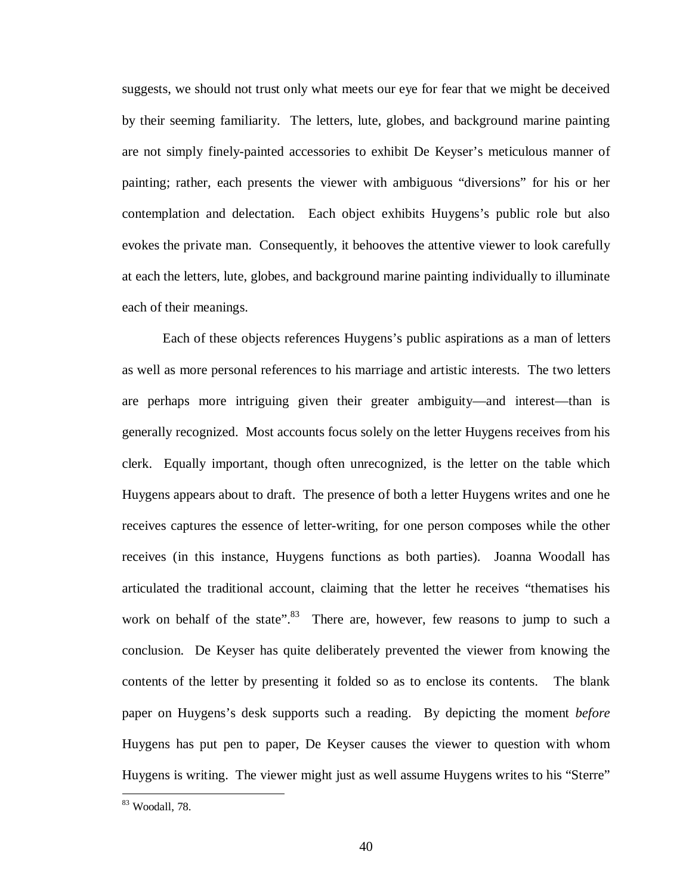suggests, we should not trust only what meets our eye for fear that we might be deceived by their seeming familiarity. The letters, lute, globes, and background marine painting are not simply finely-painted accessories to exhibit De Keyser's meticulous manner of painting; rather, each presents the viewer with ambiguous "diversions" for his or her contemplation and delectation. Each object exhibits Huygens's public role but also evokes the private man. Consequently, it behooves the attentive viewer to look carefully at each the letters, lute, globes, and background marine painting individually to illuminate each of their meanings.

Each of these objects references Huygens's public aspirations as a man of letters as well as more personal references to his marriage and artistic interests. The two letters are perhaps more intriguing given their greater ambiguity—and interest—than is generally recognized. Most accounts focus solely on the letter Huygens receives from his clerk. Equally important, though often unrecognized, is the letter on the table which Huygens appears about to draft. The presence of both a letter Huygens writes and one he receives captures the essence of letter-writing, for one person composes while the other receives (in this instance, Huygens functions as both parties). Joanna Woodall has articulated the traditional account, claiming that the letter he receives "thematises his work on behalf of the state".[83] There are, however, few reasons to jump to such a conclusion. De Keyser has quite deliberately prevented the viewer from knowing the contents of the letter by presenting it folded so as to enclose its contents. The blank paper on Huygens's desk supports such a reading. By depicting the moment *before* Huygens has put pen to paper, De Keyser causes the viewer to question with whom Huygens is writing. The viewer might just as well assume Huygens writes to his "Sterre"

[83] Woodall, 78.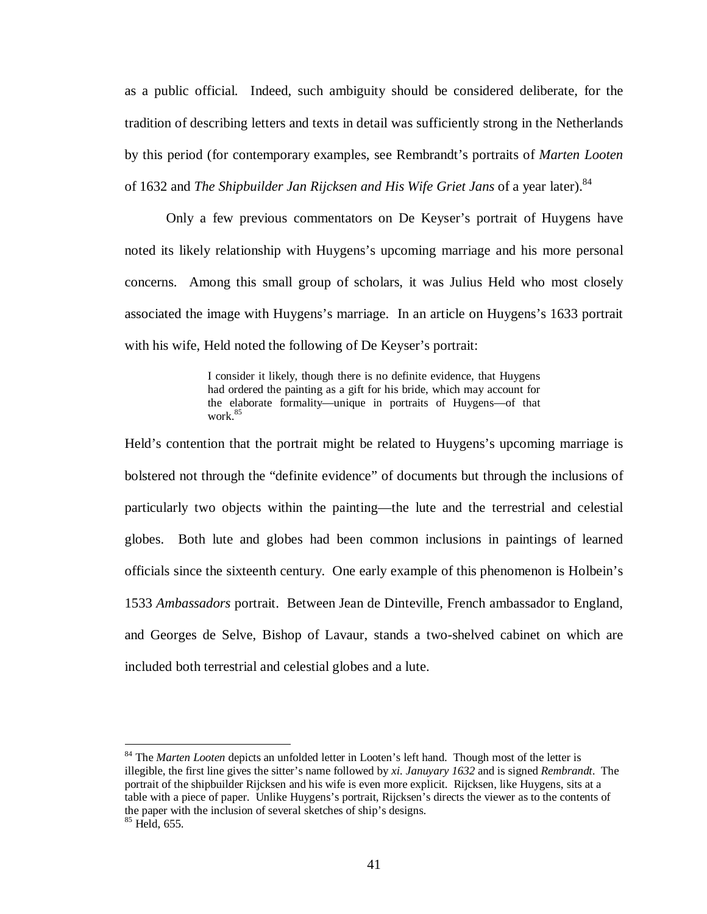as a public official. Indeed, such ambiguity should be considered deliberate, for the tradition of describing letters and texts in detail was sufficiently strong in the Netherlands by this period (for contemporary examples, see Rembrandt's portraits of *Marten Looten* of 1632 and *The Shipbuilder Jan Rijcksen and His Wife Griet Jans* of a year later).[84]

Only a few previous commentators on De Keyser's portrait of Huygens have noted its likely relationship with Huygens's upcoming marriage and his more personal concerns. Among this small group of scholars, it was Julius Held who most closely associated the image with Huygens's marriage. In an article on Huygens's 1633 portrait with his wife, Held noted the following of De Keyser's portrait:

> I consider it likely, though there is no definite evidence, that Huygens had ordered the painting as a gift for his bride, which may account for the elaborate formality—unique in portraits of Huygens—of that work.[85]

Held's contention that the portrait might be related to Huygens's upcoming marriage is bolstered not through the "definite evidence" of documents but through the inclusions of particularly two objects within the painting—the lute and the terrestrial and celestial globes. Both lute and globes had been common inclusions in paintings of learned officials since the sixteenth century. One early example of this phenomenon is Holbein's 1533 *Ambassadors* portrait. Between Jean de Dinteville, French ambassador to England, and Georges de Selve, Bishop of Lavaur, stands a two-shelved cabinet on which are included both terrestrial and celestial globes and a lute.

---

[84] The *Marten Looten* depicts an unfolded letter in Looten's left hand. Though most of the letter is illegible, the first line gives the sitter's name followed by *xi. Januyary 1632* and is signed *Rembrandt*. The portrait of the shipbuilder Rijcksen and his wife is even more explicit. Rijcksen, like Huygens, sits at a table with a piece of paper. Unlike Huygens's portrait, Rijcksen's directs the viewer as to the contents of the paper with the inclusion of several sketches of ship's designs.

[85] Held, 655.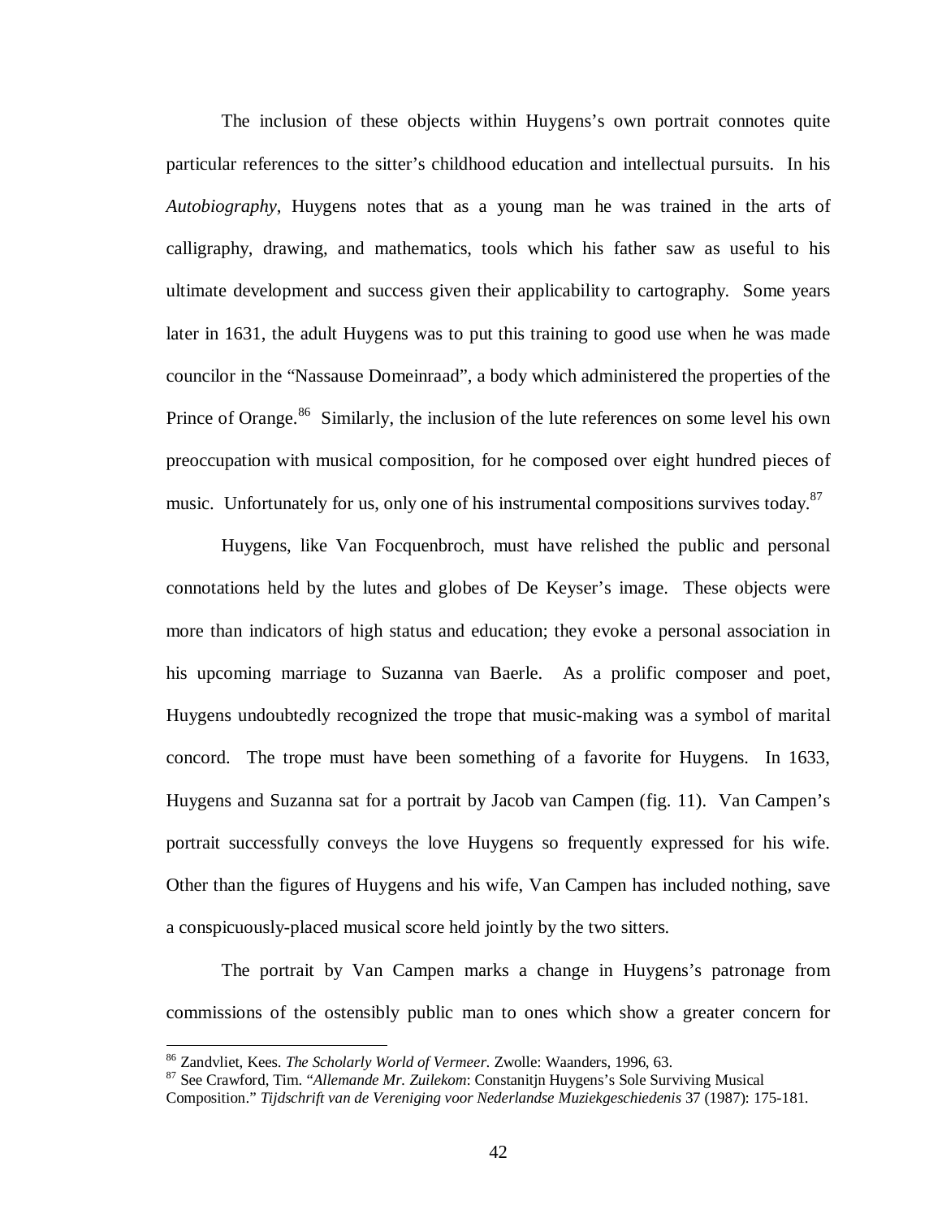The inclusion of these objects within Huygens's own portrait connotes quite particular references to the sitter's childhood education and intellectual pursuits. In his *Autobiography*, Huygens notes that as a young man he was trained in the arts of calligraphy, drawing, and mathematics, tools which his father saw as useful to his ultimate development and success given their applicability to cartography. Some years later in 1631, the adult Huygens was to put this training to good use when he was made councilor in the "Nassause Domeinraad", a body which administered the properties of the Prince of Orange.[86] Similarly, the inclusion of the lute references on some level his own preoccupation with musical composition, for he composed over eight hundred pieces of music. Unfortunately for us, only one of his instrumental compositions survives today.[87]

Huygens, like Van Focquenbroch, must have relished the public and personal connotations held by the lutes and globes of De Keyser's image. These objects were more than indicators of high status and education; they evoke a personal association in his upcoming marriage to Suzanna van Baerle. As a prolific composer and poet, Huygens undoubtedly recognized the trope that music-making was a symbol of marital concord. The trope must have been something of a favorite for Huygens. In 1633, Huygens and Suzanna sat for a portrait by Jacob van Campen (fig. 11). Van Campen's portrait successfully conveys the love Huygens so frequently expressed for his wife. Other than the figures of Huygens and his wife, Van Campen has included nothing, save a conspicuously-placed musical score held jointly by the two sitters.

The portrait by Van Campen marks a change in Huygens's patronage from commissions of the ostensibly public man to ones which show a greater concern for

---

[86] Zandvliet, Kees. *The Scholarly World of Vermeer.* Zwolle: Waanders, 1996, 63.

[87] See Crawford, Tim. "*Allemande Mr. Zuilekom*: Constanitjn Huygens's Sole Surviving Musical Composition." *Tijdschrift van de Vereniging voor Nederlandse Muziekgeschiedenis* 37 (1987): 175-181.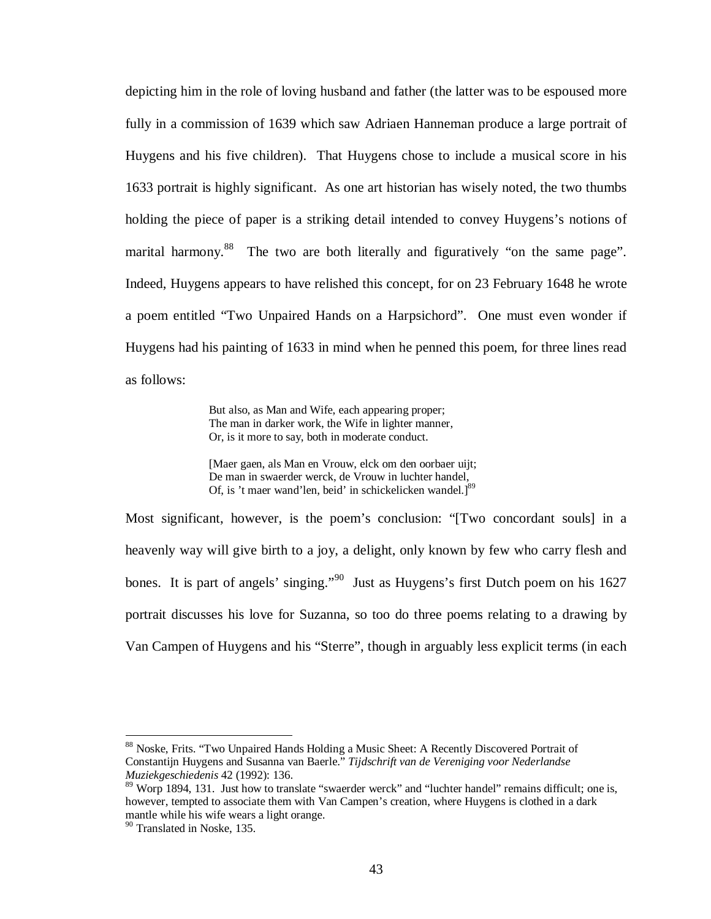depicting him in the role of loving husband and father (the latter was to be espoused more fully in a commission of 1639 which saw Adriaen Hanneman produce a large portrait of Huygens and his five children). That Huygens chose to include a musical score in his 1633 portrait is highly significant. As one art historian has wisely noted, the two thumbs holding the piece of paper is a striking detail intended to convey Huygens's notions of marital harmony.[88] The two are both literally and figuratively "on the same page". Indeed, Huygens appears to have relished this concept, for on 23 February 1648 he wrote a poem entitled "Two Unpaired Hands on a Harpsichord". One must even wonder if Huygens had his painting of 1633 in mind when he penned this poem, for three lines read as follows:

> But also, as Man and Wife, each appearing proper;
> The man in darker work, the Wife in lighter manner,
> Or, is it more to say, both in moderate conduct.
>
> [Maer gaen, als Man en Vrouw, elck om den oorbaer uijt;
> De man in swaerder werck, de Vrouw in luchter handel,
> Of, is 't maer wand'len, beid' in schickelicken wandel.][89]

Most significant, however, is the poem's conclusion: "[Two concordant souls] in a heavenly way will give birth to a joy, a delight, only known by few who carry flesh and bones. It is part of angels' singing."[90] Just as Huygens's first Dutch poem on his 1627 portrait discusses his love for Suzanna, so too do three poems relating to a drawing by Van Campen of Huygens and his "Sterre", though in arguably less explicit terms (in each

---

[88] Noske, Frits. "Two Unpaired Hands Holding a Music Sheet: A Recently Discovered Portrait of Constantijn Huygens and Susanna van Baerle." *Tijdschrift van de Vereniging voor Nederlandse Muziekgeschiedenis* 42 (1992): 136.

[89] Worp 1894, 131. Just how to translate "swaerder werck" and "luchter handel" remains difficult; one is, however, tempted to associate them with Van Campen's creation, where Huygens is clothed in a dark mantle while his wife wears a light orange.

[90] Translated in Noske, 135.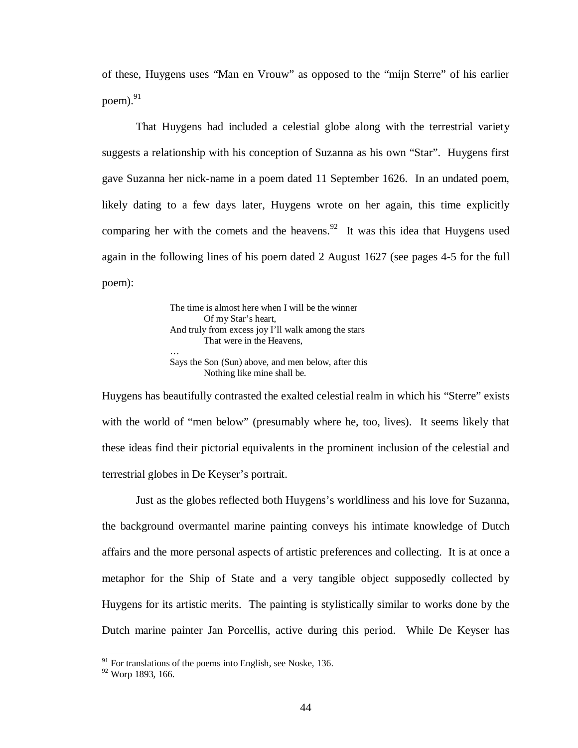of these, Huygens uses “Man en Vrouw” as opposed to the “mijn Sterre” of his earlier poem).[91]

That Huygens had included a celestial globe along with the terrestrial variety suggests a relationship with his conception of Suzanna as his own “Star”. Huygens first gave Suzanna her nick-name in a poem dated 11 September 1626. In an undated poem, likely dating to a few days later, Huygens wrote on her again, this time explicitly comparing her with the comets and the heavens.[92] It was this idea that Huygens used again in the following lines of his poem dated 2 August 1627 (see pages 4-5 for the full poem):

> The time is almost here when I will be the winner
> Of my Star’s heart,
> And truly from excess joy I’ll walk among the stars
> That were in the Heavens,
> …
> Says the Son (Sun) above, and men below, after this
> Nothing like mine shall be.

Huygens has beautifully contrasted the exalted celestial realm in which his “Sterre” exists with the world of “men below” (presumably where he, too, lives). It seems likely that these ideas find their pictorial equivalents in the prominent inclusion of the celestial and terrestrial globes in De Keyser’s portrait.

Just as the globes reflected both Huygens’s worldliness and his love for Suzanna, the background overmantel marine painting conveys his intimate knowledge of Dutch affairs and the more personal aspects of artistic preferences and collecting. It is at once a metaphor for the Ship of State and a very tangible object supposedly collected by Huygens for its artistic merits. The painting is stylistically similar to works done by the Dutch marine painter Jan Porcellis, active during this period. While De Keyser has

---

[91] For translations of the poems into English, see Noske, 136.

[92] Worp 1893, 166.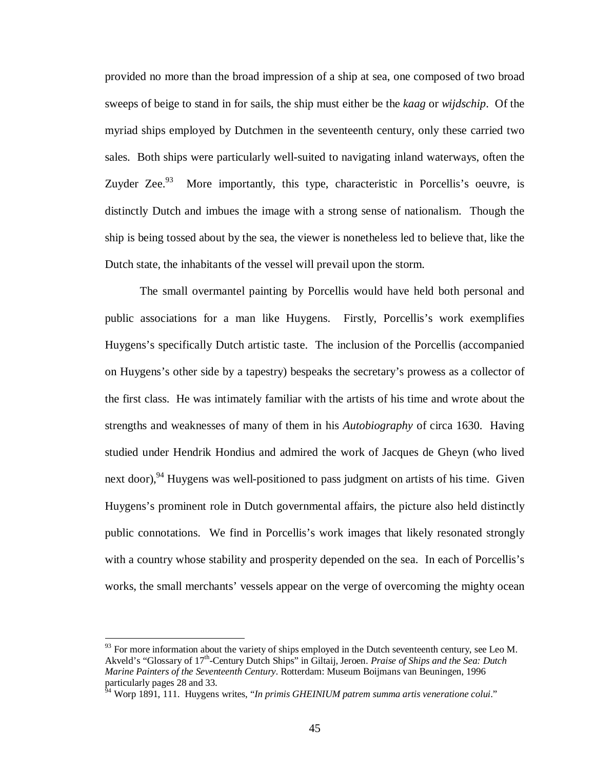provided no more than the broad impression of a ship at sea, one composed of two broad sweeps of beige to stand in for sails, the ship must either be the *kaag* or *wijdschip*. Of the myriad ships employed by Dutchmen in the seventeenth century, only these carried two sales. Both ships were particularly well-suited to navigating inland waterways, often the Zuyder Zee.[93] More importantly, this type, characteristic in Porcellis's oeuvre, is distinctly Dutch and imbues the image with a strong sense of nationalism. Though the ship is being tossed about by the sea, the viewer is nonetheless led to believe that, like the Dutch state, the inhabitants of the vessel will prevail upon the storm.

The small overmantel painting by Porcellis would have held both personal and public associations for a man like Huygens. Firstly, Porcellis's work exemplifies Huygens's specifically Dutch artistic taste. The inclusion of the Porcellis (accompanied on Huygens's other side by a tapestry) bespeaks the secretary's prowess as a collector of the first class. He was intimately familiar with the artists of his time and wrote about the strengths and weaknesses of many of them in his *Autobiography* of circa 1630. Having studied under Hendrik Hondius and admired the work of Jacques de Gheyn (who lived next door),[94] Huygens was well-positioned to pass judgment on artists of his time. Given Huygens's prominent role in Dutch governmental affairs, the picture also held distinctly public connotations. We find in Porcellis's work images that likely resonated strongly with a country whose stability and prosperity depended on the sea. In each of Porcellis's works, the small merchants' vessels appear on the verge of overcoming the mighty ocean

---

[93] For more information about the variety of ships employed in the Dutch seventeenth century, see Leo M. Akveld's "Glossary of 17th-Century Dutch Ships" in Giltaij, Jeroen. *Praise of Ships and the Sea: Dutch Marine Painters of the Seventeenth Century*. Rotterdam: Museum Boijmans van Beuningen, 1996 particularly pages 28 and 33.

[94] Worp 1891, 111. Huygens writes, "*In primis GHEINIUM patrem summa artis veneratione colui*."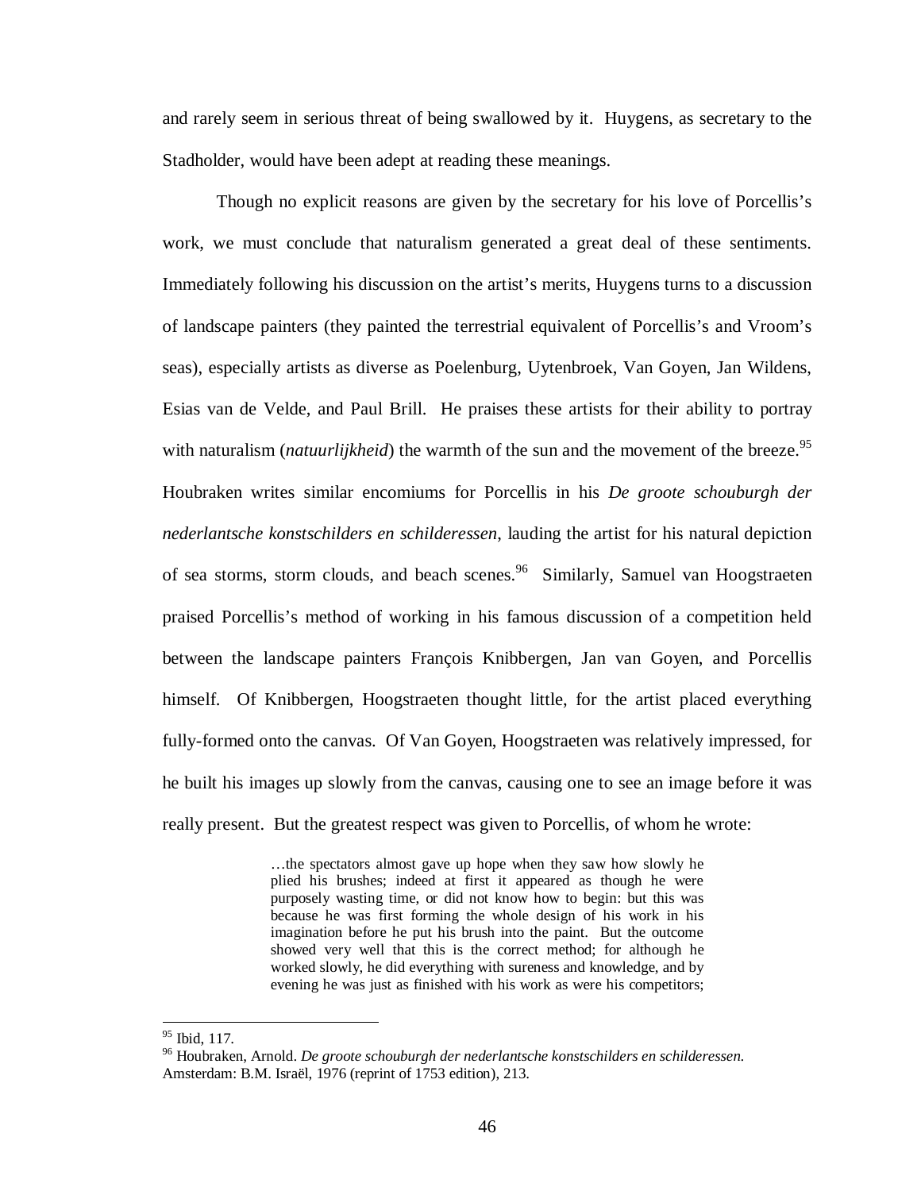and rarely seem in serious threat of being swallowed by it. Huygens, as secretary to the Stadholder, would have been adept at reading these meanings.

Though no explicit reasons are given by the secretary for his love of Porcellis's work, we must conclude that naturalism generated a great deal of these sentiments. Immediately following his discussion on the artist's merits, Huygens turns to a discussion of landscape painters (they painted the terrestrial equivalent of Porcellis's and Vroom's seas), especially artists as diverse as Poelenburg, Uytenbroek, Van Goyen, Jan Wildens, Esias van de Velde, and Paul Brill. He praises these artists for their ability to portray with naturalism (*natuurlijkheid*) the warmth of the sun and the movement of the breeze.[95] Houbraken writes similar encomiums for Porcellis in his *De groote schouburgh der nederlantsche konstschilders en schilderessen*, lauding the artist for his natural depiction of sea storms, storm clouds, and beach scenes.[96] Similarly, Samuel van Hoogstraeten praised Porcellis's method of working in his famous discussion of a competition held between the landscape painters François Knibbergen, Jan van Goyen, and Porcellis himself. Of Knibbergen, Hoogstraeten thought little, for the artist placed everything fully-formed onto the canvas. Of Van Goyen, Hoogstraeten was relatively impressed, for he built his images up slowly from the canvas, causing one to see an image before it was really present. But the greatest respect was given to Porcellis, of whom he wrote:

> …the spectators almost gave up hope when they saw how slowly he plied his brushes; indeed at first it appeared as though he were purposely wasting time, or did not know how to begin: but this was because he was first forming the whole design of his work in his imagination before he put his brush into the paint. But the outcome showed very well that this is the correct method; for although he worked slowly, he did everything with sureness and knowledge, and by evening he was just as finished with his work as were his competitors;

---

[95] Ibid, 117.

[96] Houbraken, Arnold. *De groote schouburgh der nederlantsche konstschilders en schilderessen.* Amsterdam: B.M. Israël, 1976 (reprint of 1753 edition), 213.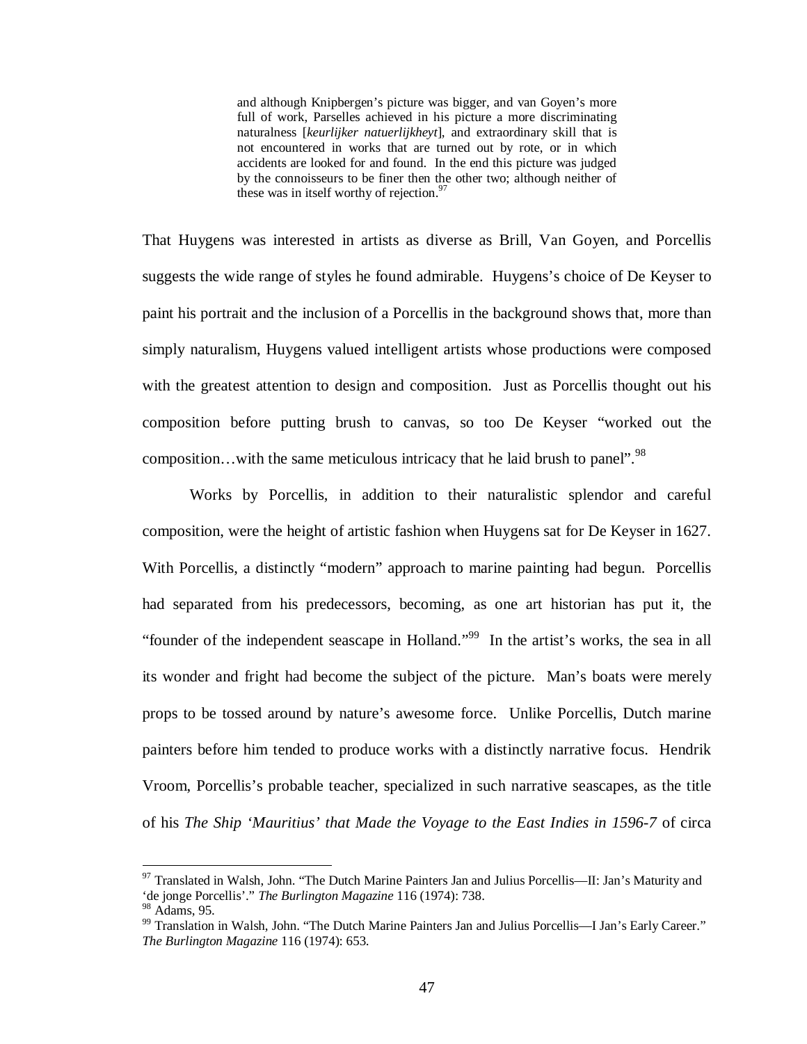> and although Knipbergen's picture was bigger, and van Goyen's more full of work, Parselles achieved in his picture a more discriminating naturalness [*keurlijker natuerlijkheyt*], and extraordinary skill that is not encountered in works that are turned out by rote, or in which accidents are looked for and found. In the end this picture was judged by the connoisseurs to be finer then the other two; although neither of these was in itself worthy of rejection.[97]

That Huygens was interested in artists as diverse as Brill, Van Goyen, and Porcellis suggests the wide range of styles he found admirable. Huygens's choice of De Keyser to paint his portrait and the inclusion of a Porcellis in the background shows that, more than simply naturalism, Huygens valued intelligent artists whose productions were composed with the greatest attention to design and composition. Just as Porcellis thought out his composition before putting brush to canvas, so too De Keyser "worked out the composition…with the same meticulous intricacy that he laid brush to panel".[98]

Works by Porcellis, in addition to their naturalistic splendor and careful composition, were the height of artistic fashion when Huygens sat for De Keyser in 1627. With Porcellis, a distinctly "modern" approach to marine painting had begun. Porcellis had separated from his predecessors, becoming, as one art historian has put it, the "founder of the independent seascape in Holland."[99] In the artist's works, the sea in all its wonder and fright had become the subject of the picture. Man's boats were merely props to be tossed around by nature's awesome force. Unlike Porcellis, Dutch marine painters before him tended to produce works with a distinctly narrative focus. Hendrik Vroom, Porcellis's probable teacher, specialized in such narrative seascapes, as the title of his *The Ship 'Mauritius' that Made the Voyage to the East Indies in 1596-7* of circa

---

[97] Translated in Walsh, John. "The Dutch Marine Painters Jan and Julius Porcellis—II: Jan's Maturity and 'de jonge Porcellis'." *The Burlington Magazine* 116 (1974): 738.

[98] Adams, 95.

[99] Translation in Walsh, John. "The Dutch Marine Painters Jan and Julius Porcellis—I Jan's Early Career." *The Burlington Magazine* 116 (1974): 653.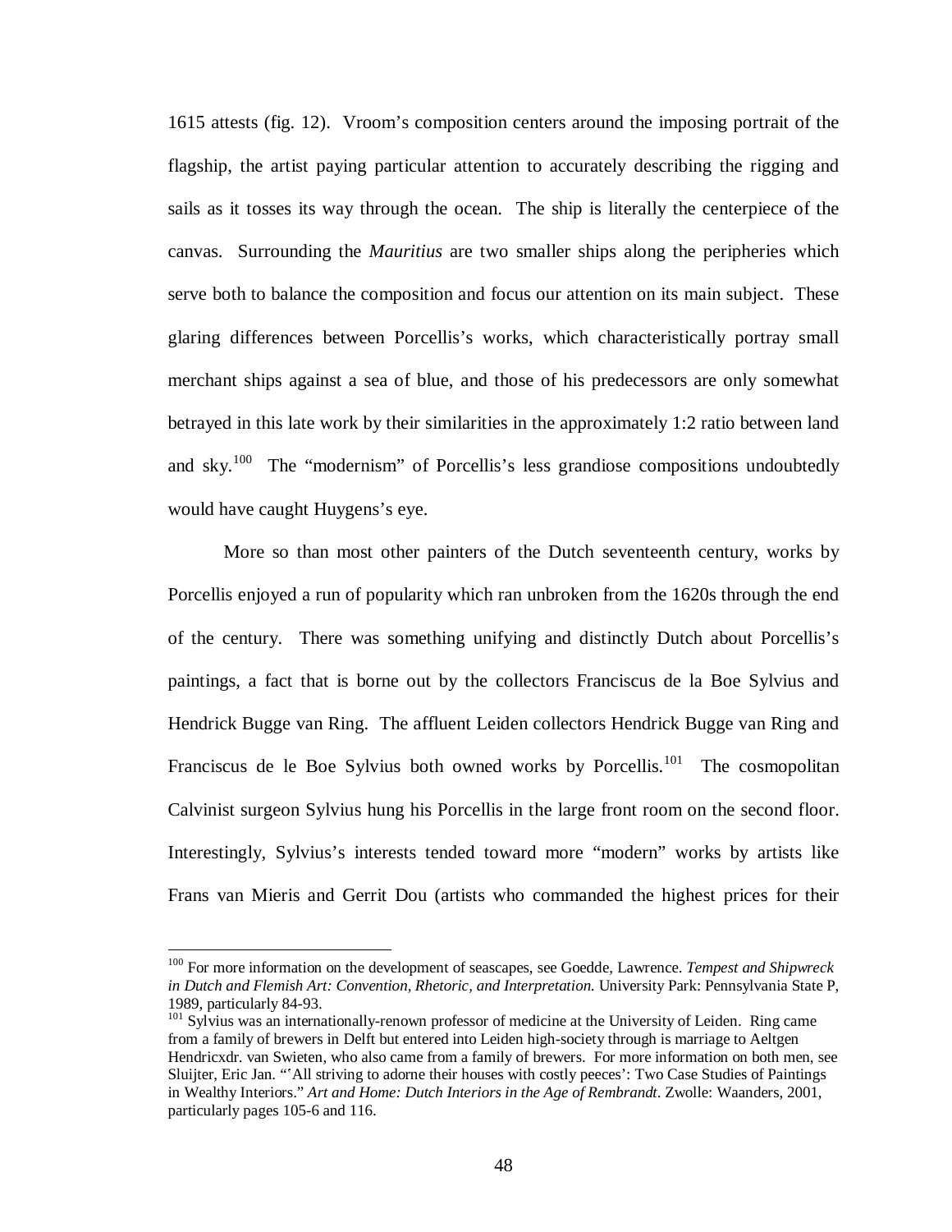1615 attests (fig. 12). Vroom's composition centers around the imposing portrait of the flagship, the artist paying particular attention to accurately describing the rigging and sails as it tosses its way through the ocean. The ship is literally the centerpiece of the canvas. Surrounding the *Mauritius* are two smaller ships along the peripheries which serve both to balance the composition and focus our attention on its main subject. These glaring differences between Porcellis's works, which characteristically portray small merchant ships against a sea of blue, and those of his predecessors are only somewhat betrayed in this late work by their similarities in the approximately 1:2 ratio between land and sky.[100] The "modernism" of Porcellis's less grandiose compositions undoubtedly would have caught Huygens's eye.

More so than most other painters of the Dutch seventeenth century, works by Porcellis enjoyed a run of popularity which ran unbroken from the 1620s through the end of the century. There was something unifying and distinctly Dutch about Porcellis's paintings, a fact that is borne out by the collectors Franciscus de la Boe Sylvius and Hendrick Bugge van Ring. The affluent Leiden collectors Hendrick Bugge van Ring and Franciscus de le Boe Sylvius both owned works by Porcellis.[101] The cosmopolitan Calvinist surgeon Sylvius hung his Porcellis in the large front room on the second floor. Interestingly, Sylvius's interests tended toward more "modern" works by artists like Frans van Mieris and Gerrit Dou (artists who commanded the highest prices for their

---

[100] For more information on the development of seascapes, see Goedde, Lawrence. *Tempest and Shipwreck in Dutch and Flemish Art: Convention, Rhetoric, and Interpretation.* University Park: Pennsylvania State P, 1989, particularly 84-93.

[101] Sylvius was an internationally-renown professor of medicine at the University of Leiden. Ring came from a family of brewers in Delft but entered into Leiden high-society through is marriage to Aeltgen Hendricxdr. van Swieten, who also came from a family of brewers. For more information on both men, see Sluijter, Eric Jan. "'All striving to adorne their houses with costly peeces': Two Case Studies of Paintings in Wealthy Interiors." *Art and Home: Dutch Interiors in the Age of Rembrandt.* Zwolle: Waanders, 2001, particularly pages 105-6 and 116.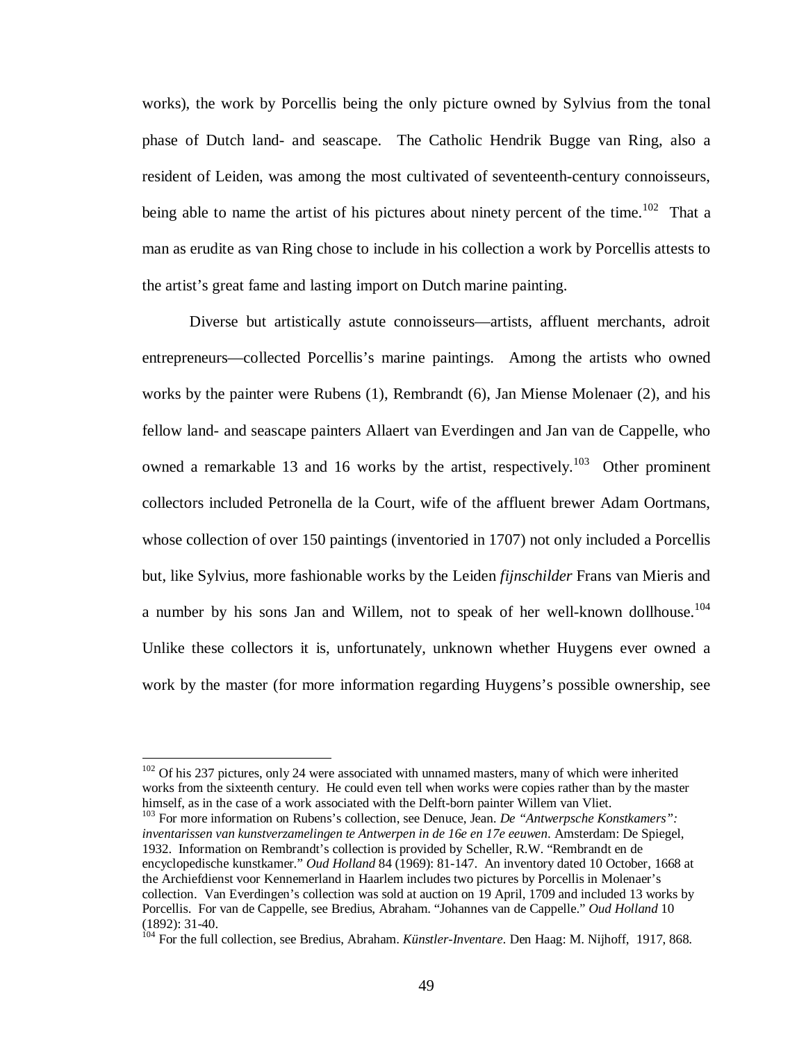works), the work by Porcellis being the only picture owned by Sylvius from the tonal phase of Dutch land- and seascape. The Catholic Hendrik Bugge van Ring, also a resident of Leiden, was among the most cultivated of seventeenth-century connoisseurs, being able to name the artist of his pictures about ninety percent of the time.[102] That a man as erudite as van Ring chose to include in his collection a work by Porcellis attests to the artist's great fame and lasting import on Dutch marine painting.

Diverse but artistically astute connoisseurs—artists, affluent merchants, adroit entrepreneurs—collected Porcellis's marine paintings. Among the artists who owned works by the painter were Rubens (1), Rembrandt (6), Jan Miense Molenaer (2), and his fellow land- and seascape painters Allaert van Everdingen and Jan van de Cappelle, who owned a remarkable 13 and 16 works by the artist, respectively.[103] Other prominent collectors included Petronella de la Court, wife of the affluent brewer Adam Oortmans, whose collection of over 150 paintings (inventoried in 1707) not only included a Porcellis but, like Sylvius, more fashionable works by the Leiden *fijnschilder* Frans van Mieris and a number by his sons Jan and Willem, not to speak of her well-known dollhouse.[104] Unlike these collectors it is, unfortunately, unknown whether Huygens ever owned a work by the master (for more information regarding Huygens's possible ownership, see

---

[102] Of his 237 pictures, only 24 were associated with unnamed masters, many of which were inherited works from the sixteenth century. He could even tell when works were copies rather than by the master himself, as in the case of a work associated with the Delft-born painter Willem van Vliet.

[103] For more information on Rubens's collection, see Denuce, Jean. *De "Antwerpsche Konstkamers": inventarissen van kunstverzamelingen te Antwerpen in de 16e en 17e eeuwen*. Amsterdam: De Spiegel, 1932. Information on Rembrandt's collection is provided by Scheller, R.W. "Rembrandt en de encyclopedische kunstkamer." *Oud Holland* 84 (1969): 81-147. An inventory dated 10 October, 1668 at the Archiefdienst voor Kennemerland in Haarlem includes two pictures by Porcellis in Molenaer's collection. Van Everdingen's collection was sold at auction on 19 April, 1709 and included 13 works by Porcellis. For van de Cappelle, see Bredius, Abraham. "Johannes van de Cappelle." *Oud Holland* 10 (1892): 31-40.

[104] For the full collection, see Bredius, Abraham. *Künstler-Inventare*. Den Haag: M. Nijhoff, 1917, 868.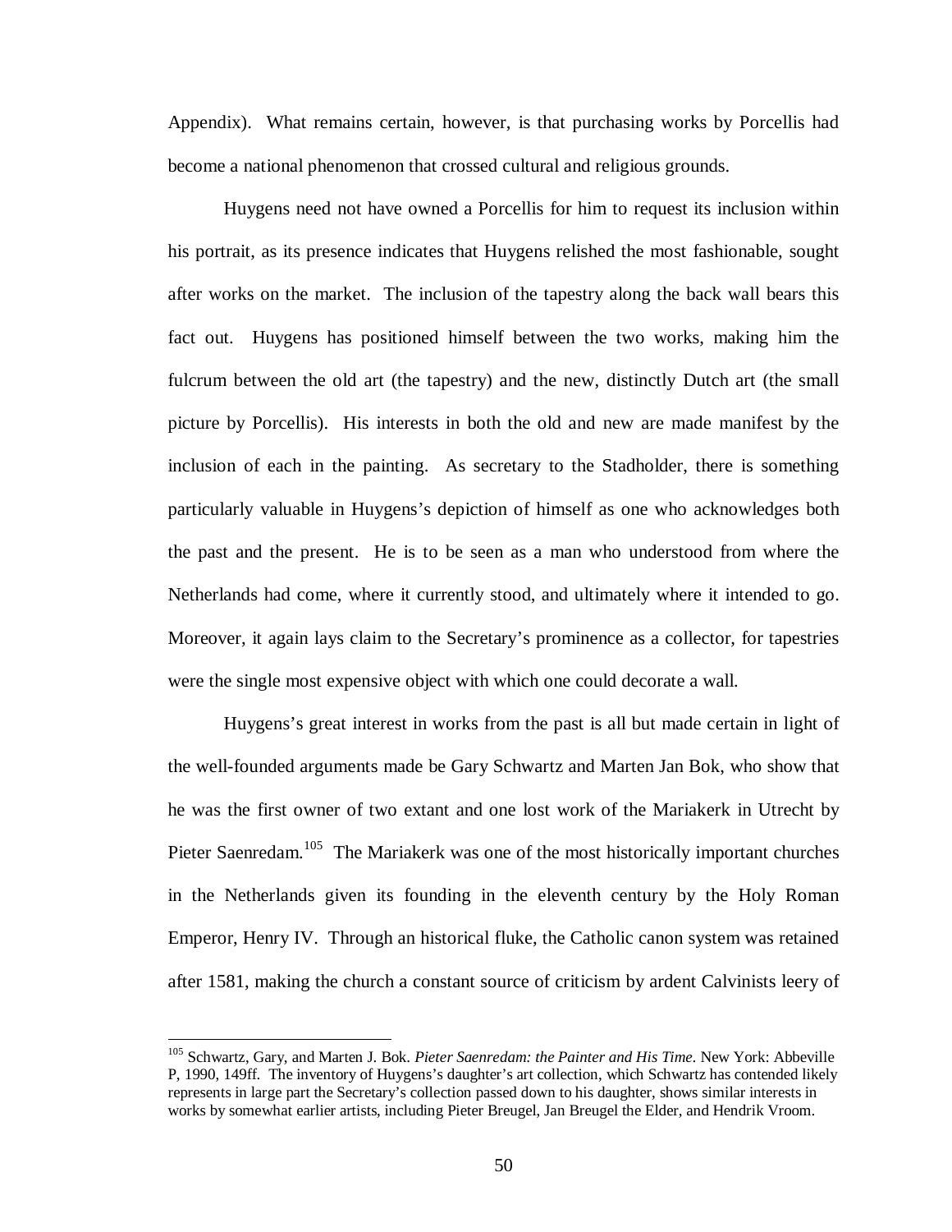Appendix). What remains certain, however, is that purchasing works by Porcellis had become a national phenomenon that crossed cultural and religious grounds.

Huygens need not have owned a Porcellis for him to request its inclusion within his portrait, as its presence indicates that Huygens relished the most fashionable, sought after works on the market. The inclusion of the tapestry along the back wall bears this fact out. Huygens has positioned himself between the two works, making him the fulcrum between the old art (the tapestry) and the new, distinctly Dutch art (the small picture by Porcellis). His interests in both the old and new are made manifest by the inclusion of each in the painting. As secretary to the Stadholder, there is something particularly valuable in Huygens's depiction of himself as one who acknowledges both the past and the present. He is to be seen as a man who understood from where the Netherlands had come, where it currently stood, and ultimately where it intended to go. Moreover, it again lays claim to the Secretary's prominence as a collector, for tapestries were the single most expensive object with which one could decorate a wall.

Huygens's great interest in works from the past is all but made certain in light of the well-founded arguments made be Gary Schwartz and Marten Jan Bok, who show that he was the first owner of two extant and one lost work of the Mariakerk in Utrecht by Pieter Saenredam.[105] The Mariakerk was one of the most historically important churches in the Netherlands given its founding in the eleventh century by the Holy Roman Emperor, Henry IV. Through an historical fluke, the Catholic canon system was retained after 1581, making the church a constant source of criticism by ardent Calvinists leery of

---

[105] Schwartz, Gary, and Marten J. Bok. *Pieter Saenredam: the Painter and His Time.* New York: Abbeville P, 1990, 149ff. The inventory of Huygens's daughter's art collection, which Schwartz has contended likely represents in large part the Secretary's collection passed down to his daughter, shows similar interests in works by somewhat earlier artists, including Pieter Breugel, Jan Breugel the Elder, and Hendrik Vroom.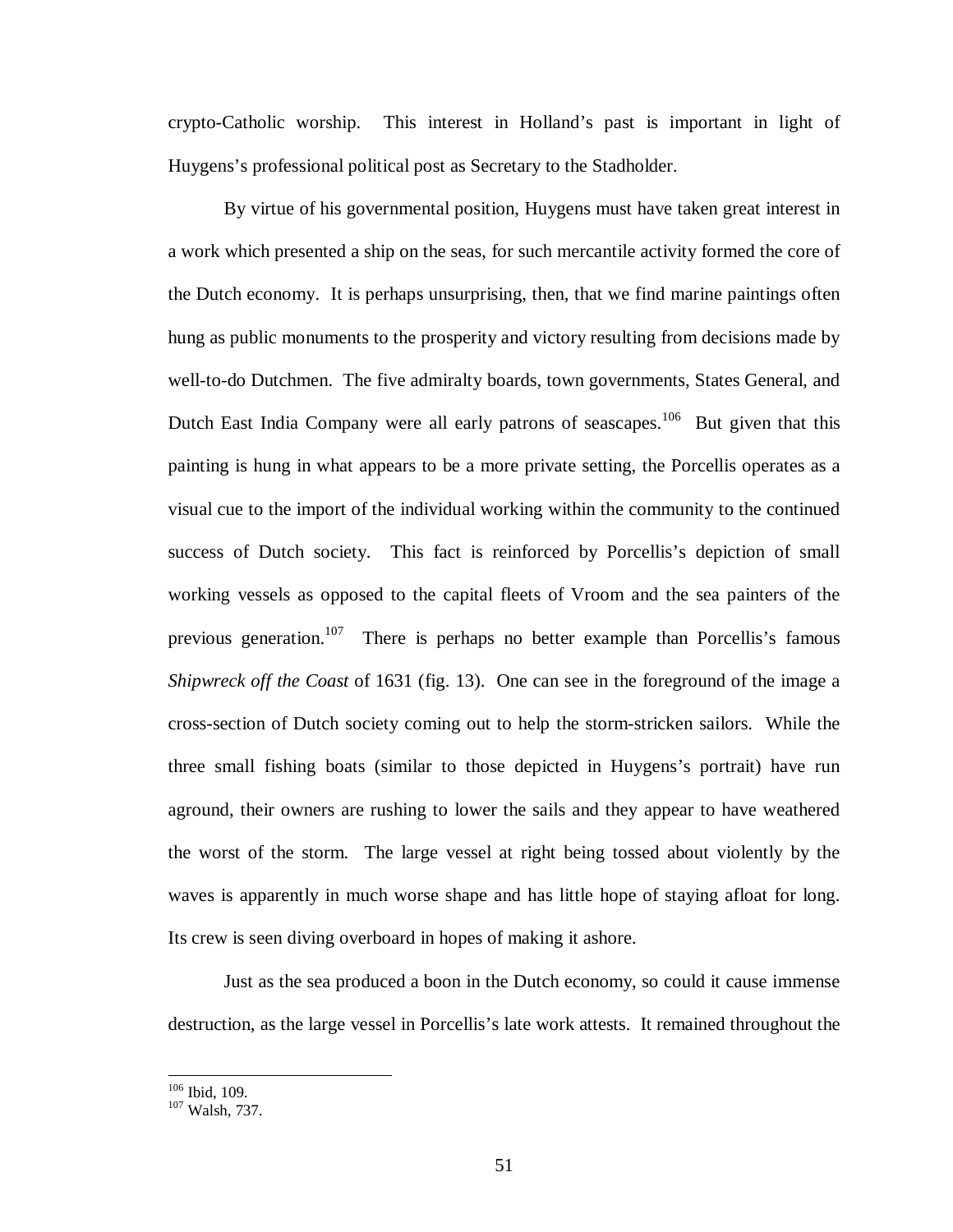crypto-Catholic worship. This interest in Holland's past is important in light of Huygens's professional political post as Secretary to the Stadholder.

By virtue of his governmental position, Huygens must have taken great interest in a work which presented a ship on the seas, for such mercantile activity formed the core of the Dutch economy. It is perhaps unsurprising, then, that we find marine paintings often hung as public monuments to the prosperity and victory resulting from decisions made by well-to-do Dutchmen. The five admiralty boards, town governments, States General, and Dutch East India Company were all early patrons of seascapes.[106] But given that this painting is hung in what appears to be a more private setting, the Porcellis operates as a visual cue to the import of the individual working within the community to the continued success of Dutch society. This fact is reinforced by Porcellis's depiction of small working vessels as opposed to the capital fleets of Vroom and the sea painters of the previous generation.[107] There is perhaps no better example than Porcellis's famous *Shipwreck off the Coast* of 1631 (fig. 13). One can see in the foreground of the image a cross-section of Dutch society coming out to help the storm-stricken sailors. While the three small fishing boats (similar to those depicted in Huygens's portrait) have run aground, their owners are rushing to lower the sails and they appear to have weathered the worst of the storm. The large vessel at right being tossed about violently by the waves is apparently in much worse shape and has little hope of staying afloat for long. Its crew is seen diving overboard in hopes of making it ashore.

Just as the sea produced a boon in the Dutch economy, so could it cause immense destruction, as the large vessel in Porcellis's late work attests. It remained throughout the

[106] Ibid, 109.
[107] Walsh, 737.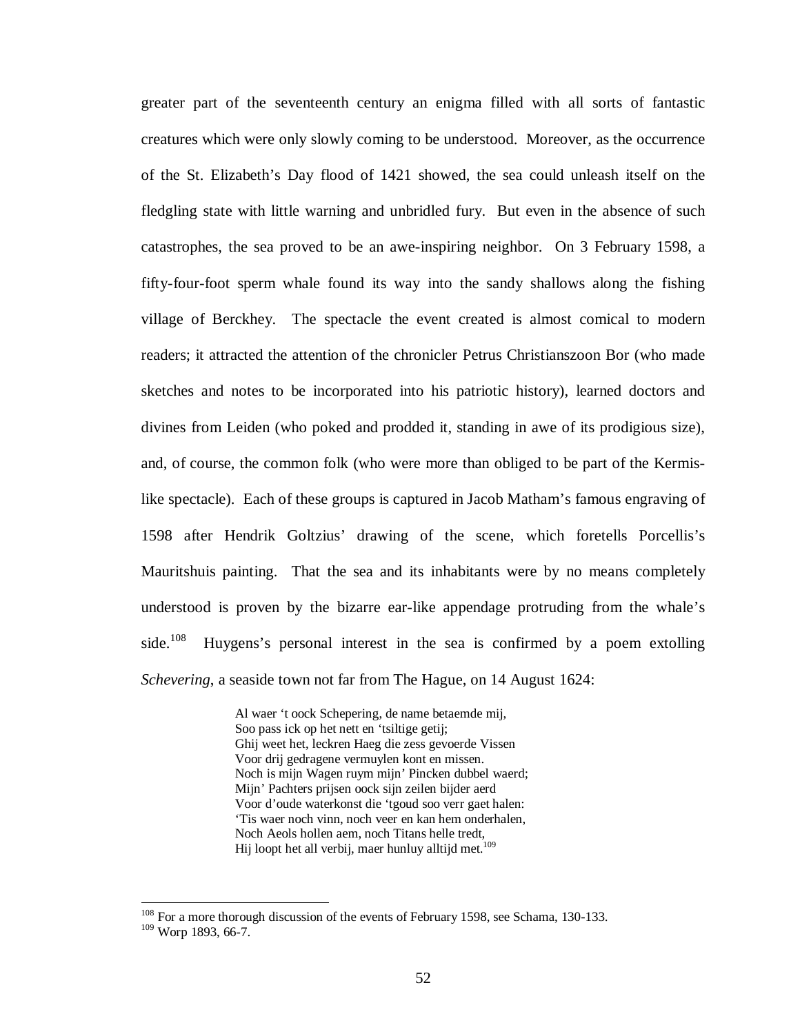greater part of the seventeenth century an enigma filled with all sorts of fantastic creatures which were only slowly coming to be understood. Moreover, as the occurrence of the St. Elizabeth's Day flood of 1421 showed, the sea could unleash itself on the fledgling state with little warning and unbridled fury. But even in the absence of such catastrophes, the sea proved to be an awe-inspiring neighbor. On 3 February 1598, a fifty-four-foot sperm whale found its way into the sandy shallows along the fishing village of Berckhey. The spectacle the event created is almost comical to modern readers; it attracted the attention of the chronicler Petrus Christianszoon Bor (who made sketches and notes to be incorporated into his patriotic history), learned doctors and divines from Leiden (who poked and prodded it, standing in awe of its prodigious size), and, of course, the common folk (who were more than obliged to be part of the Kermis-like spectacle). Each of these groups is captured in Jacob Matham's famous engraving of 1598 after Hendrik Goltzius' drawing of the scene, which foretells Porcellis's Mauritshuis painting. That the sea and its inhabitants were by no means completely understood is proven by the bizarre ear-like appendage protruding from the whale's side.[108] Huygens's personal interest in the sea is confirmed by a poem extolling *Schevering*, a seaside town not far from The Hague, on 14 August 1624:

> Al waer 't oock Schepering, de name betaemde mij,
> Soo pass ick op het nett en 'tsiltige getij;
> Ghij weet het, leckren Haeg die zess gevoerde Vissen
> Voor drij gedragene vermuylen kont en missen.
> Noch is mijn Wagen ruym mijn' Pincken dubbel waerd;
> Mijn' Pachters prijsen oock sijn zeilen bijder aerd
> Voor d'oude waterkonst die 'tgoud soo verr gaet halen:
> 'Tis waer noch vinn, noch veer en kan hem onderhalen,
> Noch Aeols hollen aem, noch Titans helle tredt,
> Hij loopt het all verbij, maer hunluy alltijd met.[109]

---

[108] For a more thorough discussion of the events of February 1598, see Schama, 130-133.

[109] Worp 1893, 66-7.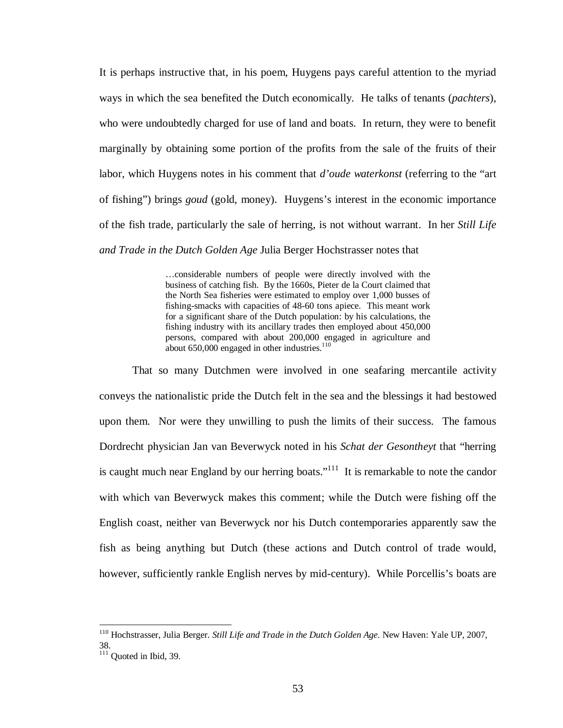It is perhaps instructive that, in his poem, Huygens pays careful attention to the myriad ways in which the sea benefited the Dutch economically. He talks of tenants (*pachters*), who were undoubtedly charged for use of land and boats. In return, they were to benefit marginally by obtaining some portion of the profits from the sale of the fruits of their labor, which Huygens notes in his comment that *d'oude waterkonst* (referring to the "art of fishing") brings *goud* (gold, money). Huygens's interest in the economic importance of the fish trade, particularly the sale of herring, is not without warrant. In her *Still Life and Trade in the Dutch Golden Age* Julia Berger Hochstrasser notes that

> …considerable numbers of people were directly involved with the business of catching fish. By the 1660s, Pieter de la Court claimed that the North Sea fisheries were estimated to employ over 1,000 busses of fishing-smacks with capacities of 48-60 tons apiece. This meant work for a significant share of the Dutch population: by his calculations, the fishing industry with its ancillary trades then employed about 450,000 persons, compared with about 200,000 engaged in agriculture and about 650,000 engaged in other industries.[110]

That so many Dutchmen were involved in one seafaring mercantile activity conveys the nationalistic pride the Dutch felt in the sea and the blessings it had bestowed upon them. Nor were they unwilling to push the limits of their success. The famous Dordrecht physician Jan van Beverwyck noted in his *Schat der Gesontheyt* that "herring is caught much near England by our herring boats."[111] It is remarkable to note the candor with which van Beverwyck makes this comment; while the Dutch were fishing off the English coast, neither van Beverwyck nor his Dutch contemporaries apparently saw the fish as being anything but Dutch (these actions and Dutch control of trade would, however, sufficiently rankle English nerves by mid-century). While Porcellis's boats are

---

[110] Hochstrasser, Julia Berger. *Still Life and Trade in the Dutch Golden Age*. New Haven: Yale UP, 2007, 38.

[111] Quoted in Ibid, 39.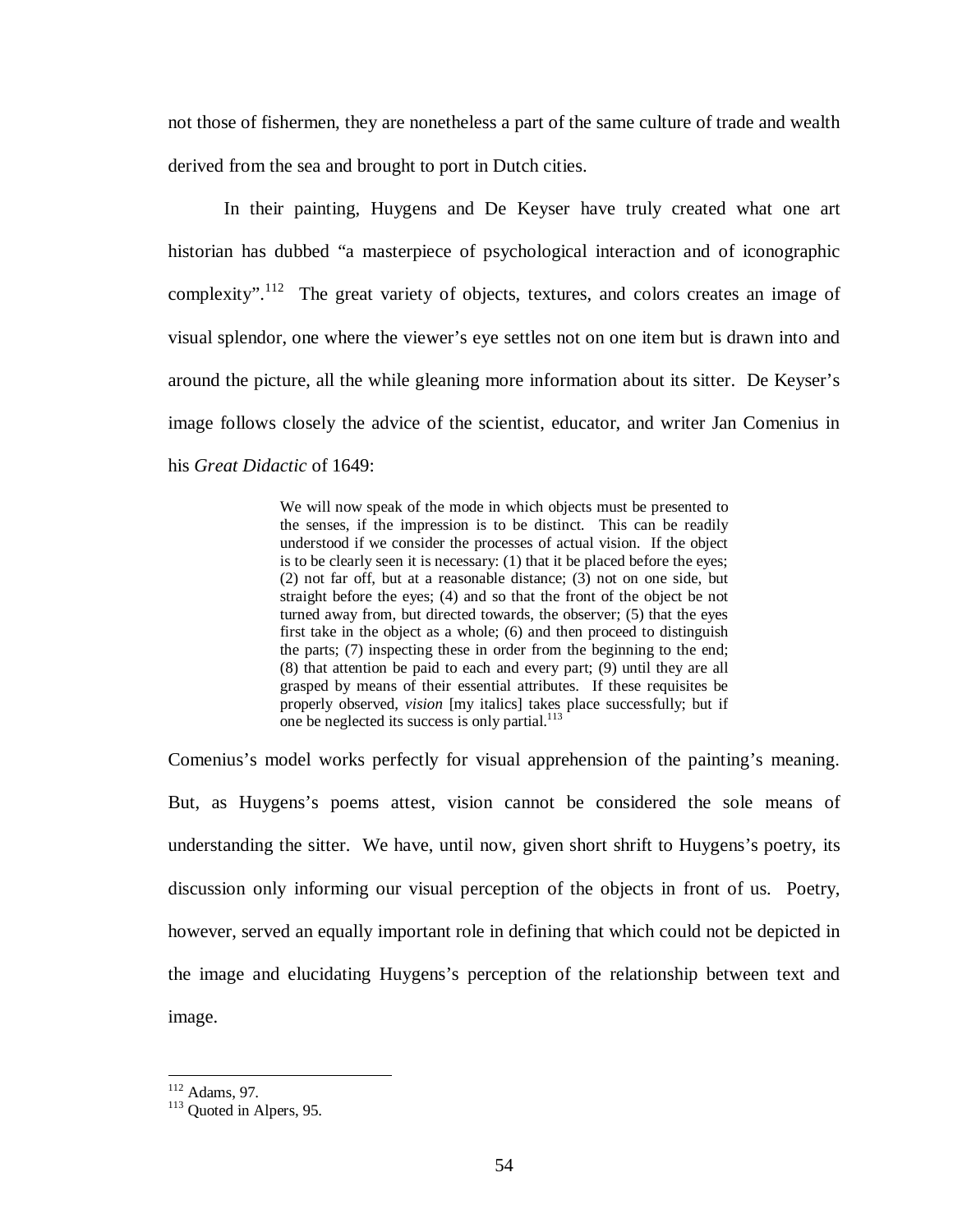not those of fishermen, they are nonetheless a part of the same culture of trade and wealth derived from the sea and brought to port in Dutch cities.

In their painting, Huygens and De Keyser have truly created what one art historian has dubbed "a masterpiece of psychological interaction and of iconographic complexity".[112] The great variety of objects, textures, and colors creates an image of visual splendor, one where the viewer's eye settles not on one item but is drawn into and around the picture, all the while gleaning more information about its sitter. De Keyser's image follows closely the advice of the scientist, educator, and writer Jan Comenius in his *Great Didactic* of 1649:

> We will now speak of the mode in which objects must be presented to the senses, if the impression is to be distinct. This can be readily understood if we consider the processes of actual vision. If the object is to be clearly seen it is necessary: (1) that it be placed before the eyes; (2) not far off, but at a reasonable distance; (3) not on one side, but straight before the eyes; (4) and so that the front of the object be not turned away from, but directed towards, the observer; (5) that the eyes first take in the object as a whole; (6) and then proceed to distinguish the parts; (7) inspecting these in order from the beginning to the end; (8) that attention be paid to each and every part; (9) until they are all grasped by means of their essential attributes. If these requisites be properly observed, *vision* [my italics] takes place successfully; but if one be neglected its success is only partial.[113]

Comenius's model works perfectly for visual apprehension of the painting's meaning. But, as Huygens's poems attest, vision cannot be considered the sole means of understanding the sitter. We have, until now, given short shrift to Huygens's poetry, its discussion only informing our visual perception of the objects in front of us. Poetry, however, served an equally important role in defining that which could not be depicted in the image and elucidating Huygens's perception of the relationship between text and image.

---

[112] Adams, 97.

[113] Quoted in Alpers, 95.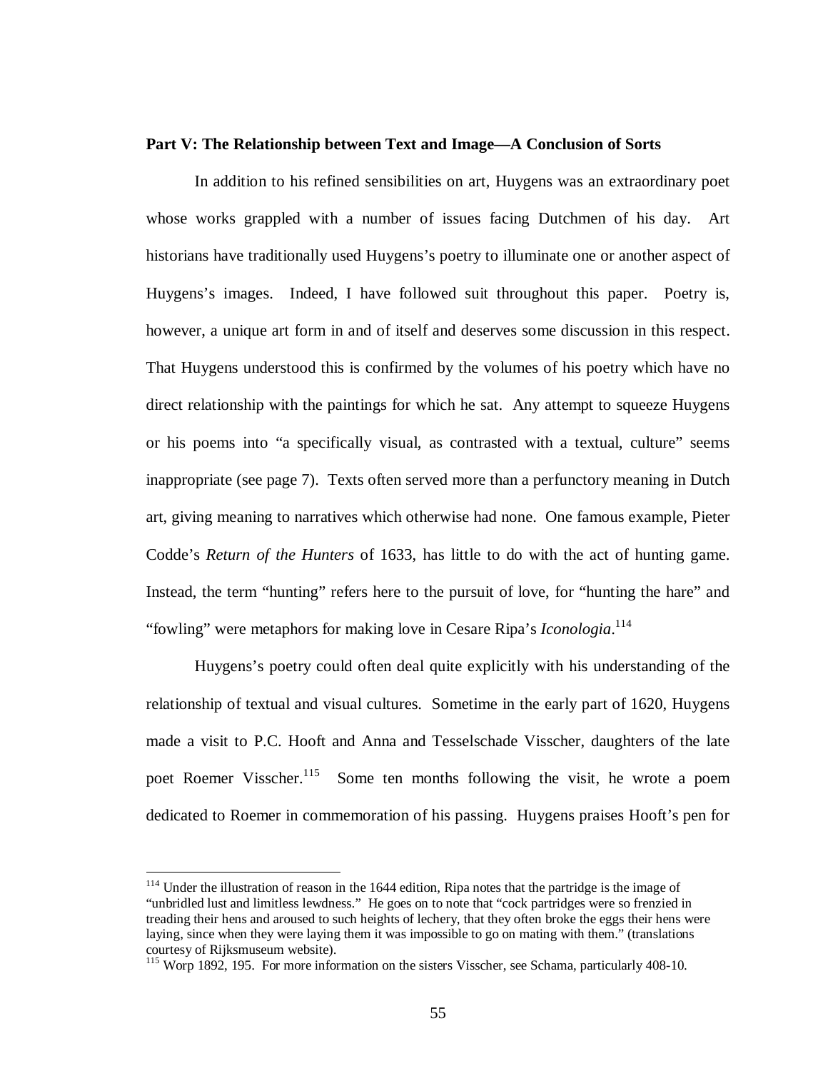**Part V: The Relationship between Text and Image—A Conclusion of Sorts**

In addition to his refined sensibilities on art, Huygens was an extraordinary poet whose works grappled with a number of issues facing Dutchmen of his day. Art historians have traditionally used Huygens's poetry to illuminate one or another aspect of Huygens's images. Indeed, I have followed suit throughout this paper. Poetry is, however, a unique art form in and of itself and deserves some discussion in this respect. That Huygens understood this is confirmed by the volumes of his poetry which have no direct relationship with the paintings for which he sat. Any attempt to squeeze Huygens or his poems into "a specifically visual, as contrasted with a textual, culture" seems inappropriate (see page 7). Texts often served more than a perfunctory meaning in Dutch art, giving meaning to narratives which otherwise had none. One famous example, Pieter Codde's *Return of the Hunters* of 1633, has little to do with the act of hunting game. Instead, the term "hunting" refers here to the pursuit of love, for "hunting the hare" and "fowling" were metaphors for making love in Cesare Ripa's *Iconologia*.[114]

Huygens's poetry could often deal quite explicitly with his understanding of the relationship of textual and visual cultures. Sometime in the early part of 1620, Huygens made a visit to P.C. Hooft and Anna and Tesselschade Visscher, daughters of the late poet Roemer Visscher.[115] Some ten months following the visit, he wrote a poem dedicated to Roemer in commemoration of his passing. Huygens praises Hooft's pen for

---

[114] Under the illustration of reason in the 1644 edition, Ripa notes that the partridge is the image of "unbridled lust and limitless lewdness." He goes on to note that "cock partridges were so frenzied in treading their hens and aroused to such heights of lechery, that they often broke the eggs their hens were laying, since when they were laying them it was impossible to go on mating with them." (translations courtesy of Rijksmuseum website).

[115] Worp 1892, 195. For more information on the sisters Visscher, see Schama, particularly 408-10.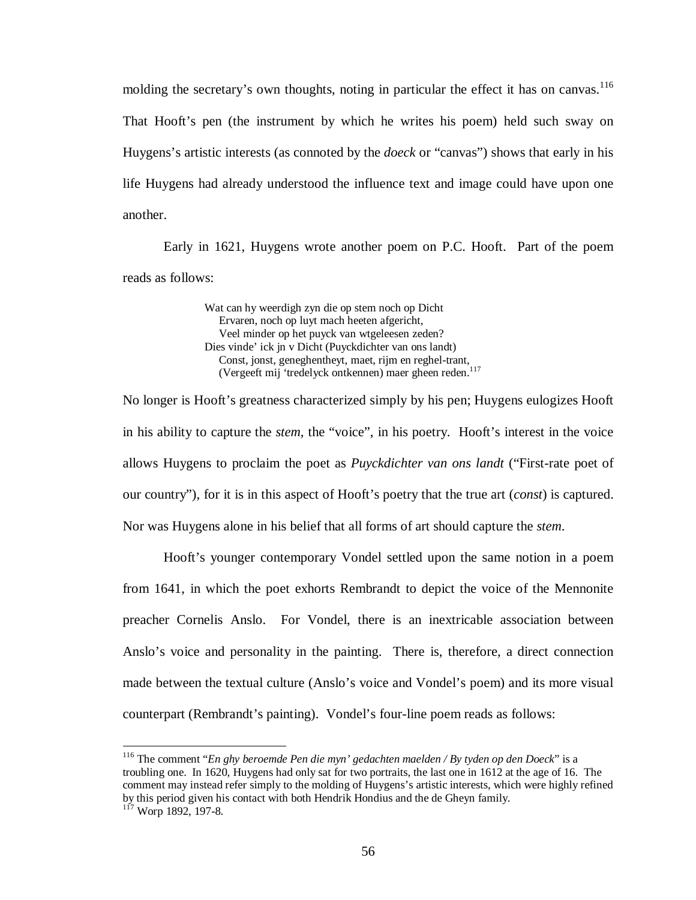molding the secretary's own thoughts, noting in particular the effect it has on canvas.[116] That Hooft's pen (the instrument by which he writes his poem) held such sway on Huygens's artistic interests (as connoted by the *doeck* or "canvas") shows that early in his life Huygens had already understood the influence text and image could have upon one another.

Early in 1621, Huygens wrote another poem on P.C. Hooft. Part of the poem reads as follows:

> Wat can hy weerdigh zyn die op stem noch op Dicht
>     Ervaren, noch op luyt mach heeten afgericht,
>     Veel minder op het puyck van wtgeleesen zeden?
> Dies vinde' ick jn v Dicht (Puyckdichter van ons landt)
>     Const, jonst, geneghentheyt, maet, rijm en reghel-trant,
>     (Vergeeft mij 'tredelyck ontkennen) maer gheen reden.[117]

No longer is Hooft's greatness characterized simply by his pen; Huygens eulogizes Hooft in his ability to capture the *stem*, the "voice", in his poetry. Hooft's interest in the voice allows Huygens to proclaim the poet as *Puyckdichter van ons landt* ("First-rate poet of our country"), for it is in this aspect of Hooft's poetry that the true art (*const*) is captured. Nor was Huygens alone in his belief that all forms of art should capture the *stem*.

Hooft's younger contemporary Vondel settled upon the same notion in a poem from 1641, in which the poet exhorts Rembrandt to depict the voice of the Mennonite preacher Cornelis Anslo. For Vondel, there is an inextricable association between Anslo's voice and personality in the painting. There is, therefore, a direct connection made between the textual culture (Anslo's voice and Vondel's poem) and its more visual counterpart (Rembrandt's painting). Vondel's four-line poem reads as follows:

---

[116] The comment "*En ghy beroemde Pen die myn' gedachten maelden / By tyden op den Doeck*" is a troubling one. In 1620, Huygens had only sat for two portraits, the last one in 1612 at the age of 16. The comment may instead refer simply to the molding of Huygens's artistic interests, which were highly refined by this period given his contact with both Hendrik Hondius and the de Gheyn family.

[117] Worp 1892, 197-8.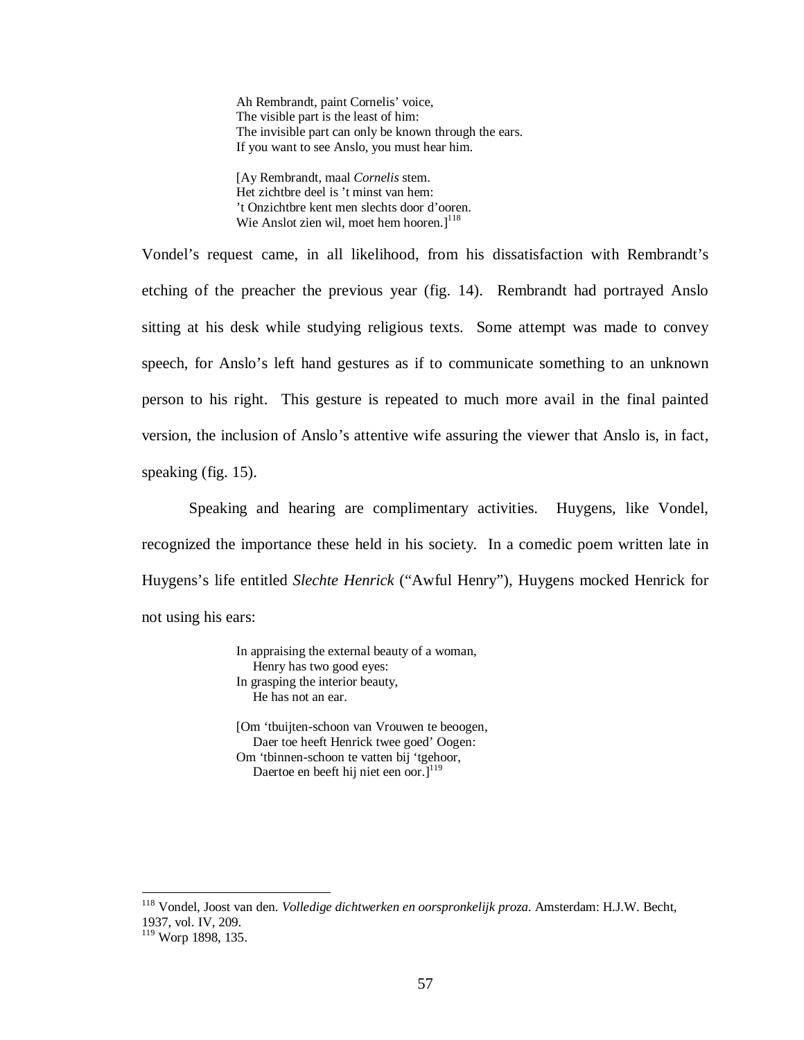> Ah Rembrandt, paint Cornelis' voice,
> The visible part is the least of him:
> The invisible part can only be known through the ears.
> If you want to see Anslo, you must hear him.
>
> [Ay Rembrandt, maal *Cornelis* stem.
> Het zichtbre deel is 't minst van hem:
> 't Onzichtbre kent men slechts door d'ooren.
> Wie Anslot zien wil, moet hem hooren.][118]

Vondel's request came, in all likelihood, from his dissatisfaction with Rembrandt's etching of the preacher the previous year (fig. 14). Rembrandt had portrayed Anslo sitting at his desk while studying religious texts. Some attempt was made to convey speech, for Anslo's left hand gestures as if to communicate something to an unknown person to his right. This gesture is repeated to much more avail in the final painted version, the inclusion of Anslo's attentive wife assuring the viewer that Anslo is, in fact, speaking (fig. 15).

Speaking and hearing are complimentary activities. Huygens, like Vondel, recognized the importance these held in his society. In a comedic poem written late in Huygens's life entitled *Slechte Henrick* ("Awful Henry"), Huygens mocked Henrick for not using his ears:

> In appraising the external beauty of a woman,
>   Henry has two good eyes:
> In grasping the interior beauty,
>   He has not an ear.
>
> [Om 'tbuijten-schoon van Vrouwen te beoogen,
>   Daer toe heeft Henrick twee goed' Oogen:
> Om 'tbinnen-schoon te vatten bij 'tgehoor,
>   Daertoe en beeft hij niet een oor.][119]

---

[118] Vondel, Joost van den. *Volledige dichtwerken en oorspronkelijk proza.* Amsterdam: H.J.W. Becht, 1937, vol. IV, 209.

[119] Worp 1898, 135.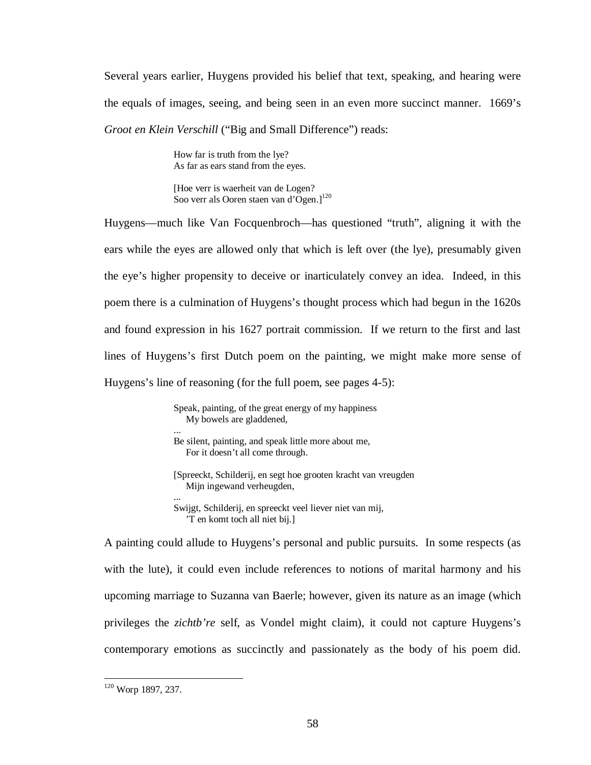Several years earlier, Huygens provided his belief that text, speaking, and hearing were the equals of images, seeing, and being seen in an even more succinct manner. 1669's *Groot en Klein Verschill* ("Big and Small Difference") reads:

> How far is truth from the lye?
> As far as ears stand from the eyes.
>
> [Hoe verr is waerheit van de Logen?
> Soo verr als Ooren staen van d'Ogen.][120]

Huygens—much like Van Focquenbroch—has questioned "truth", aligning it with the ears while the eyes are allowed only that which is left over (the lye), presumably given the eye's higher propensity to deceive or inarticulately convey an idea. Indeed, in this poem there is a culmination of Huygens's thought process which had begun in the 1620s and found expression in his 1627 portrait commission. If we return to the first and last lines of Huygens's first Dutch poem on the painting, we might make more sense of Huygens's line of reasoning (for the full poem, see pages 4-5):

> Speak, painting, of the great energy of my happiness
> My bowels are gladdened,
> ...
> Be silent, painting, and speak little more about me,
> For it doesn't all come through.
>
> [Spreeckt, Schilderij, en segt hoe grooten kracht van vreugden
> Mijn ingewand verheugden,
> ...
> Swijgt, Schilderij, en spreeckt veel liever niet van mij,
> 'T en komt toch all niet bij.]

A painting could allude to Huygens's personal and public pursuits. In some respects (as with the lute), it could even include references to notions of marital harmony and his upcoming marriage to Suzanna van Baerle; however, given its nature as an image (which privileges the *zichtb're* self, as Vondel might claim), it could not capture Huygens's contemporary emotions as succinctly and passionately as the body of his poem did.

[120] Worp 1897, 237.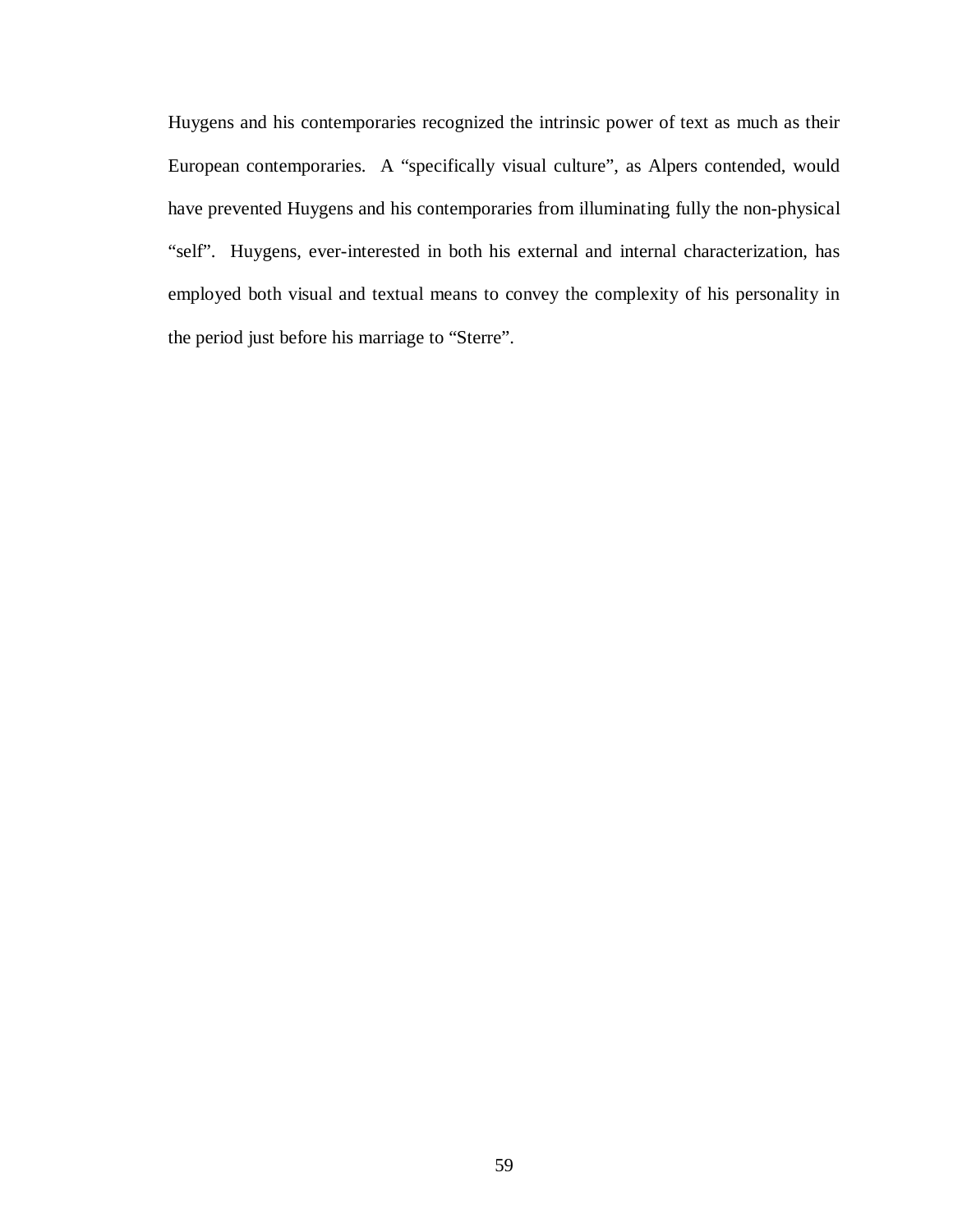Huygens and his contemporaries recognized the intrinsic power of text as much as their European contemporaries.  A "specifically visual culture", as Alpers contended, would have prevented Huygens and his contemporaries from illuminating fully the non-physical "self".  Huygens, ever-interested in both his external and internal characterization, has employed both visual and textual means to convey the complexity of his personality in the period just before his marriage to "Sterre".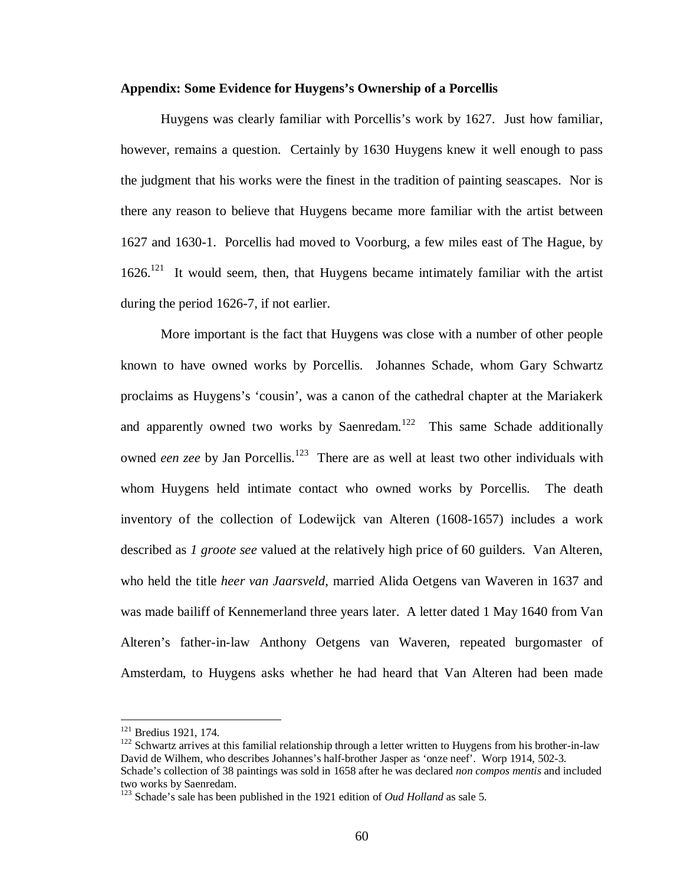**Appendix: Some Evidence for Huygens's Ownership of a Porcellis**

Huygens was clearly familiar with Porcellis's work by 1627. Just how familiar, however, remains a question. Certainly by 1630 Huygens knew it well enough to pass the judgment that his works were the finest in the tradition of painting seascapes. Nor is there any reason to believe that Huygens became more familiar with the artist between 1627 and 1630-1. Porcellis had moved to Voorburg, a few miles east of The Hague, by 1626.[121] It would seem, then, that Huygens became intimately familiar with the artist during the period 1626-7, if not earlier.

More important is the fact that Huygens was close with a number of other people known to have owned works by Porcellis. Johannes Schade, whom Gary Schwartz proclaims as Huygens's 'cousin', was a canon of the cathedral chapter at the Mariakerk and apparently owned two works by Saenredam.[122] This same Schade additionally owned *een zee* by Jan Porcellis.[123] There are as well at least two other individuals with whom Huygens held intimate contact who owned works by Porcellis. The death inventory of the collection of Lodewijck van Alteren (1608-1657) includes a work described as *1 groote see* valued at the relatively high price of 60 guilders. Van Alteren, who held the title *heer van Jaarsveld*, married Alida Oetgens van Waveren in 1637 and was made bailiff of Kennemerland three years later. A letter dated 1 May 1640 from Van Alteren's father-in-law Anthony Oetgens van Waveren, repeated burgomaster of Amsterdam, to Huygens asks whether he had heard that Van Alteren had been made

---

[121] Bredius 1921, 174.

[122] Schwartz arrives at this familial relationship through a letter written to Huygens from his brother-in-law David de Wilhem, who describes Johannes's half-brother Jasper as 'onze neef'. Worp 1914, 502-3. Schade's collection of 38 paintings was sold in 1658 after he was declared *non compos mentis* and included two works by Saenredam.

[123] Schade's sale has been published in the 1921 edition of *Oud Holland* as sale 5.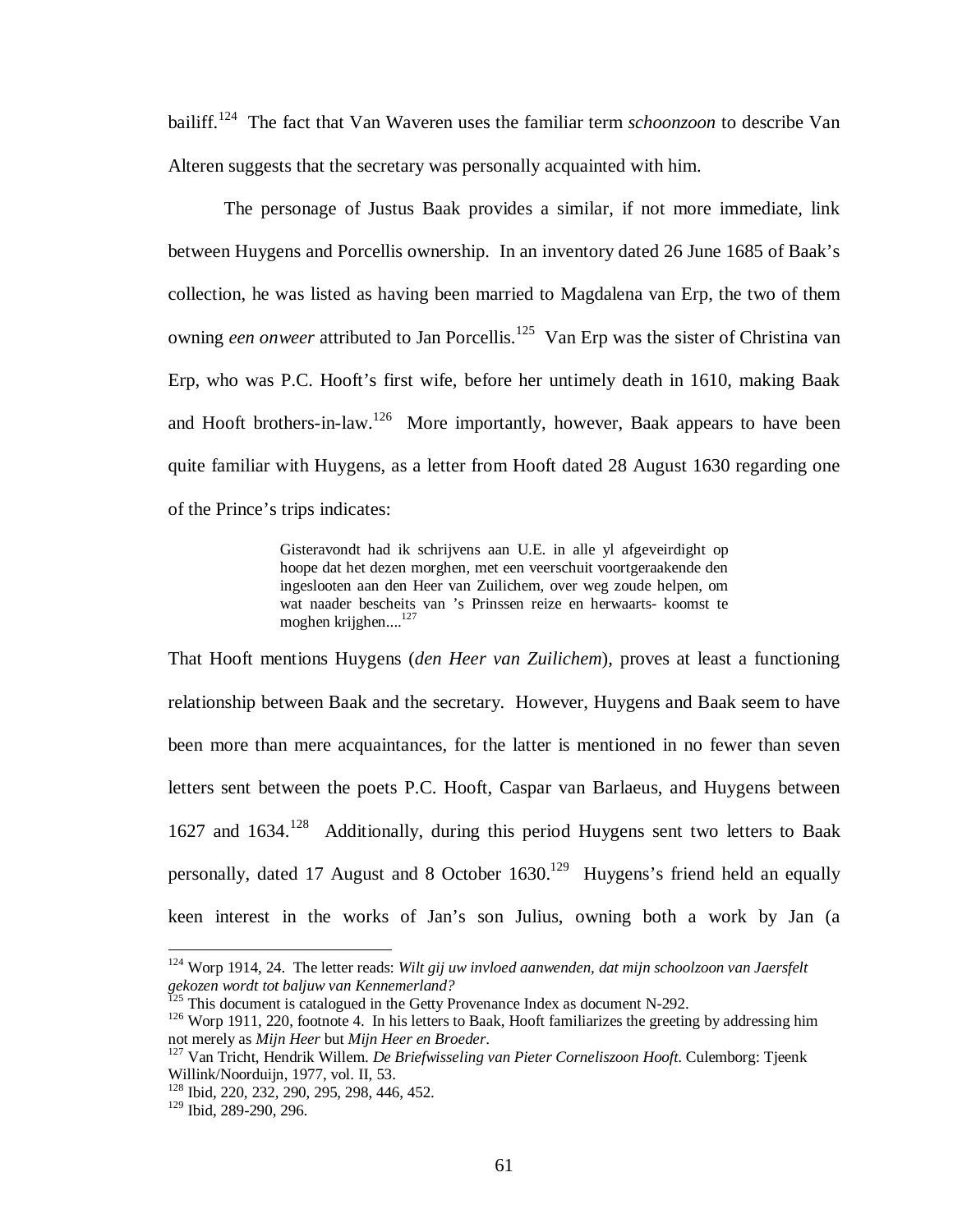bailiff.[124] The fact that Van Waveren uses the familiar term *schoonzoon* to describe Van Alteren suggests that the secretary was personally acquainted with him.

The personage of Justus Baak provides a similar, if not more immediate, link between Huygens and Porcellis ownership. In an inventory dated 26 June 1685 of Baak's collection, he was listed as having been married to Magdalena van Erp, the two of them owning *een onweer* attributed to Jan Porcellis.[125] Van Erp was the sister of Christina van Erp, who was P.C. Hooft's first wife, before her untimely death in 1610, making Baak and Hooft brothers-in-law.[126] More importantly, however, Baak appears to have been quite familiar with Huygens, as a letter from Hooft dated 28 August 1630 regarding one of the Prince's trips indicates:

> Gisteravondt had ik schrijvens aan U.E. in alle yl afgeveirdight op hoope dat het dezen morghen, met een veerschuit voortgeraakende den ingeslooten aan den Heer van Zuilichem, over weg zoude helpen, om wat naader bescheits van 's Prinssen reize en herwaarts- koomst te moghen krijghen....[127]

That Hooft mentions Huygens (*den Heer van Zuilichem*), proves at least a functioning relationship between Baak and the secretary. However, Huygens and Baak seem to have been more than mere acquaintances, for the latter is mentioned in no fewer than seven letters sent between the poets P.C. Hooft, Caspar van Barlaeus, and Huygens between 1627 and 1634.[128] Additionally, during this period Huygens sent two letters to Baak personally, dated 17 August and 8 October 1630.[129] Huygens's friend held an equally keen interest in the works of Jan's son Julius, owning both a work by Jan (a

---

[124] Worp 1914, 24. The letter reads: *Wilt gij uw invloed aanwenden, dat mijn schoolzoon van Jaersfelt gekozen wordt tot baljuw van Kennemerland?*

[125] This document is catalogued in the Getty Provenance Index as document N-292.

[126] Worp 1911, 220, footnote 4. In his letters to Baak, Hooft familiarizes the greeting by addressing him not merely as *Mijn Heer* but *Mijn Heer en Broeder*.

[127] Van Tricht, Hendrik Willem. *De Briefwisseling van Pieter Corneliszoon Hooft*. Culemborg: Tjeenk Willink/Noorduijn, 1977, vol. II, 53.

[128] Ibid, 220, 232, 290, 295, 298, 446, 452.

[129] Ibid, 289-290, 296.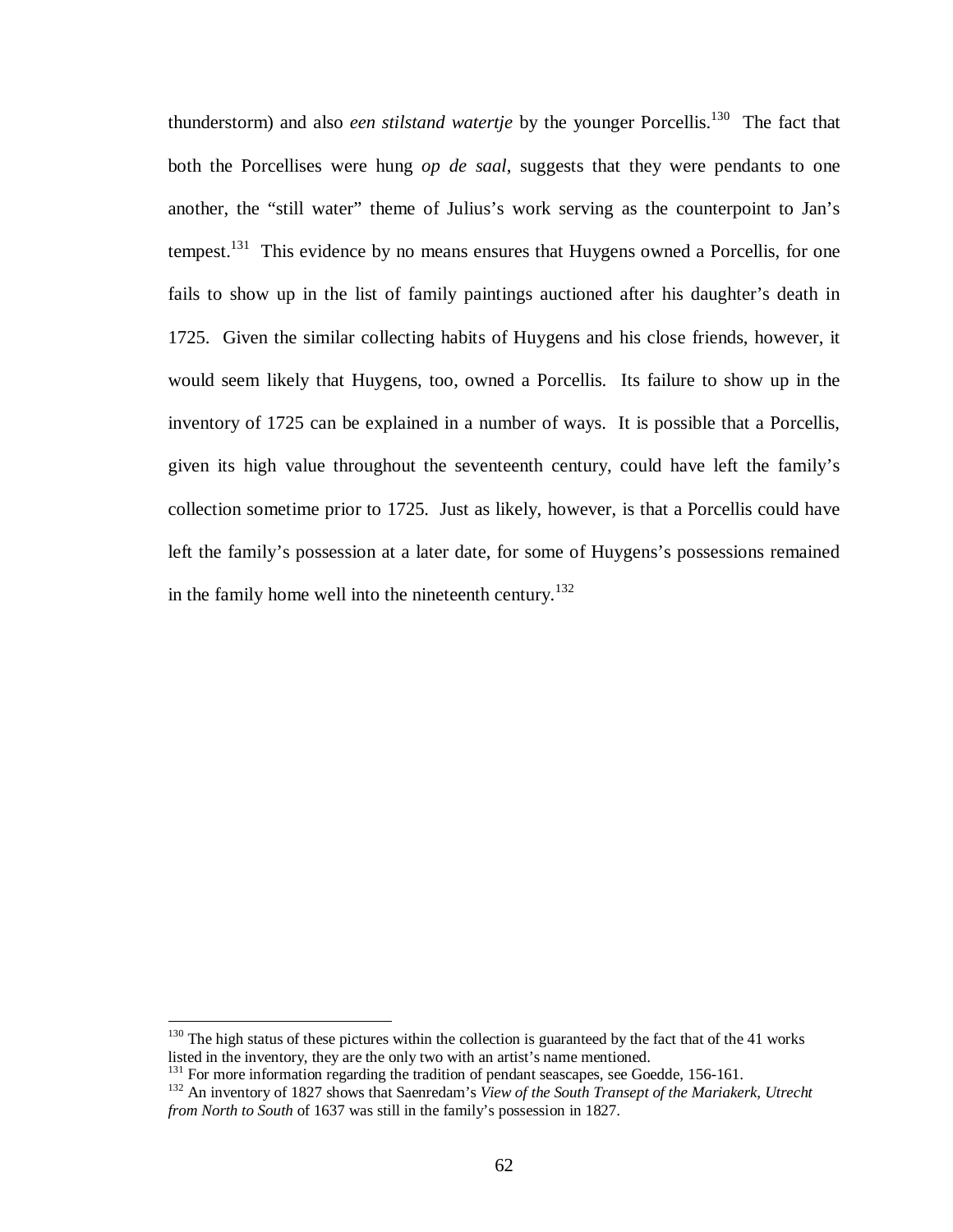thunderstorm) and also *een stilstand watertje* by the younger Porcellis.[130] The fact that both the Porcellises were hung *op de saal*, suggests that they were pendants to one another, the "still water" theme of Julius's work serving as the counterpoint to Jan's tempest.[131] This evidence by no means ensures that Huygens owned a Porcellis, for one fails to show up in the list of family paintings auctioned after his daughter's death in 1725. Given the similar collecting habits of Huygens and his close friends, however, it would seem likely that Huygens, too, owned a Porcellis. Its failure to show up in the inventory of 1725 can be explained in a number of ways. It is possible that a Porcellis, given its high value throughout the seventeenth century, could have left the family's collection sometime prior to 1725. Just as likely, however, is that a Porcellis could have left the family's possession at a later date, for some of Huygens's possessions remained in the family home well into the nineteenth century.[132]

---

[130] The high status of these pictures within the collection is guaranteed by the fact that of the 41 works listed in the inventory, they are the only two with an artist's name mentioned.

[131] For more information regarding the tradition of pendant seascapes, see Goedde, 156-161.

[132] An inventory of 1827 shows that Saenredam's *View of the South Transept of the Mariakerk, Utrecht from North to South* of 1637 was still in the family's possession in 1827.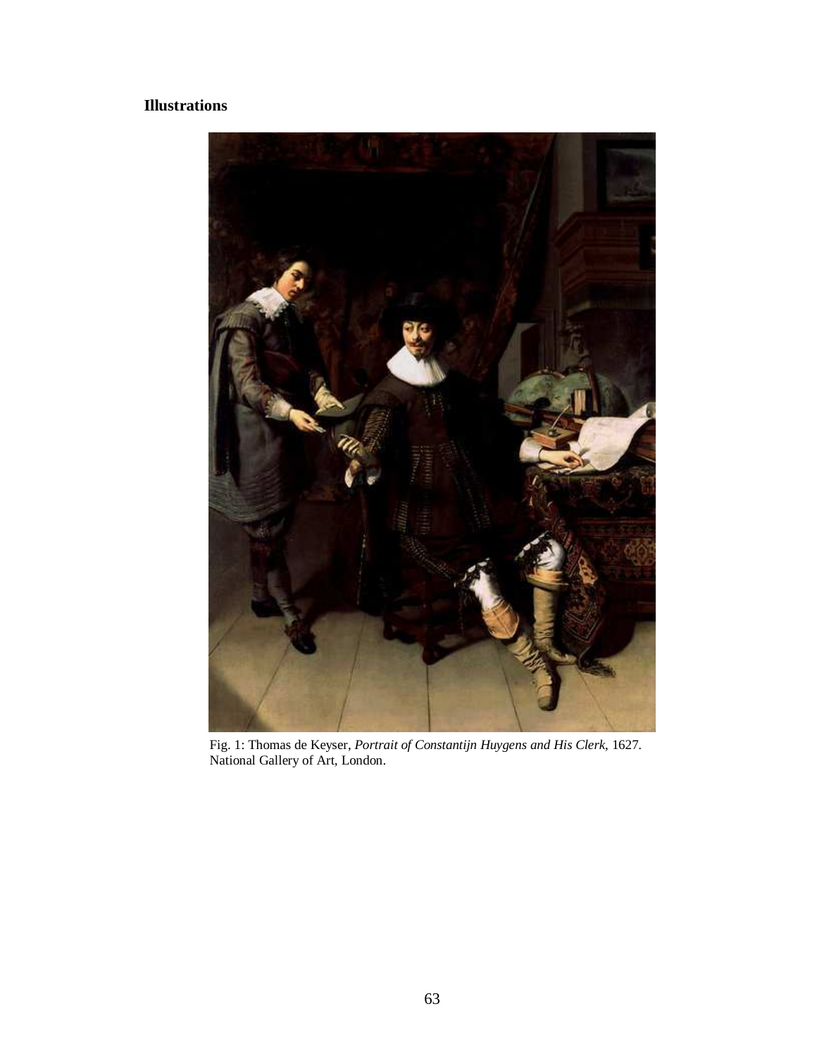**Illustrations**

Fig. 1: Thomas de Keyser, *Portrait of Constantijn Huygens and His Clerk*, 1627. National Gallery of Art, London.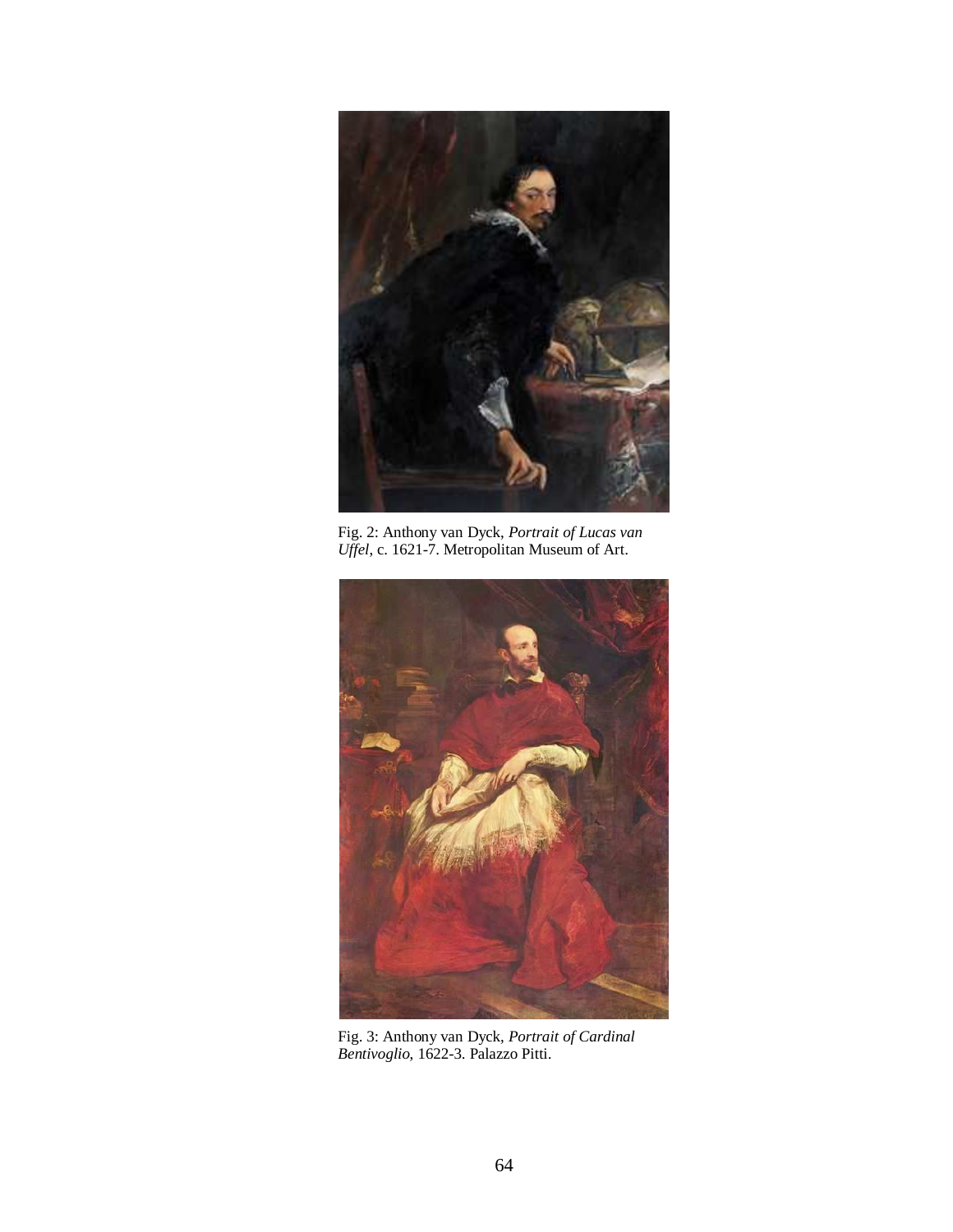Fig. 2: Anthony van Dyck, *Portrait of Lucas van Uffel*, c. 1621-7. Metropolitan Museum of Art.

Fig. 3: Anthony van Dyck, *Portrait of Cardinal Bentivoglio*, 1622-3. Palazzo Pitti.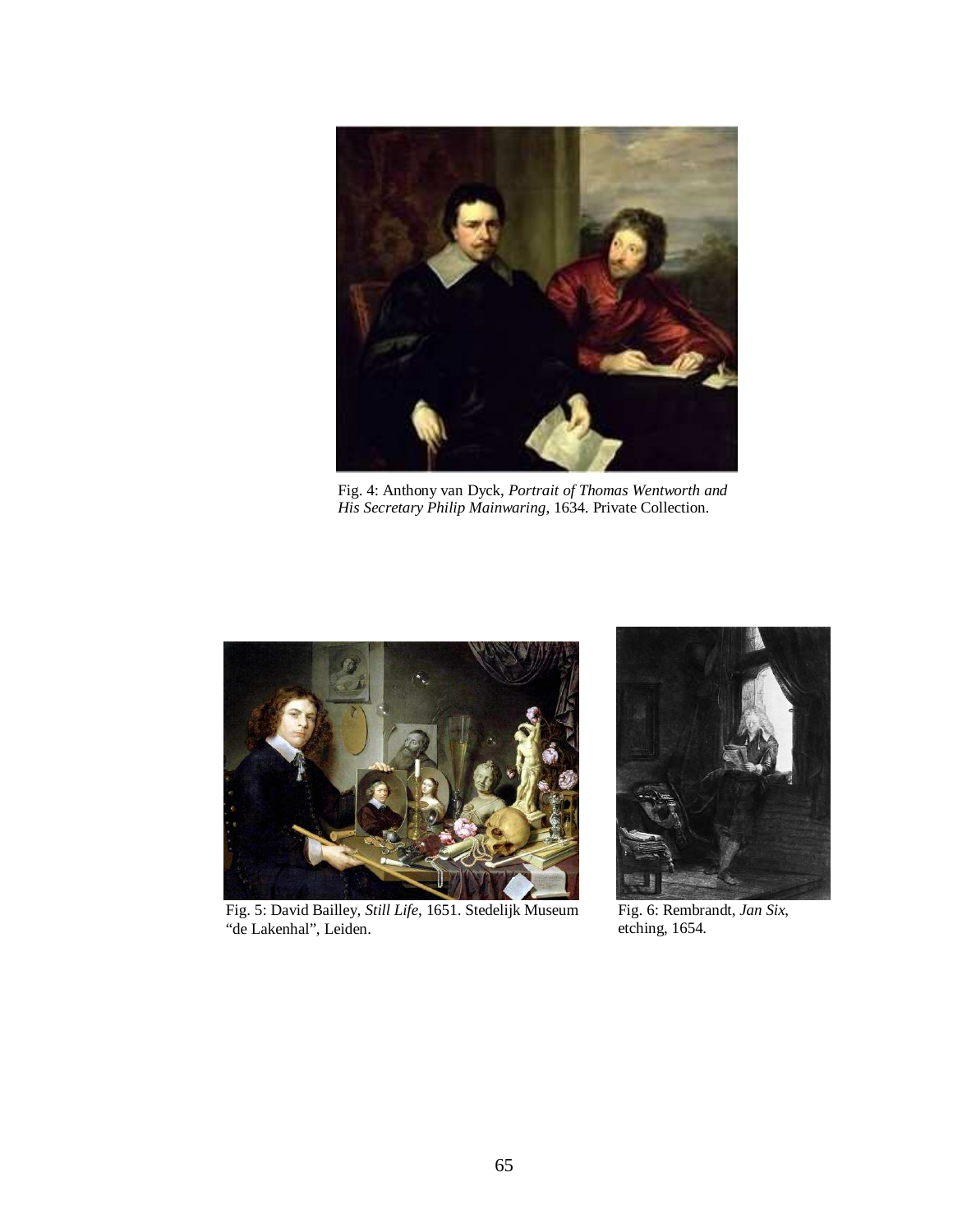Fig. 4: Anthony van Dyck, *Portrait of Thomas Wentworth and His Secretary Philip Mainwaring*, 1634. Private Collection.

Fig. 5: David Bailley, *Still Life*, 1651. Stedelijk Museum "de Lakenhal", Leiden.

Fig. 6: Rembrandt, *Jan Six*, etching, 1654.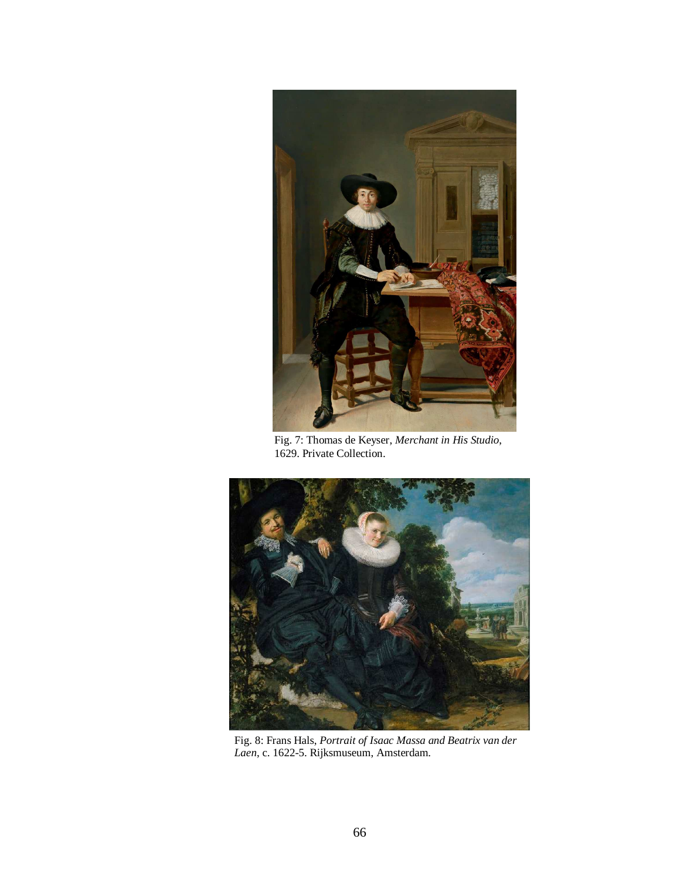Fig. 7: Thomas de Keyser, *Merchant in His Studio*, 1629. Private Collection.

Fig. 8: Frans Hals, *Portrait of Isaac Massa and Beatrix van der Laen*, c. 1622-5. Rijksmuseum, Amsterdam.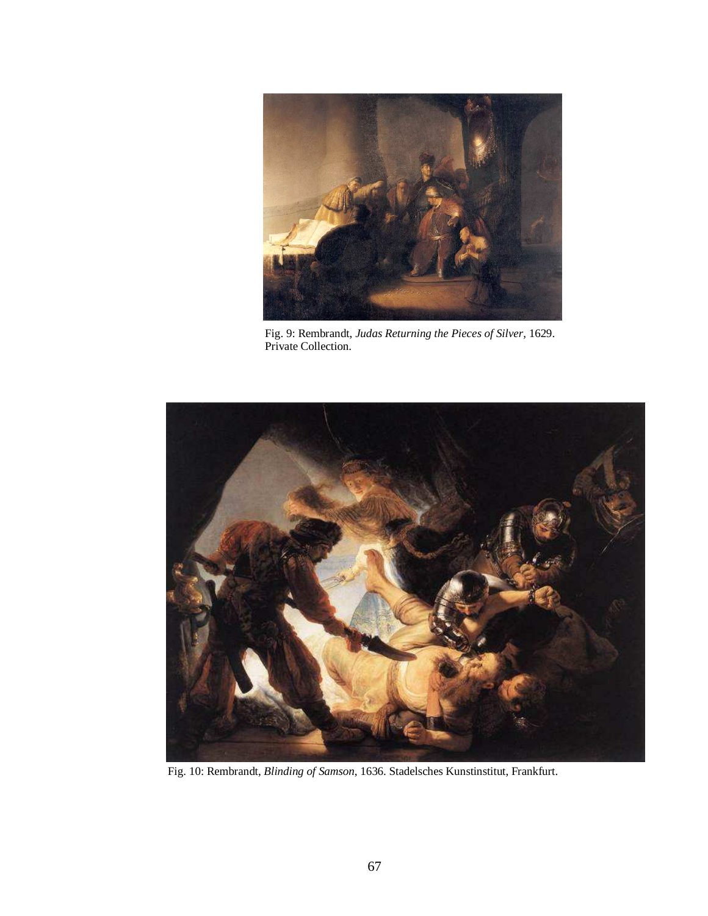Fig. 9: Rembrandt, *Judas Returning the Pieces of Silver*, 1629. Private Collection.

Fig. 10: Rembrandt, *Blinding of Samson*, 1636. Stadelsches Kunstinstitut, Frankfurt.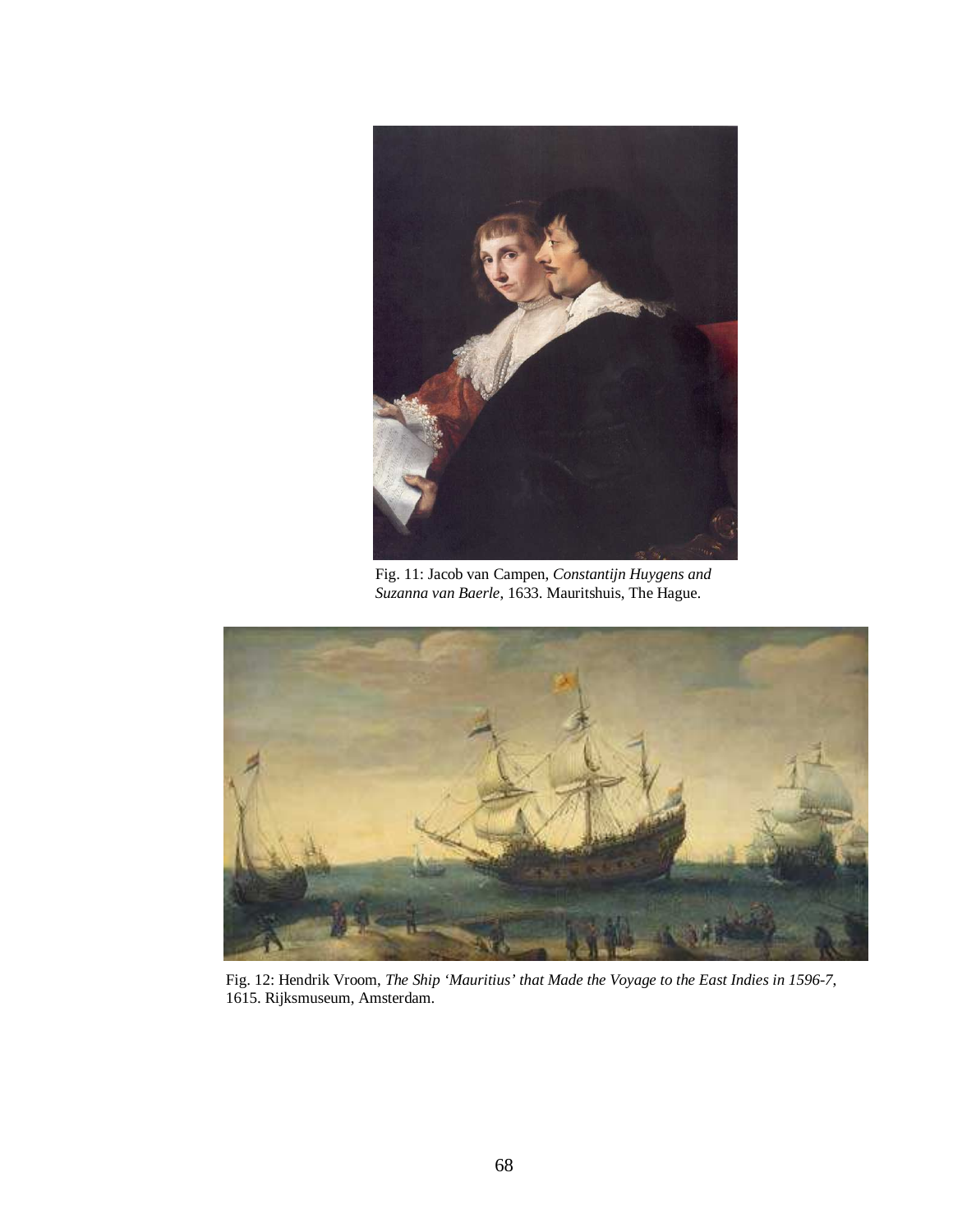Fig. 11: Jacob van Campen, *Constantijn Huygens and Suzanna van Baerle*, 1633. Mauritshuis, The Hague.

Fig. 12: Hendrik Vroom, *The Ship 'Mauritius' that Made the Voyage to the East Indies in 1596-7*, 1615. Rijksmuseum, Amsterdam.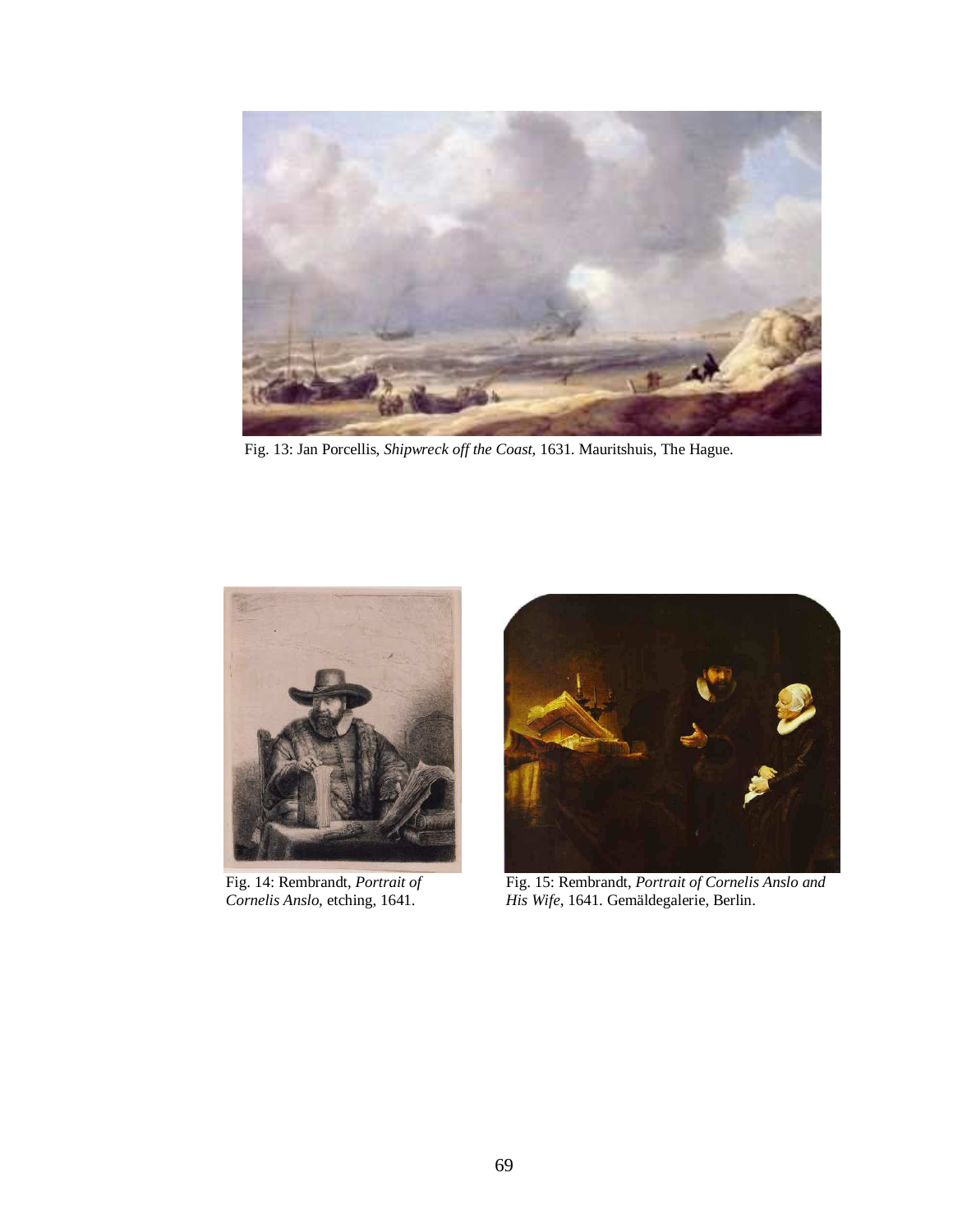Fig. 13: Jan Porcellis, *Shipwreck off the Coast*, 1631. Mauritshuis, The Hague.

Fig. 14: Rembrandt, *Portrait of Cornelis Anslo*, etching, 1641.

Fig. 15: Rembrandt, *Portrait of Cornelis Anslo and His Wife*, 1641. Gemäldegalerie, Berlin.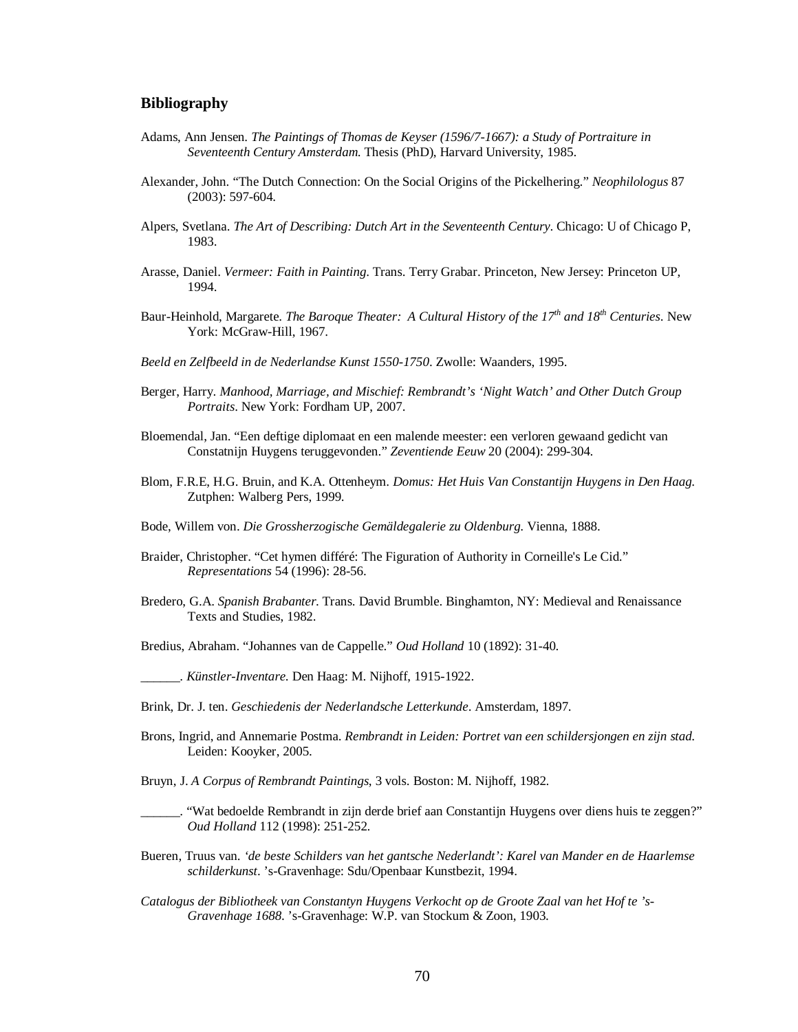## Bibliography

Adams, Ann Jensen. *The Paintings of Thomas de Keyser (1596/7-1667): a Study of Portraiture in Seventeenth Century Amsterdam.* Thesis (PhD), Harvard University, 1985.

Alexander, John. "The Dutch Connection: On the Social Origins of the Pickelhering." *Neophilologus* 87 (2003): 597-604.

Alpers, Svetlana. *The Art of Describing: Dutch Art in the Seventeenth Century*. Chicago: U of Chicago P, 1983.

Arasse, Daniel. *Vermeer: Faith in Painting*. Trans. Terry Grabar. Princeton, New Jersey: Princeton UP, 1994.

Baur-Heinhold, Margarete. *The Baroque Theater: A Cultural History of the 17th and 18th Centuries*. New York: McGraw-Hill, 1967.

*Beeld en Zelfbeeld in de Nederlandse Kunst 1550-1750*. Zwolle: Waanders, 1995.

Berger, Harry. *Manhood, Marriage, and Mischief: Rembrandt's 'Night Watch' and Other Dutch Group Portraits*. New York: Fordham UP, 2007.

Bloemendal, Jan. "Een deftige diplomaat en een malende meester: een verloren gewaand gedicht van Constatnijn Huygens teruggevonden." *Zeventiende Eeuw* 20 (2004): 299-304.

Blom, F.R.E, H.G. Bruin, and K.A. Ottenheym. *Domus: Het Huis Van Constantijn Huygens in Den Haag.* Zutphen: Walberg Pers, 1999.

Bode, Willem von. *Die Grossherzogische Gemäldegalerie zu Oldenburg.* Vienna, 1888.

Braider, Christopher. "Cet hymen différé: The Figuration of Authority in Corneille's Le Cid." *Representations* 54 (1996): 28-56.

Bredero, G.A. *Spanish Brabanter.* Trans. David Brumble. Binghamton, NY: Medieval and Renaissance Texts and Studies, 1982.

Bredius, Abraham. "Johannes van de Cappelle." *Oud Holland* 10 (1892): 31-40.

______. *Künstler-Inventare.* Den Haag: M. Nijhoff, 1915-1922.

Brink, Dr. J. ten. *Geschiedenis der Nederlandsche Letterkunde*. Amsterdam, 1897.

Brons, Ingrid, and Annemarie Postma. *Rembrandt in Leiden: Portret van een schildersjongen en zijn stad.* Leiden: Kooyker, 2005.

Bruyn, J. *A Corpus of Rembrandt Paintings*, 3 vols. Boston: M. Nijhoff, 1982.

______. "Wat bedoelde Rembrandt in zijn derde brief aan Constantijn Huygens over diens huis te zeggen?" *Oud Holland* 112 (1998): 251-252.

Bueren, Truus van. *'de beste Schilders van het gantsche Nederlandt': Karel van Mander en de Haarlemse schilderkunst*. 's-Gravenhage: Sdu/Openbaar Kunstbezit, 1994.

*Catalogus der Bibliotheek van Constantyn Huygens Verkocht op de Groote Zaal van het Hof te 's-Gravenhage 1688.* 's-Gravenhage: W.P. van Stockum & Zoon, 1903.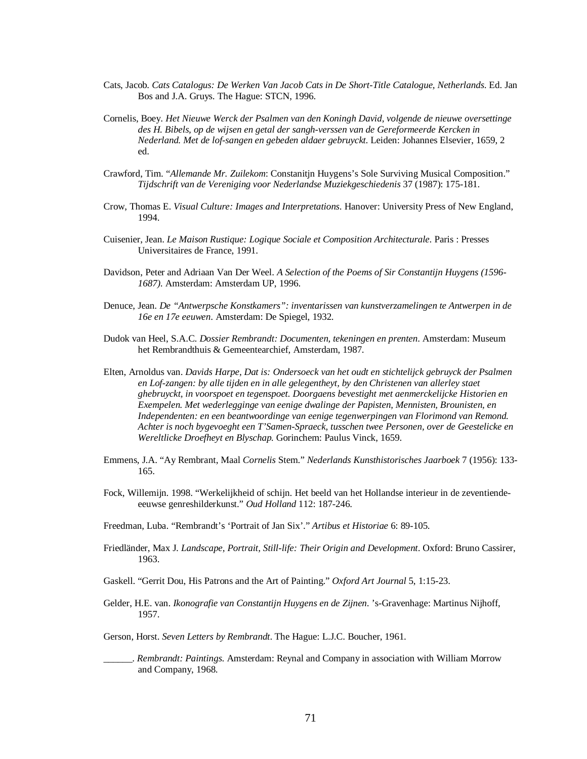Cats, Jacob. *Cats Catalogus: De Werken Van Jacob Cats in De Short-Title Catalogue, Netherlands*. Ed. Jan Bos and J.A. Gruys. The Hague: STCN, 1996.

Cornelis, Boey. *Het Nieuwe Werck der Psalmen van den Koningh David, volgende de nieuwe oversettinge des H. Bibels, op de wijsen en getal der sangh-verssen van de Gereformeerde Kercken in Nederland. Met de lof-sangen en gebeden aldaer gebruyckt*. Leiden: Johannes Elsevier, 1659, 2 ed.

Crawford, Tim. "*Allemande Mr. Zuilekom*: Constanitjn Huygens's Sole Surviving Musical Composition." *Tijdschrift van de Vereniging voor Nederlandse Muziekgeschiedenis* 37 (1987): 175-181.

Crow, Thomas E. *Visual Culture: Images and Interpretations*. Hanover: University Press of New England, 1994.

Cuisenier, Jean. *Le Maison Rustique: Logique Sociale et Composition Architecturale*. Paris : Presses Universitaires de France, 1991.

Davidson, Peter and Adriaan Van Der Weel. *A Selection of the Poems of Sir Constantijn Huygens (1596-1687)*. Amsterdam: Amsterdam UP, 1996.

Denuce, Jean. *De "Antwerpsche Konstkamers": inventarissen van kunstverzamelingen te Antwerpen in de 16e en 17e eeuwen*. Amsterdam: De Spiegel, 1932.

Dudok van Heel, S.A.C. *Dossier Rembrandt: Documenten, tekeningen en prenten*. Amsterdam: Museum het Rembrandthuis & Gemeentearchief, Amsterdam, 1987.

Elten, Arnoldus van. *Davids Harpe, Dat is: Ondersoeck van het oudt en stichtelijck gebruyck der Psalmen en Lof-zangen: by alle tijden en in alle gelegentheyt, by den Christenen van allerley staet ghebruyckt, in voorspoet en tegenspoet. Doorgaens bevestight met aenmerckelijcke Historien en Exempelen. Met wederlegginge van eenige dwalinge der Papisten, Mennisten, Brounisten, en Independenten: en een beantwoordinge van eenige tegenwerpingen van Florimond van Remond. Achter is noch bygevoeght een T'Samen-Spraeck, tusschen twee Personen, over de Geestelicke en Wereltlicke Droefheyt en Blyschap*. Gorinchem: Paulus Vinck, 1659.

Emmens, J.A. "Ay Rembrant, Maal *Cornelis* Stem." *Nederlands Kunsthistorisches Jaarboek* 7 (1956): 133-165.

Fock, Willemijn. 1998. "Werkelijkheid of schijn. Het beeld van het Hollandse interieur in de zeventiende-eeuwse genreshilderkunst." *Oud Holland* 112: 187-246.

Freedman, Luba. "Rembrandt's 'Portrait of Jan Six'." *Artibus et Historiae* 6: 89-105.

Friedländer, Max J. *Landscape, Portrait, Still-life: Their Origin and Development*. Oxford: Bruno Cassirer, 1963.

Gaskell. "Gerrit Dou, His Patrons and the Art of Painting." *Oxford Art Journal* 5, 1:15-23.

Gelder, H.E. van. *Ikonografie van Constantijn Huygens en de Zijnen*. 's-Gravenhage: Martinus Nijhoff, 1957.

Gerson, Horst. *Seven Letters by Rembrandt*. The Hague: L.J.C. Boucher, 1961.

______. *Rembrandt: Paintings*. Amsterdam: Reynal and Company in association with William Morrow and Company, 1968.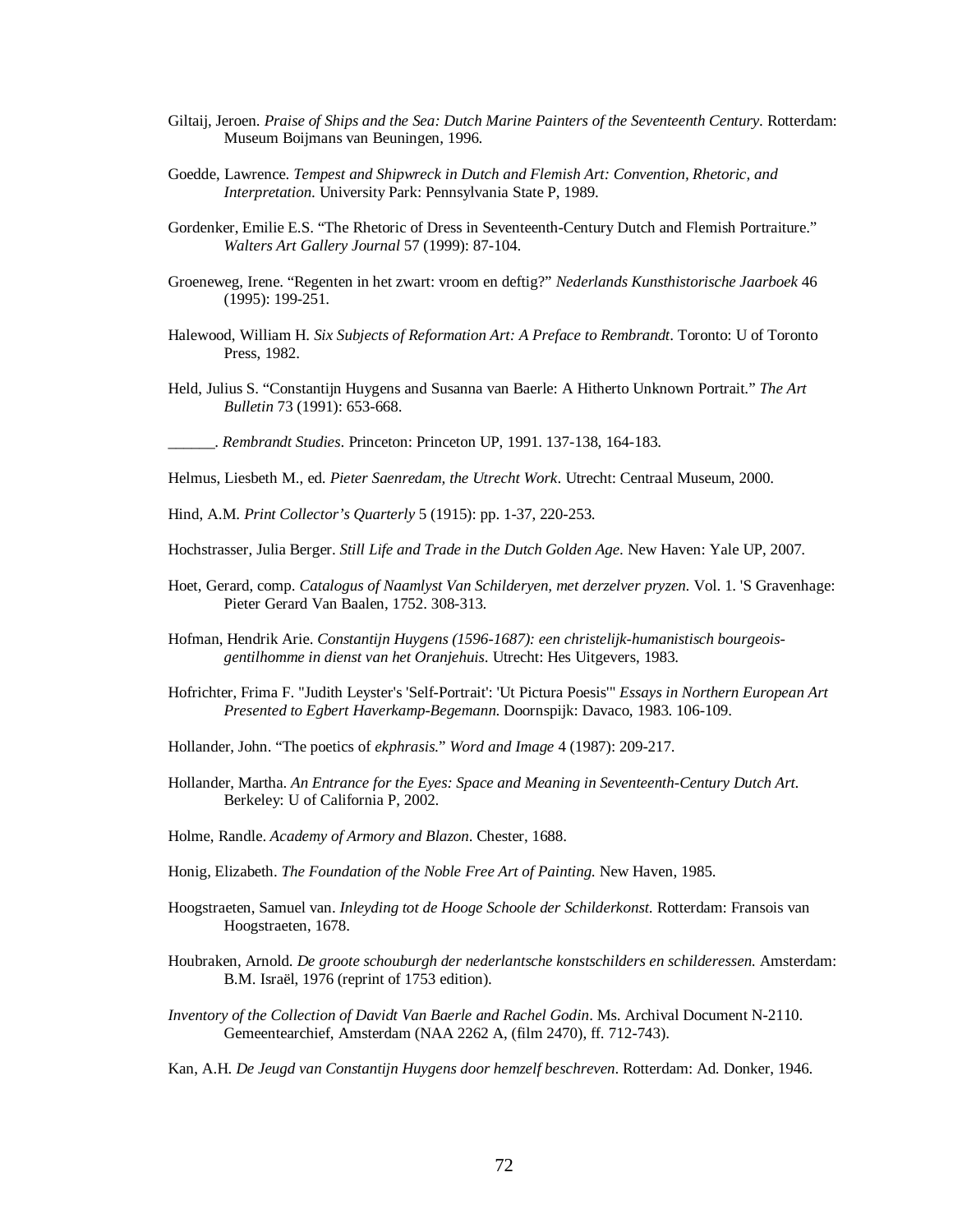Giltaij, Jeroen. *Praise of Ships and the Sea: Dutch Marine Painters of the Seventeenth Century*. Rotterdam: Museum Boijmans van Beuningen, 1996.

Goedde, Lawrence. *Tempest and Shipwreck in Dutch and Flemish Art: Convention, Rhetoric, and Interpretation*. University Park: Pennsylvania State P, 1989.

Gordenker, Emilie E.S. "The Rhetoric of Dress in Seventeenth-Century Dutch and Flemish Portraiture." *Walters Art Gallery Journal* 57 (1999): 87-104.

Groeneweg, Irene. "Regenten in het zwart: vroom en deftig?" *Nederlands Kunsthistorische Jaarboek* 46 (1995): 199-251.

Halewood, William H. *Six Subjects of Reformation Art: A Preface to Rembrandt*. Toronto: U of Toronto Press, 1982.

Held, Julius S. "Constantijn Huygens and Susanna van Baerle: A Hitherto Unknown Portrait." *The Art Bulletin* 73 (1991): 653-668.

______. *Rembrandt Studies*. Princeton: Princeton UP, 1991. 137-138, 164-183.

Helmus, Liesbeth M., ed. *Pieter Saenredam, the Utrecht Work*. Utrecht: Centraal Museum, 2000.

Hind, A.M. *Print Collector's Quarterly* 5 (1915): pp. 1-37, 220-253.

Hochstrasser, Julia Berger. *Still Life and Trade in the Dutch Golden Age*. New Haven: Yale UP, 2007.

Hoet, Gerard, comp. *Catalogus of Naamlyst Van Schilderyen, met derzelver pryzen*. Vol. 1. 'S Gravenhage: Pieter Gerard Van Baalen, 1752. 308-313.

Hofman, Hendrik Arie. *Constantijn Huygens (1596-1687): een christelijk-humanistisch bourgeois-gentilhomme in dienst van het Oranjehuis*. Utrecht: Hes Uitgevers, 1983.

Hofrichter, Frima F. "Judith Leyster's 'Self-Portrait': 'Ut Pictura Poesis'" *Essays in Northern European Art Presented to Egbert Haverkamp-Begemann*. Doornspijk: Davaco, 1983. 106-109.

Hollander, John. "The poetics of *ekphrasis*." *Word and Image* 4 (1987): 209-217.

Hollander, Martha. *An Entrance for the Eyes: Space and Meaning in Seventeenth-Century Dutch Art*. Berkeley: U of California P, 2002.

Holme, Randle. *Academy of Armory and Blazon*. Chester, 1688.

Honig, Elizabeth. *The Foundation of the Noble Free Art of Painting*. New Haven, 1985.

Hoogstraeten, Samuel van. *Inleyding tot de Hooge Schoole der Schilderkonst*. Rotterdam: Fransois van Hoogstraeten, 1678.

Houbraken, Arnold. *De groote schouburgh der nederlantsche konstschilders en schilderessen*. Amsterdam: B.M. Israël, 1976 (reprint of 1753 edition).

*Inventory of the Collection of Davidt Van Baerle and Rachel Godin*. Ms. Archival Document N-2110. Gemeentearchief, Amsterdam (NAA 2262 A, (film 2470), ff. 712-743).

Kan, A.H. *De Jeugd van Constantijn Huygens door hemzelf beschreven*. Rotterdam: Ad. Donker, 1946.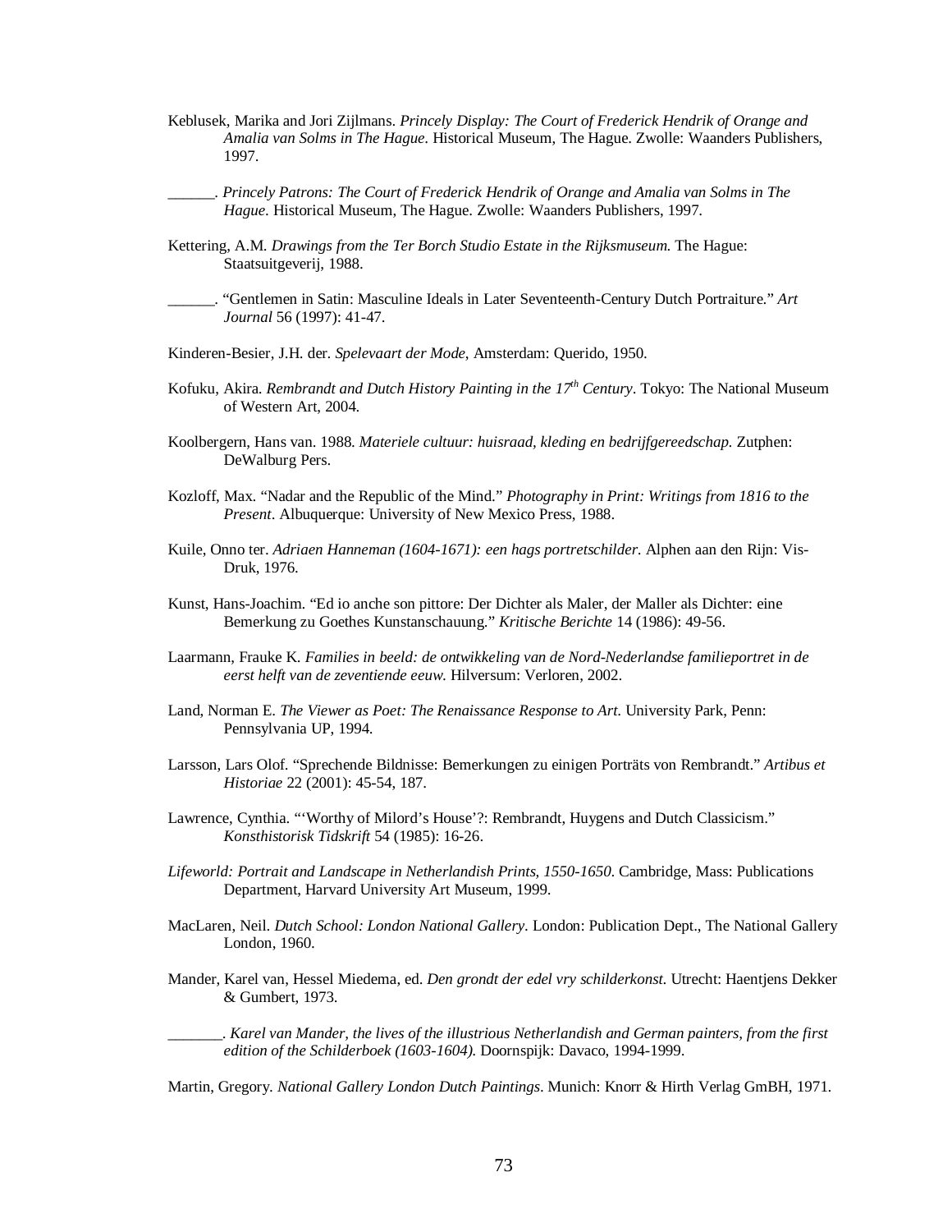Keblusek, Marika and Jori Zijlmans. *Princely Display: The Court of Frederick Hendrik of Orange and Amalia van Solms in The Hague*. Historical Museum, The Hague. Zwolle: Waanders Publishers, 1997.

______. *Princely Patrons: The Court of Frederick Hendrik of Orange and Amalia van Solms in The Hague*. Historical Museum, The Hague. Zwolle: Waanders Publishers, 1997.

Kettering, A.M. *Drawings from the Ter Borch Studio Estate in the Rijksmuseum.* The Hague: Staatsuitgeverij, 1988.

______. "Gentlemen in Satin: Masculine Ideals in Later Seventeenth-Century Dutch Portraiture." *Art Journal* 56 (1997): 41-47.

Kinderen-Besier, J.H. der. *Spelevaart der Mode,* Amsterdam: Querido, 1950.

Kofuku, Akira. *Rembrandt and Dutch History Painting in the 17th Century*. Tokyo: The National Museum of Western Art, 2004.

Koolbergern, Hans van. 1988. *Materiele cultuur: huisraad, kleding en bedrijfgereedschap.* Zutphen: DeWalburg Pers.

Kozloff, Max. "Nadar and the Republic of the Mind." *Photography in Print: Writings from 1816 to the Present*. Albuquerque: University of New Mexico Press, 1988.

Kuile, Onno ter. *Adriaen Hanneman (1604-1671): een hags portretschilder.* Alphen aan den Rijn: Vis-Druk, 1976.

Kunst, Hans-Joachim. "Ed io anche son pittore: Der Dichter als Maler, der Maller als Dichter: eine Bemerkung zu Goethes Kunstanschauung." *Kritische Berichte* 14 (1986): 49-56.

Laarmann, Frauke K. *Families in beeld: de ontwikkeling van de Nord-Nederlandse familieportret in de eerst helft van de zeventiende eeuw.* Hilversum: Verloren, 2002.

Land, Norman E. *The Viewer as Poet: The Renaissance Response to Art*. University Park, Penn: Pennsylvania UP, 1994.

Larsson, Lars Olof. "Sprechende Bildnisse: Bemerkungen zu einigen Porträts von Rembrandt." *Artibus et Historiae* 22 (2001): 45-54, 187.

Lawrence, Cynthia. "'Worthy of Milord's House'?: Rembrandt, Huygens and Dutch Classicism." *Konsthistorisk Tidskrift* 54 (1985): 16-26.

*Lifeworld: Portrait and Landscape in Netherlandish Prints, 1550-1650*. Cambridge, Mass: Publications Department, Harvard University Art Museum, 1999.

MacLaren, Neil. *Dutch School: London National Gallery*. London: Publication Dept., The National Gallery London, 1960.

Mander, Karel van, Hessel Miedema, ed. *Den grondt der edel vry schilderkonst.* Utrecht: Haentjens Dekker & Gumbert, 1973.

_______. *Karel van Mander, the lives of the illustrious Netherlandish and German painters, from the first edition of the Schilderboek (1603-1604).* Doornspijk: Davaco, 1994-1999.

Martin, Gregory. *National Gallery London Dutch Paintings*. Munich: Knorr & Hirth Verlag GmBH, 1971.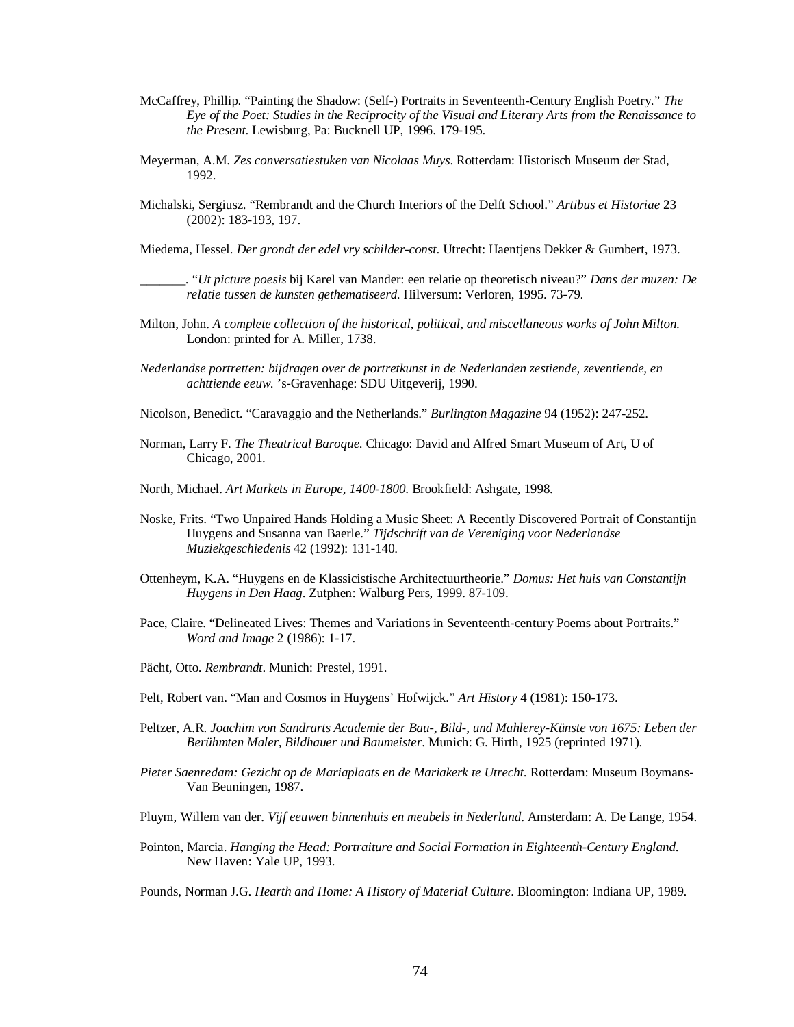McCaffrey, Phillip. "Painting the Shadow: (Self-) Portraits in Seventeenth-Century English Poetry." *The Eye of the Poet: Studies in the Reciprocity of the Visual and Literary Arts from the Renaissance to the Present*. Lewisburg, Pa: Bucknell UP, 1996. 179-195.

Meyerman, A.M. *Zes conversatiestuken van Nicolaas Muys*. Rotterdam: Historisch Museum der Stad, 1992.

Michalski, Sergiusz. "Rembrandt and the Church Interiors of the Delft School." *Artibus et Historiae* 23 (2002): 183-193, 197.

Miedema, Hessel. *Der grondt der edel vry schilder-const*. Utrecht: Haentjens Dekker & Gumbert, 1973.

_______. "*Ut picture poesis* bij Karel van Mander: een relatie op theoretisch niveau?" *Dans der muzen: De relatie tussen de kunsten gethematiseerd*. Hilversum: Verloren, 1995. 73-79.

Milton, John. *A complete collection of the historical, political, and miscellaneous works of John Milton*. London: printed for A. Miller, 1738.

*Nederlandse portretten: bijdragen over de portretkunst in de Nederlanden zestiende, zeventiende, en achttiende eeuw*. 's-Gravenhage: SDU Uitgeverij, 1990.

Nicolson, Benedict. "Caravaggio and the Netherlands." *Burlington Magazine* 94 (1952): 247-252.

Norman, Larry F. *The Theatrical Baroque*. Chicago: David and Alfred Smart Museum of Art, U of Chicago, 2001.

North, Michael. *Art Markets in Europe, 1400-1800*. Brookfield: Ashgate, 1998.

Noske, Frits. "Two Unpaired Hands Holding a Music Sheet: A Recently Discovered Portrait of Constantijn Huygens and Susanna van Baerle." *Tijdschrift van de Vereniging voor Nederlandse Muziekgeschiedenis* 42 (1992): 131-140.

Ottenheym, K.A. "Huygens en de Klassicistische Architectuurtheorie." *Domus: Het huis van Constantijn Huygens in Den Haag*. Zutphen: Walburg Pers, 1999. 87-109.

Pace, Claire. "Delineated Lives: Themes and Variations in Seventeenth-century Poems about Portraits." *Word and Image* 2 (1986): 1-17.

Pächt, Otto. *Rembrandt*. Munich: Prestel, 1991.

Pelt, Robert van. "Man and Cosmos in Huygens' Hofwijck." *Art History* 4 (1981): 150-173.

Peltzer, A.R. *Joachim von Sandrarts Academie der Bau-, Bild-, und Mahlerey-Künste von 1675: Leben der Berühmten Maler, Bildhauer und Baumeister*. Munich: G. Hirth, 1925 (reprinted 1971).

*Pieter Saenredam: Gezicht op de Mariaplaats en de Mariakerk te Utrecht*. Rotterdam: Museum Boymans-Van Beuningen, 1987.

Pluym, Willem van der. *Vijf eeuwen binnenhuis en meubels in Nederland*. Amsterdam: A. De Lange, 1954.

Pointon, Marcia. *Hanging the Head: Portraiture and Social Formation in Eighteenth-Century England*. New Haven: Yale UP, 1993.

Pounds, Norman J.G. *Hearth and Home: A History of Material Culture*. Bloomington: Indiana UP, 1989.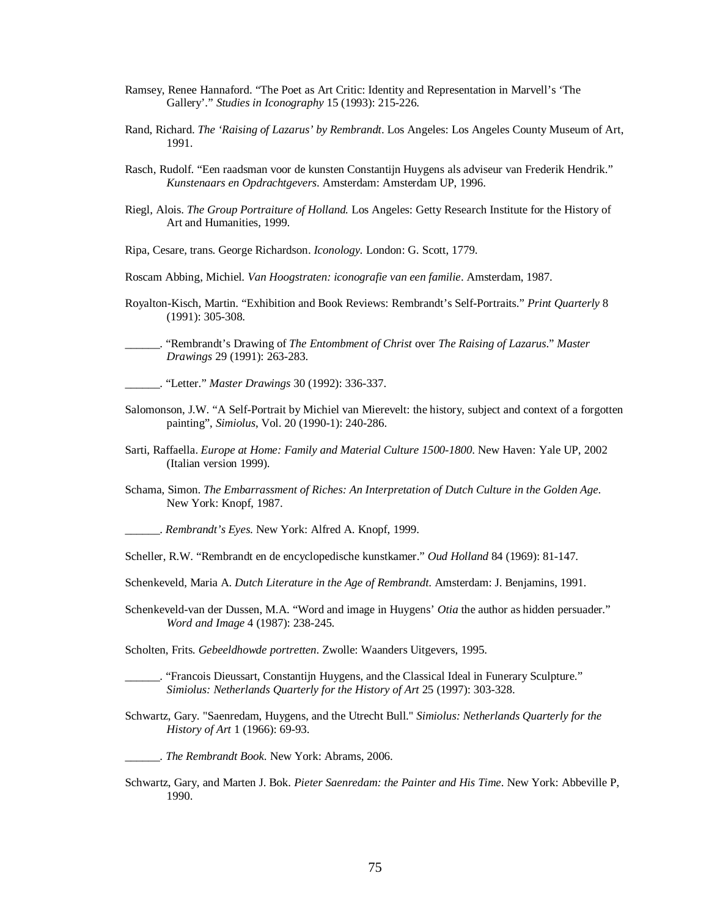Ramsey, Renee Hannaford. “The Poet as Art Critic: Identity and Representation in Marvell’s ‘The Gallery’.” *Studies in Iconography* 15 (1993): 215-226.

Rand, Richard. *The ‘Raising of Lazarus’ by Rembrandt*. Los Angeles: Los Angeles County Museum of Art, 1991.

Rasch, Rudolf. “Een raadsman voor de kunsten Constantijn Huygens als adviseur van Frederik Hendrik.” *Kunstenaars en Opdrachtgevers*. Amsterdam: Amsterdam UP, 1996.

Riegl, Alois. *The Group Portraiture of Holland.* Los Angeles: Getty Research Institute for the History of Art and Humanities, 1999.

Ripa, Cesare, trans. George Richardson. *Iconology.* London: G. Scott, 1779.

Roscam Abbing, Michiel. *Van Hoogstraten: iconografie van een familie*. Amsterdam, 1987.

Royalton-Kisch, Martin. “Exhibition and Book Reviews: Rembrandt’s Self-Portraits.” *Print Quarterly* 8 (1991): 305-308.

______. “Rembrandt’s Drawing of *The Entombment of Christ* over *The Raising of Lazarus*.” *Master Drawings* 29 (1991): 263-283.

______. “Letter.” *Master Drawings* 30 (1992): 336-337.

Salomonson, J.W. “A Self-Portrait by Michiel van Mierevelt: the history, subject and context of a forgotten painting”, *Simiolus*, Vol. 20 (1990-1): 240-286.

Sarti, Raffaella. *Europe at Home: Family and Material Culture 1500-1800*. New Haven: Yale UP, 2002 (Italian version 1999).

Schama, Simon. *The Embarrassment of Riches: An Interpretation of Dutch Culture in the Golden Age.* New York: Knopf, 1987.

______. *Rembrandt’s Eyes.* New York: Alfred A. Knopf, 1999.

Scheller, R.W. “Rembrandt en de encyclopedische kunstkamer.” *Oud Holland* 84 (1969): 81-147.

Schenkeveld, Maria A. *Dutch Literature in the Age of Rembrandt.* Amsterdam: J. Benjamins, 1991.

Schenkeveld-van der Dussen, M.A. “Word and image in Huygens’ *Otia* the author as hidden persuader.” *Word and Image* 4 (1987): 238-245.

Scholten, Frits. *Gebeeldhowde portretten*. Zwolle: Waanders Uitgevers, 1995.

______. “Francois Dieussart, Constantijn Huygens, and the Classical Ideal in Funerary Sculpture.” *Simiolus: Netherlands Quarterly for the History of Art* 25 (1997): 303-328.

Schwartz, Gary. "Saenredam, Huygens, and the Utrecht Bull." *Simiolus: Netherlands Quarterly for the History of Art* 1 (1966): 69-93.

______. *The Rembrandt Book*. New York: Abrams, 2006.

Schwartz, Gary, and Marten J. Bok. *Pieter Saenredam: the Painter and His Time*. New York: Abbeville P, 1990.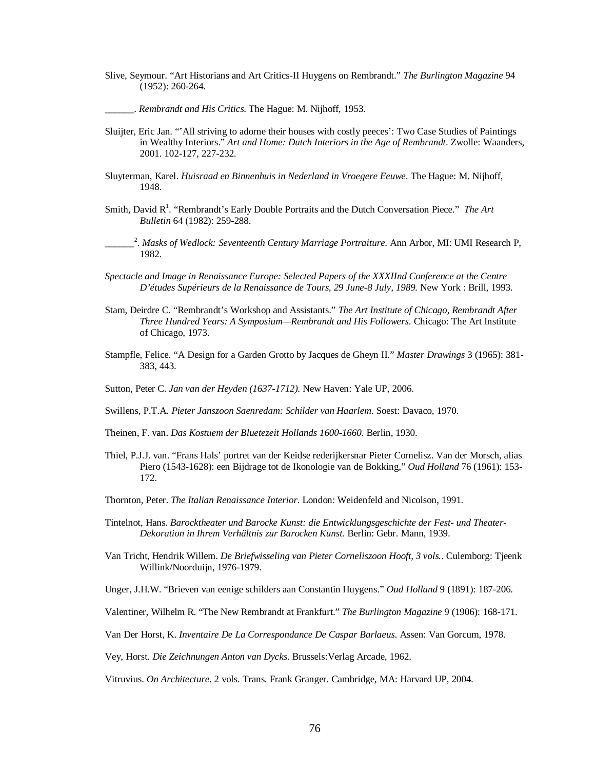Slive, Seymour. "Art Historians and Art Critics-II Huygens on Rembrandt." *The Burlington Magazine* 94 (1952): 260-264.

______. *Rembrandt and His Critics.* The Hague: M. Nijhoff, 1953.

Sluijter, Eric Jan. "'All striving to adorne their houses with costly peeces': Two Case Studies of Paintings in Wealthy Interiors." *Art and Home: Dutch Interiors in the Age of Rembrandt*. Zwolle: Waanders, 2001. 102-127, 227-232.

Sluyterman, Karel. *Huisraad en Binnenhuis in Nederland in Vroegere Eeuwe.* The Hague: M. Nijhoff, 1948.

Smith, David R[1]. "Rembrandt's Early Double Portraits and the Dutch Conversation Piece." *The Art Bulletin* 64 (1982): 259-288.

______[2]. *Masks of Wedlock: Seventeenth Century Marriage Portraiture.* Ann Arbor, MI: UMI Research P, 1982.

*Spectacle and Image in Renaissance Europe: Selected Papers of the XXXIInd Conference at the Centre D'études Supérieurs de la Renaissance de Tours, 29 June-8 July, 1989.* New York : Brill, 1993.

Stam, Deirdre C. "Rembrandt's Workshop and Assistants." *The Art Institute of Chicago, Rembrandt After Three Hundred Years: A Symposium—Rembrandt and His Followers*. Chicago: The Art Institute of Chicago, 1973.

Stampfle, Felice. "A Design for a Garden Grotto by Jacques de Gheyn II." *Master Drawings* 3 (1965): 381-383, 443.

Sutton, Peter C. *Jan van der Heyden (1637-1712).* New Haven: Yale UP, 2006.

Swillens, P.T.A. *Pieter Janszoon Saenredam: Schilder van Haarlem*. Soest: Davaco, 1970.

Theinen, F. van. *Das Kostuem der Bluetezeit Hollands 1600-1660*. Berlin, 1930.

Thiel, P.J.J. van. "Frans Hals' portret van der Keidse rederijkersnar Pieter Cornelisz. Van der Morsch, alias Piero (1543-1628): een Bijdrage tot de Ikonologie van de Bokking," *Oud Holland* 76 (1961): 153-172.

Thornton, Peter. *The Italian Renaissance Interior.* London: Weidenfeld and Nicolson, 1991.

Tintelnot, Hans. *Barocktheater und Barocke Kunst: die Entwicklungsgeschichte der Fest- und Theater-Dekoration in Ihrem Verhältnis zur Barocken Kunst.* Berlin: Gebr. Mann, 1939.

Van Tricht, Hendrik Willem. *De Briefwisseling van Pieter Corneliszoon Hooft, 3 vols.*. Culemborg: Tjeenk Willink/Noorduijn, 1976-1979.

Unger, J.H.W. "Brieven van eenige schilders aan Constantin Huygens." *Oud Holland* 9 (1891): 187-206.

Valentiner, Wilhelm R. "The New Rembrandt at Frankfurt." *The Burlington Magazine* 9 (1906): 168-171.

Van Der Horst, K. *Inventaire De La Correspondance De Caspar Barlaeus.* Assen: Van Gorcum, 1978.

Vey, Horst. *Die Zeichnungen Anton van Dycks.* Brussels:Verlag Arcade, 1962.

Vitruvius. *On Architecture.* 2 vols. Trans. Frank Granger. Cambridge, MA: Harvard UP, 2004.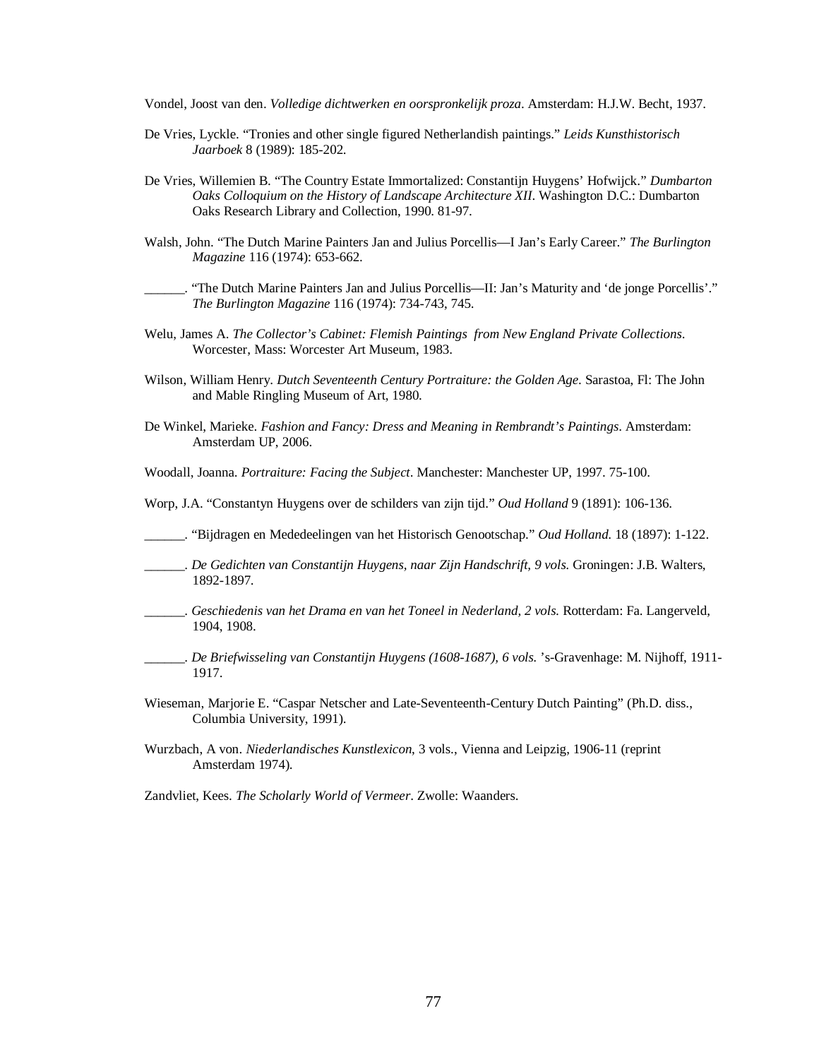Vondel, Joost van den. *Volledige dichtwerken en oorspronkelijk proza*. Amsterdam: H.J.W. Becht, 1937.

De Vries, Lyckle. "Tronies and other single figured Netherlandish paintings." *Leids Kunsthistorisch Jaarboek* 8 (1989): 185-202.

De Vries, Willemien B. "The Country Estate Immortalized: Constantijn Huygens' Hofwijck." *Dumbarton Oaks Colloquium on the History of Landscape Architecture XII*. Washington D.C.: Dumbarton Oaks Research Library and Collection, 1990. 81-97.

Walsh, John. "The Dutch Marine Painters Jan and Julius Porcellis—I Jan's Early Career." *The Burlington Magazine* 116 (1974): 653-662.

______. "The Dutch Marine Painters Jan and Julius Porcellis—II: Jan's Maturity and 'de jonge Porcellis'." *The Burlington Magazine* 116 (1974): 734-743, 745.

Welu, James A. *The Collector's Cabinet: Flemish Paintings from New England Private Collections*. Worcester, Mass: Worcester Art Museum, 1983.

Wilson, William Henry. *Dutch Seventeenth Century Portraiture: the Golden Age*. Sarastoa, Fl: The John and Mable Ringling Museum of Art, 1980.

De Winkel, Marieke. *Fashion and Fancy: Dress and Meaning in Rembrandt's Paintings*. Amsterdam: Amsterdam UP, 2006.

Woodall, Joanna. *Portraiture: Facing the Subject*. Manchester: Manchester UP, 1997. 75-100.

Worp, J.A. "Constantyn Huygens over de schilders van zijn tijd." *Oud Holland* 9 (1891): 106-136.

______. "Bijdragen en Mededeelingen van het Historisch Genootschap." *Oud Holland.* 18 (1897): 1-122.

______. *De Gedichten van Constantijn Huygens, naar Zijn Handschrift, 9 vols.* Groningen: J.B. Walters, 1892-1897.

______. *Geschiedenis van het Drama en van het Toneel in Nederland, 2 vols.* Rotterdam: Fa. Langerveld, 1904, 1908.

______. *De Briefwisseling van Constantijn Huygens (1608-1687), 6 vols.* 's-Gravenhage: M. Nijhoff, 1911-1917.

Wieseman, Marjorie E. "Caspar Netscher and Late-Seventeenth-Century Dutch Painting" (Ph.D. diss., Columbia University, 1991).

Wurzbach, A von. *Niederlandisches Kunstlexicon*, 3 vols., Vienna and Leipzig, 1906-11 (reprint Amsterdam 1974).

Zandvliet, Kees. *The Scholarly World of Vermeer*. Zwolle: Waanders.